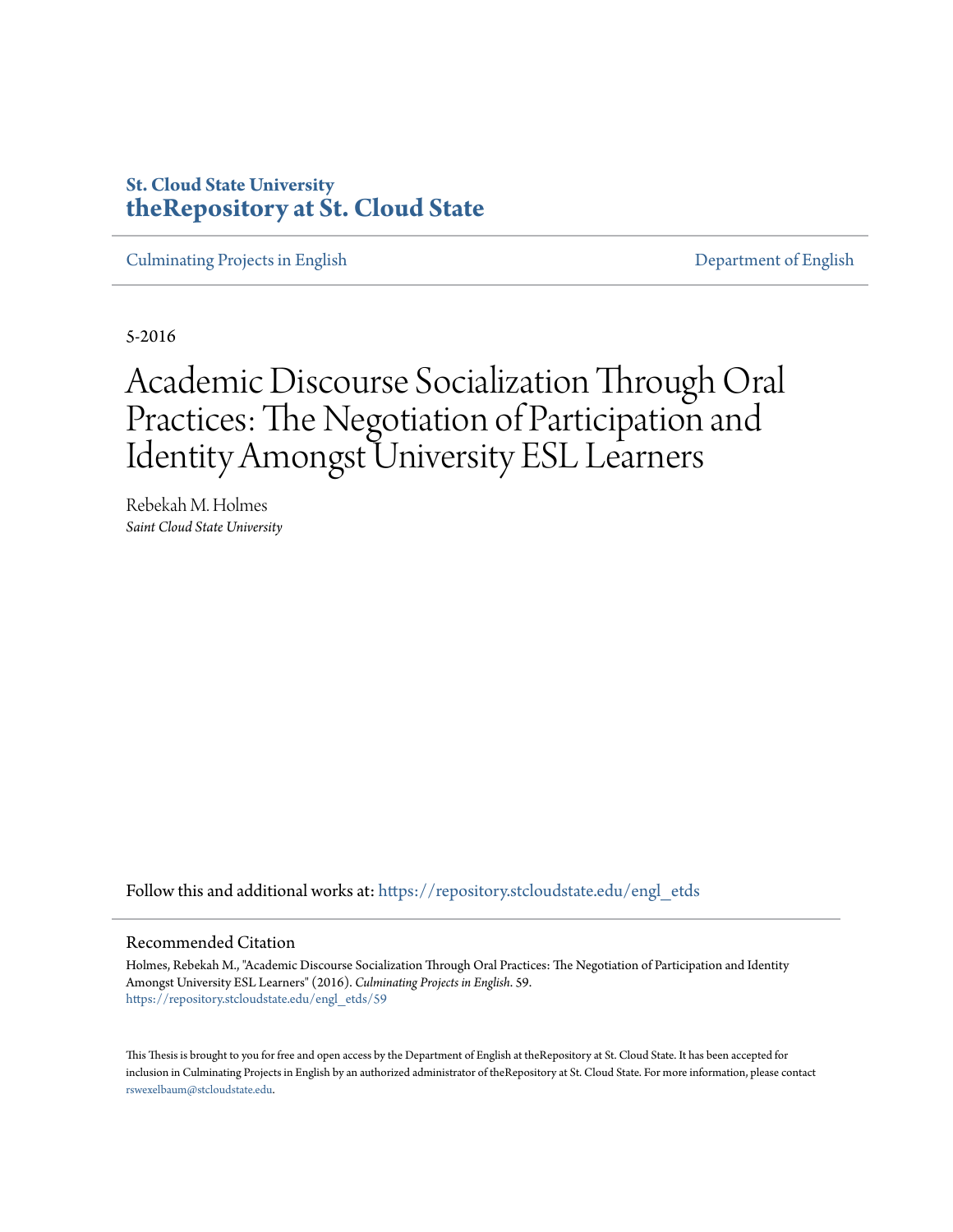St. Cloud State University
**theRepository at St. Cloud State**

Culminating Projects in English — Department of English

5-2016

# Academic Discourse Socialization Through Oral Practices: The Negotiation of Participation and Identity Amongst University ESL Learners

Rebekah M. Holmes
*Saint Cloud State University*

Follow this and additional works at: https://repository.stcloudstate.edu/engl_etds

## Recommended Citation

Holmes, Rebekah M., "Academic Discourse Socialization Through Oral Practices: The Negotiation of Participation and Identity Amongst University ESL Learners" (2016). *Culminating Projects in English*. 59.
https://repository.stcloudstate.edu/engl_etds/59

This Thesis is brought to you for free and open access by the Department of English at theRepository at St. Cloud State. It has been accepted for inclusion in Culminating Projects in English by an authorized administrator of theRepository at St. Cloud State. For more information, please contact rswexelbaum@stcloudstate.edu.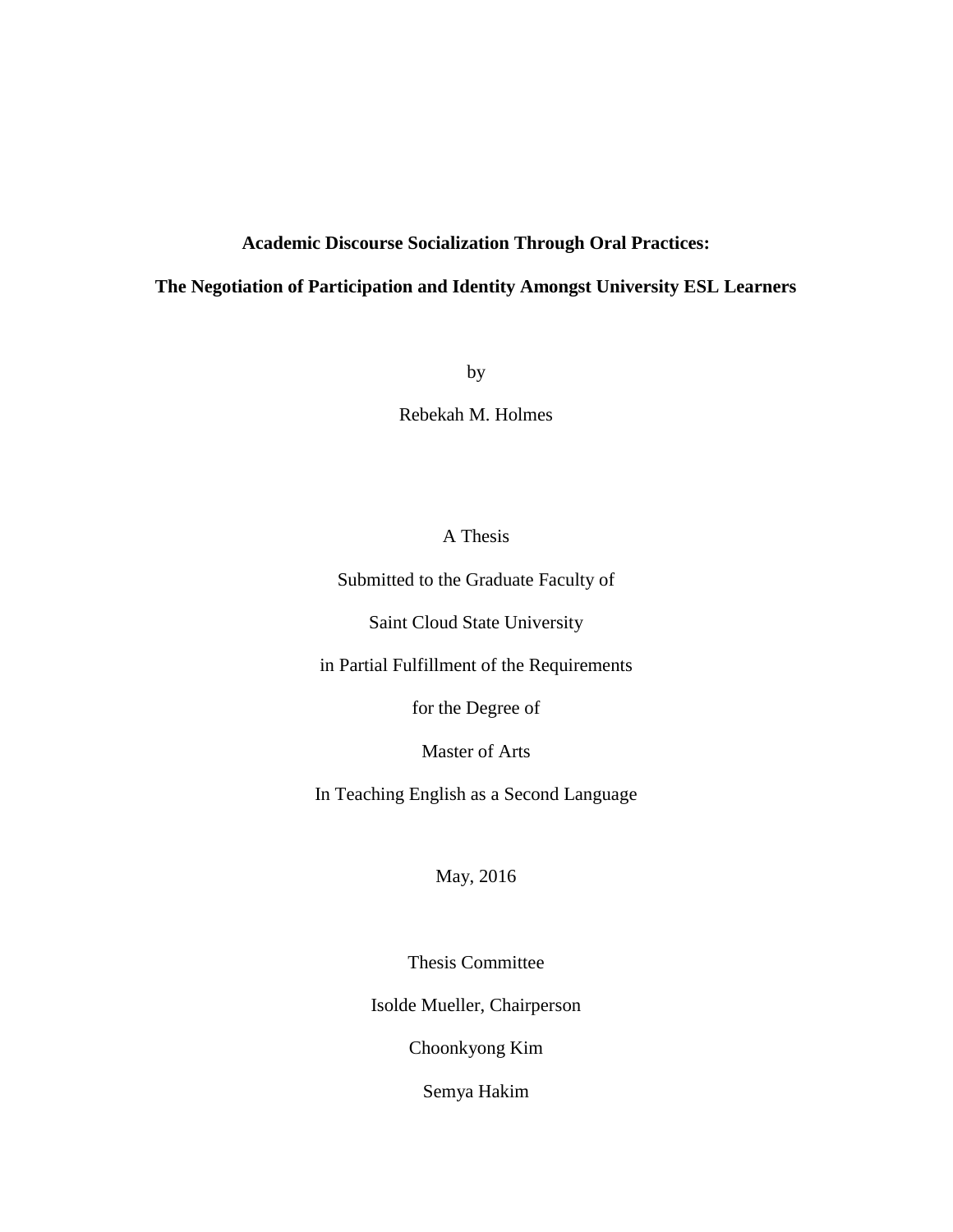**Academic Discourse Socialization Through Oral Practices:**

**The Negotiation of Participation and Identity Amongst University ESL Learners**

by

Rebekah M. Holmes

A Thesis

Submitted to the Graduate Faculty of

Saint Cloud State University

in Partial Fulfillment of the Requirements

for the Degree of

Master of Arts

In Teaching English as a Second Language

May, 2016

Thesis Committee

Isolde Mueller, Chairperson

Choonkyong Kim

Semya Hakim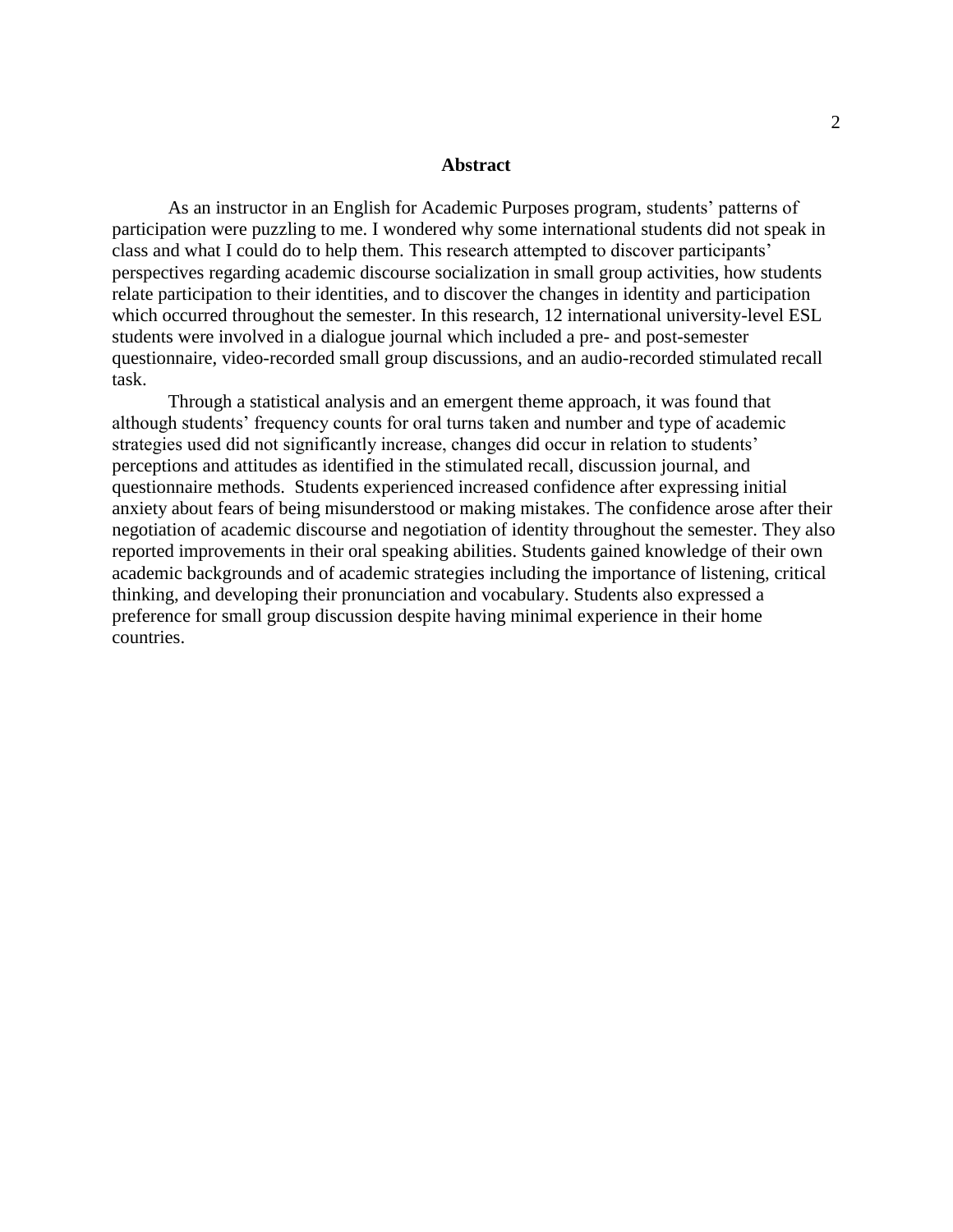## Abstract

As an instructor in an English for Academic Purposes program, students' patterns of participation were puzzling to me. I wondered why some international students did not speak in class and what I could do to help them. This research attempted to discover participants' perspectives regarding academic discourse socialization in small group activities, how students relate participation to their identities, and to discover the changes in identity and participation which occurred throughout the semester. In this research, 12 international university-level ESL students were involved in a dialogue journal which included a pre- and post-semester questionnaire, video-recorded small group discussions, and an audio-recorded stimulated recall task.

Through a statistical analysis and an emergent theme approach, it was found that although students' frequency counts for oral turns taken and number and type of academic strategies used did not significantly increase, changes did occur in relation to students' perceptions and attitudes as identified in the stimulated recall, discussion journal, and questionnaire methods. Students experienced increased confidence after expressing initial anxiety about fears of being misunderstood or making mistakes. The confidence arose after their negotiation of academic discourse and negotiation of identity throughout the semester. They also reported improvements in their oral speaking abilities. Students gained knowledge of their own academic backgrounds and of academic strategies including the importance of listening, critical thinking, and developing their pronunciation and vocabulary. Students also expressed a preference for small group discussion despite having minimal experience in their home countries.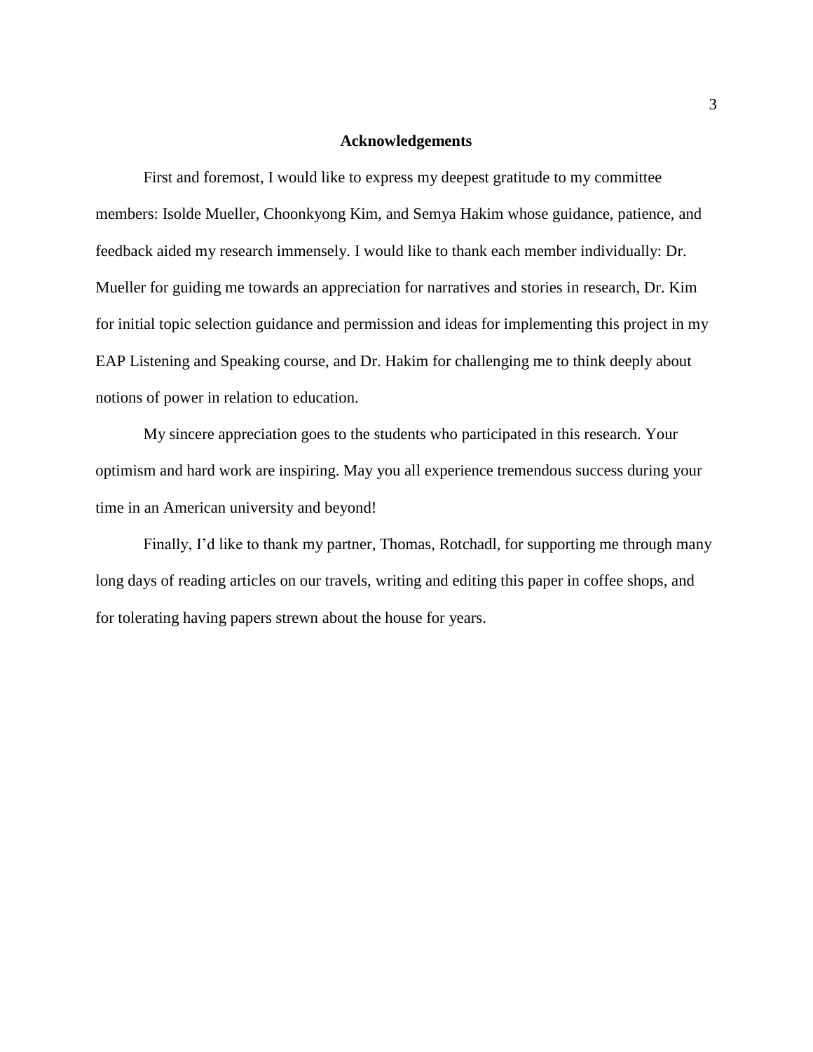# Acknowledgements

First and foremost, I would like to express my deepest gratitude to my committee members: Isolde Mueller, Choonkyong Kim, and Semya Hakim whose guidance, patience, and feedback aided my research immensely. I would like to thank each member individually: Dr. Mueller for guiding me towards an appreciation for narratives and stories in research, Dr. Kim for initial topic selection guidance and permission and ideas for implementing this project in my EAP Listening and Speaking course, and Dr. Hakim for challenging me to think deeply about notions of power in relation to education.

My sincere appreciation goes to the students who participated in this research. Your optimism and hard work are inspiring. May you all experience tremendous success during your time in an American university and beyond!

Finally, I'd like to thank my partner, Thomas, Rotchadl, for supporting me through many long days of reading articles on our travels, writing and editing this paper in coffee shops, and for tolerating having papers strewn about the house for years.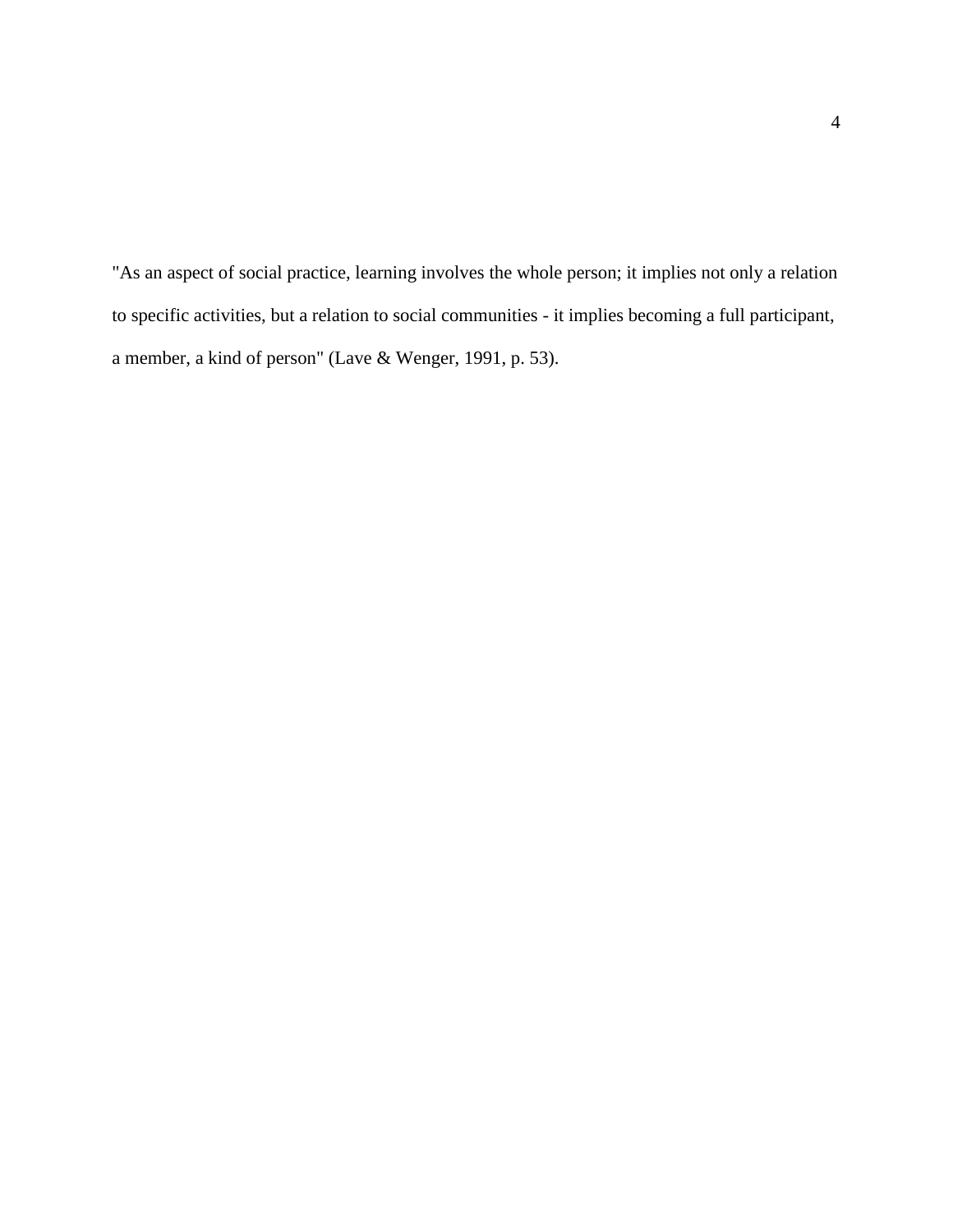"As an aspect of social practice, learning involves the whole person; it implies not only a relation to specific activities, but a relation to social communities - it implies becoming a full participant, a member, a kind of person" (Lave & Wenger, 1991, p. 53).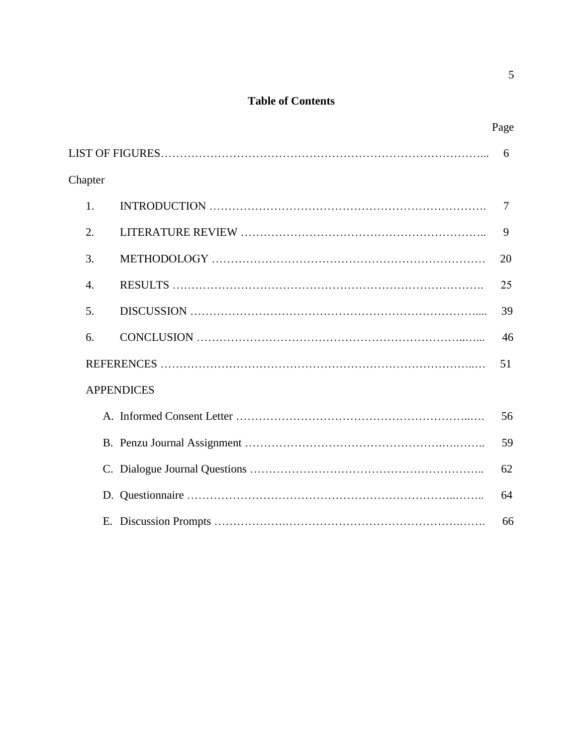## Table of Contents

| | Page |
|---|---|
| LIST OF FIGURES | 6 |
| Chapter | |
| 1. INTRODUCTION | 7 |
| 2. LITERATURE REVIEW | 9 |
| 3. METHODOLOGY | 20 |
| 4. RESULTS | 25 |
| 5. DISCUSSION | 39 |
| 6. CONCLUSION | 46 |
| REFERENCES | 51 |
| APPENDICES | |
| A. Informed Consent Letter | 56 |
| B. Penzu Journal Assignment | 59 |
| C. Dialogue Journal Questions | 62 |
| D. Questionnaire | 64 |
| E. Discussion Prompts | 66 |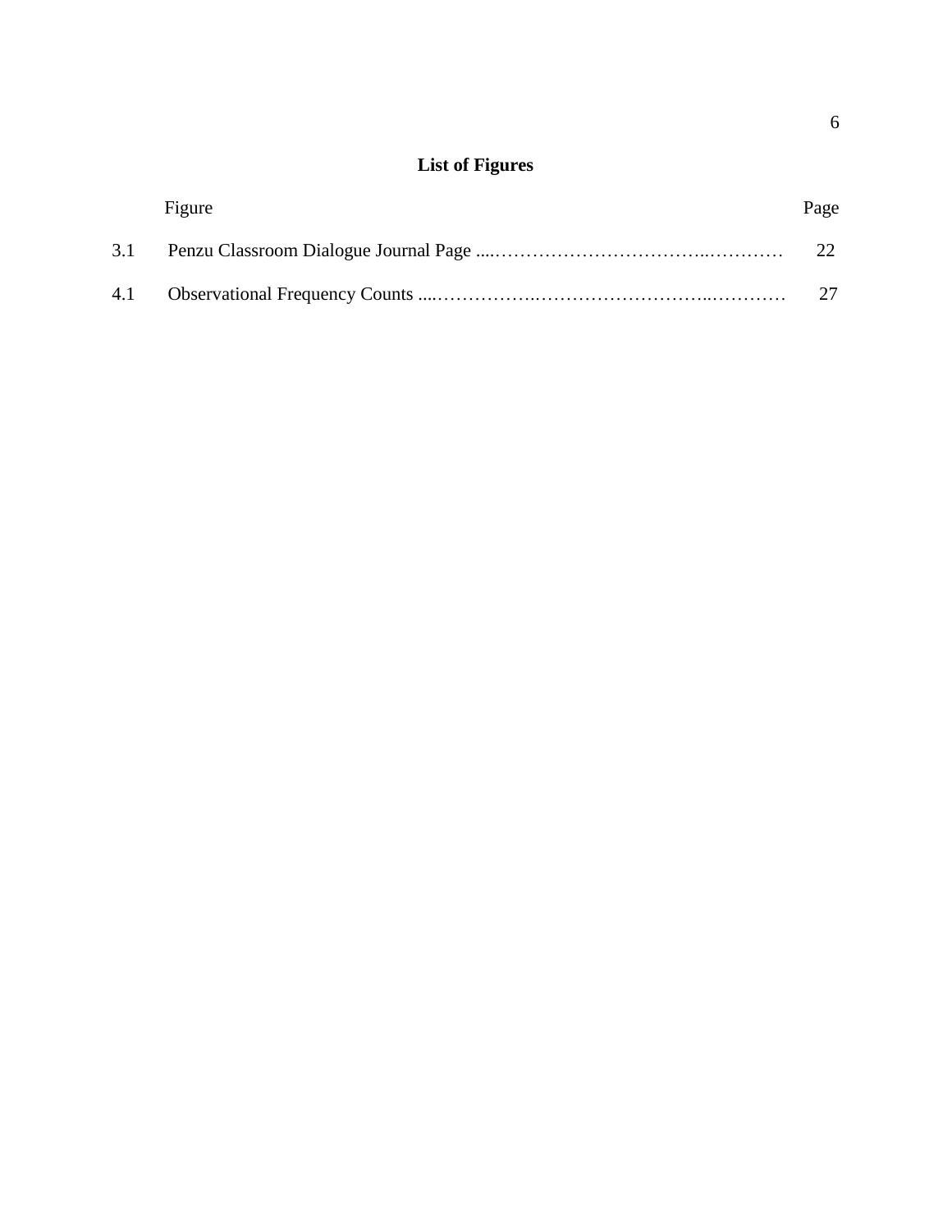## List of Figures

| Figure | | Page |
|---|---|---|
| 3.1 | Penzu Classroom Dialogue Journal Page | 22 |
| 4.1 | Observational Frequency Counts | 27 |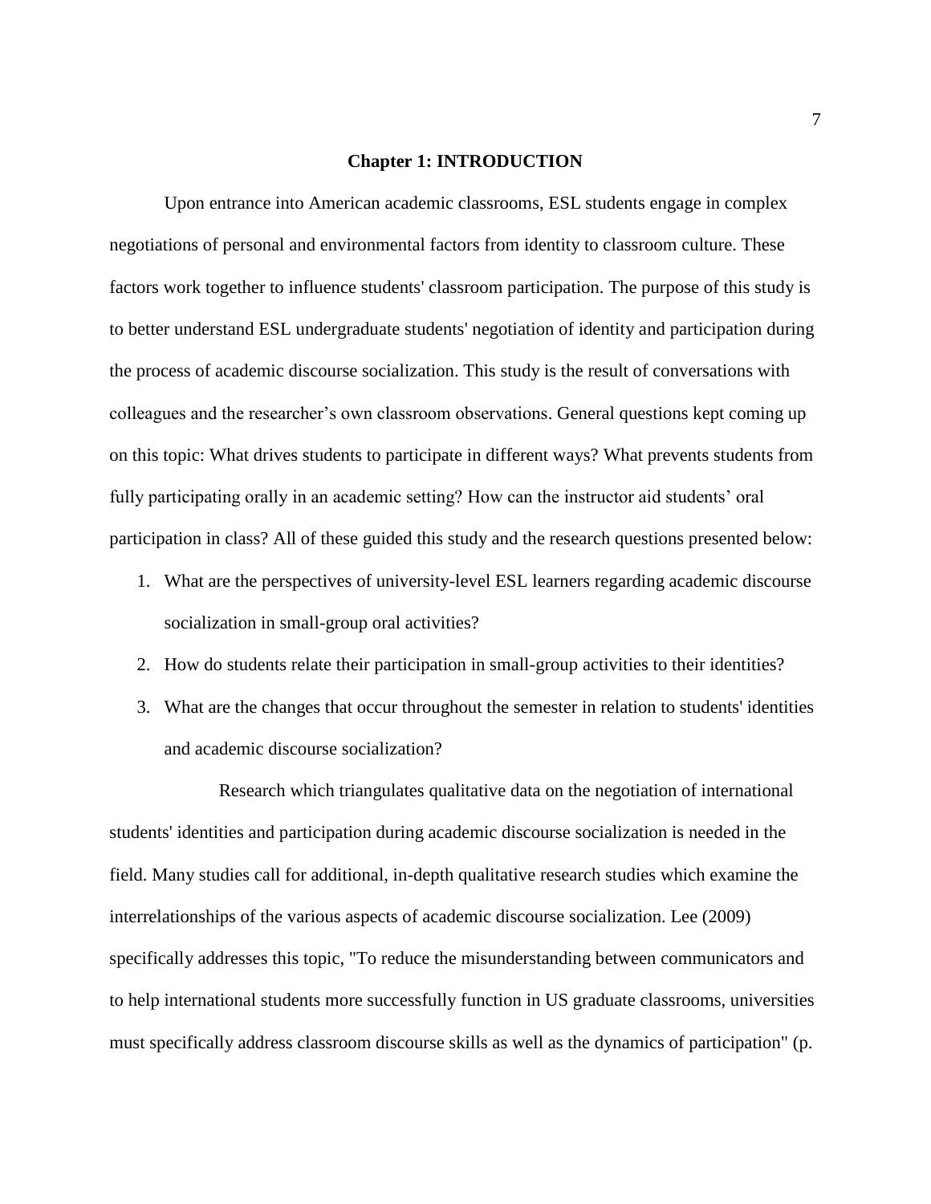# Chapter 1: INTRODUCTION

Upon entrance into American academic classrooms, ESL students engage in complex negotiations of personal and environmental factors from identity to classroom culture. These factors work together to influence students' classroom participation. The purpose of this study is to better understand ESL undergraduate students' negotiation of identity and participation during the process of academic discourse socialization. This study is the result of conversations with colleagues and the researcher's own classroom observations. General questions kept coming up on this topic: What drives students to participate in different ways? What prevents students from fully participating orally in an academic setting? How can the instructor aid students' oral participation in class? All of these guided this study and the research questions presented below:

1. What are the perspectives of university-level ESL learners regarding academic discourse socialization in small-group oral activities?
2. How do students relate their participation in small-group activities to their identities?
3. What are the changes that occur throughout the semester in relation to students' identities and academic discourse socialization?

Research which triangulates qualitative data on the negotiation of international students' identities and participation during academic discourse socialization is needed in the field. Many studies call for additional, in-depth qualitative research studies which examine the interrelationships of the various aspects of academic discourse socialization. Lee (2009) specifically addresses this topic, "To reduce the misunderstanding between communicators and to help international students more successfully function in US graduate classrooms, universities must specifically address classroom discourse skills as well as the dynamics of participation" (p.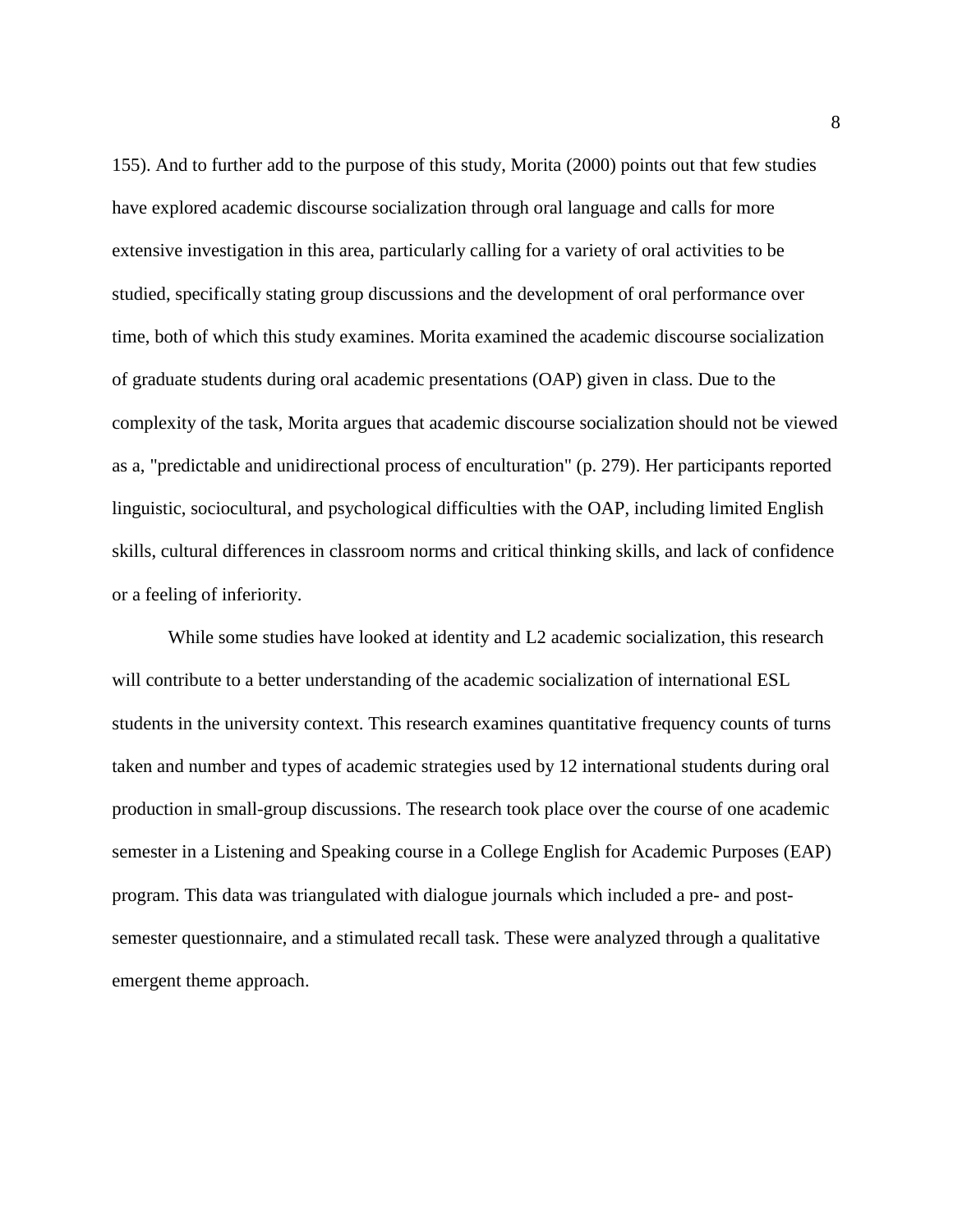155). And to further add to the purpose of this study, Morita (2000) points out that few studies have explored academic discourse socialization through oral language and calls for more extensive investigation in this area, particularly calling for a variety of oral activities to be studied, specifically stating group discussions and the development of oral performance over time, both of which this study examines. Morita examined the academic discourse socialization of graduate students during oral academic presentations (OAP) given in class. Due to the complexity of the task, Morita argues that academic discourse socialization should not be viewed as a, "predictable and unidirectional process of enculturation" (p. 279). Her participants reported linguistic, sociocultural, and psychological difficulties with the OAP, including limited English skills, cultural differences in classroom norms and critical thinking skills, and lack of confidence or a feeling of inferiority.

While some studies have looked at identity and L2 academic socialization, this research will contribute to a better understanding of the academic socialization of international ESL students in the university context. This research examines quantitative frequency counts of turns taken and number and types of academic strategies used by 12 international students during oral production in small-group discussions. The research took place over the course of one academic semester in a Listening and Speaking course in a College English for Academic Purposes (EAP) program. This data was triangulated with dialogue journals which included a pre- and post-semester questionnaire, and a stimulated recall task. These were analyzed through a qualitative emergent theme approach.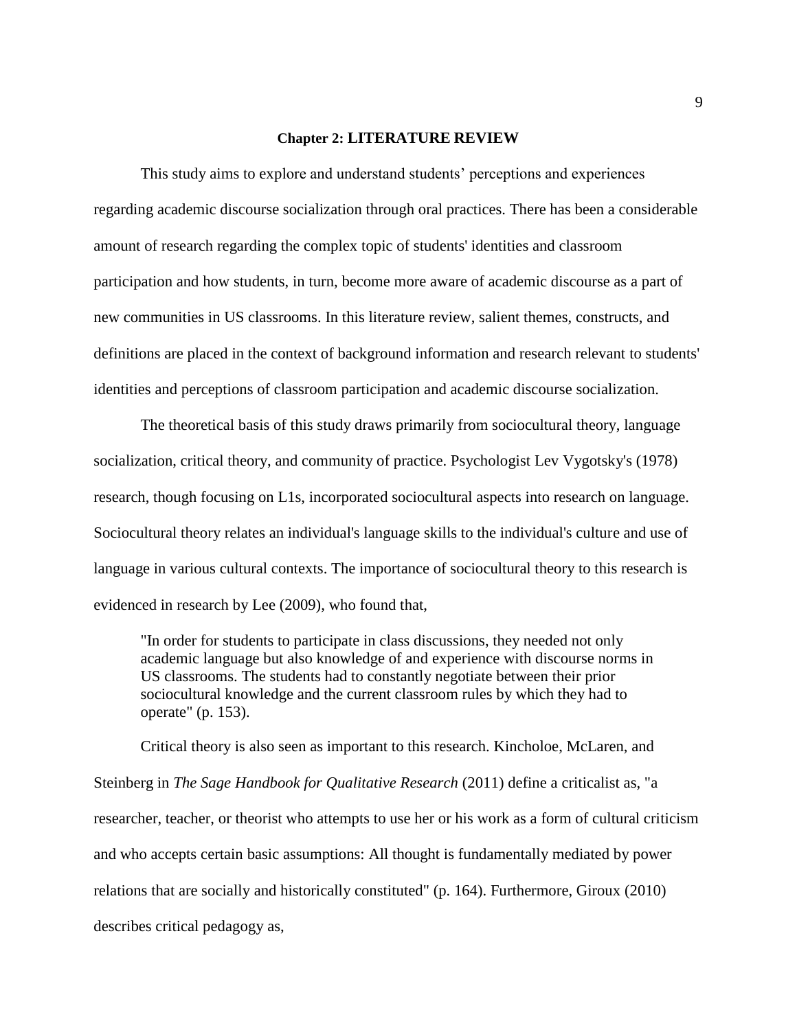# Chapter 2: LITERATURE REVIEW

This study aims to explore and understand students' perceptions and experiences regarding academic discourse socialization through oral practices. There has been a considerable amount of research regarding the complex topic of students' identities and classroom participation and how students, in turn, become more aware of academic discourse as a part of new communities in US classrooms. In this literature review, salient themes, constructs, and definitions are placed in the context of background information and research relevant to students' identities and perceptions of classroom participation and academic discourse socialization.

The theoretical basis of this study draws primarily from sociocultural theory, language socialization, critical theory, and community of practice. Psychologist Lev Vygotsky's (1978) research, though focusing on L1s, incorporated sociocultural aspects into research on language. Sociocultural theory relates an individual's language skills to the individual's culture and use of language in various cultural contexts. The importance of sociocultural theory to this research is evidenced in research by Lee (2009), who found that,

> "In order for students to participate in class discussions, they needed not only academic language but also knowledge of and experience with discourse norms in US classrooms. The students had to constantly negotiate between their prior sociocultural knowledge and the current classroom rules by which they had to operate" (p. 153).

Critical theory is also seen as important to this research. Kincholoe, McLaren, and Steinberg in *The Sage Handbook for Qualitative Research* (2011) define a criticalist as, "a researcher, teacher, or theorist who attempts to use her or his work as a form of cultural criticism and who accepts certain basic assumptions: All thought is fundamentally mediated by power relations that are socially and historically constituted" (p. 164). Furthermore, Giroux (2010) describes critical pedagogy as,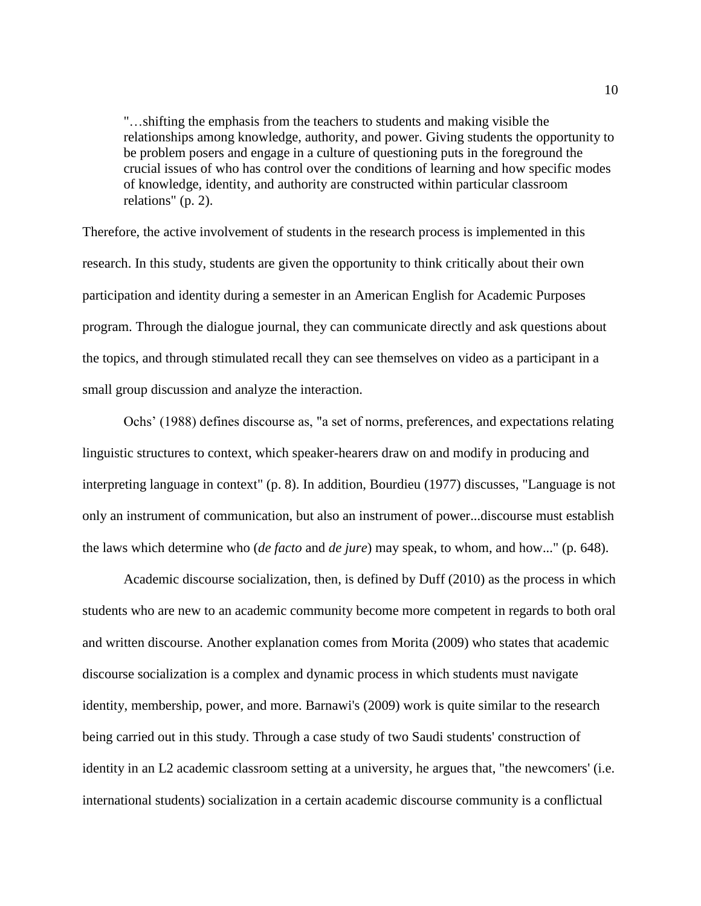> "…shifting the emphasis from the teachers to students and making visible the relationships among knowledge, authority, and power. Giving students the opportunity to be problem posers and engage in a culture of questioning puts in the foreground the crucial issues of who has control over the conditions of learning and how specific modes of knowledge, identity, and authority are constructed within particular classroom relations" (p. 2).

Therefore, the active involvement of students in the research process is implemented in this research. In this study, students are given the opportunity to think critically about their own participation and identity during a semester in an American English for Academic Purposes program. Through the dialogue journal, they can communicate directly and ask questions about the topics, and through stimulated recall they can see themselves on video as a participant in a small group discussion and analyze the interaction.

Ochs' (1988) defines discourse as, "a set of norms, preferences, and expectations relating linguistic structures to context, which speaker-hearers draw on and modify in producing and interpreting language in context" (p. 8). In addition, Bourdieu (1977) discusses, "Language is not only an instrument of communication, but also an instrument of power...discourse must establish the laws which determine who (*de facto* and *de jure*) may speak, to whom, and how..." (p. 648).

Academic discourse socialization, then, is defined by Duff (2010) as the process in which students who are new to an academic community become more competent in regards to both oral and written discourse. Another explanation comes from Morita (2009) who states that academic discourse socialization is a complex and dynamic process in which students must navigate identity, membership, power, and more. Barnawi's (2009) work is quite similar to the research being carried out in this study. Through a case study of two Saudi students' construction of identity in an L2 academic classroom setting at a university, he argues that, "the newcomers' (i.e. international students) socialization in a certain academic discourse community is a conflictual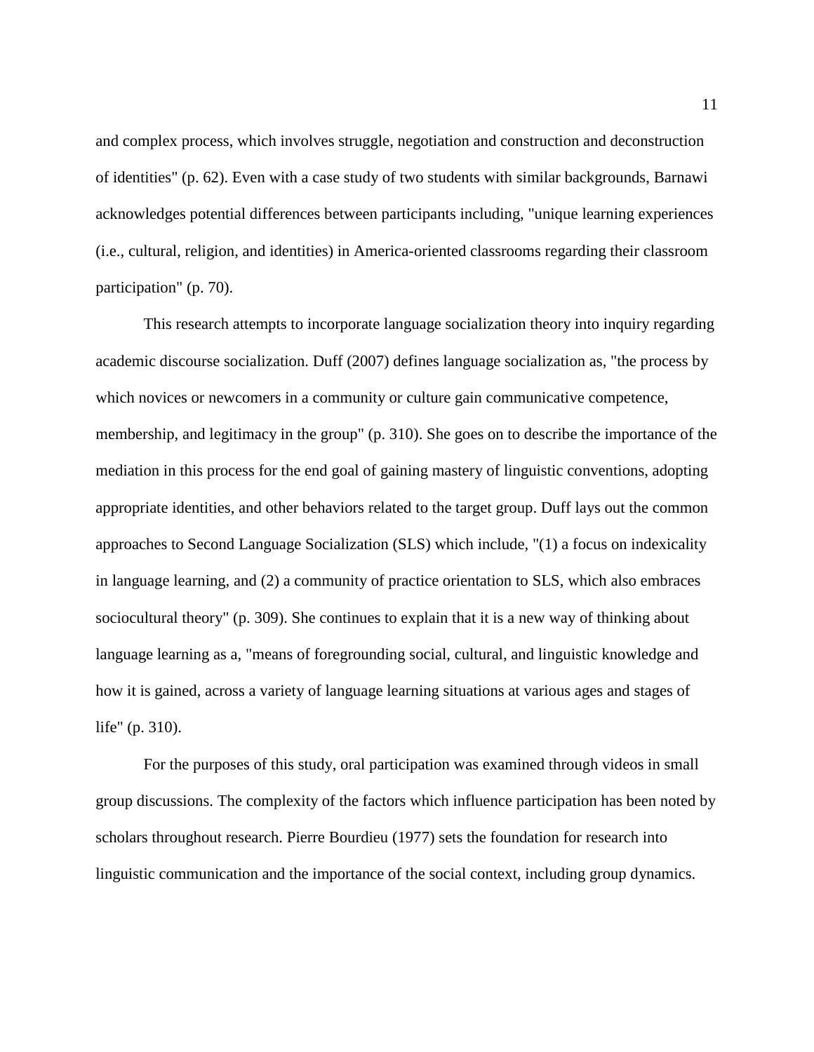and complex process, which involves struggle, negotiation and construction and deconstruction of identities" (p. 62). Even with a case study of two students with similar backgrounds, Barnawi acknowledges potential differences between participants including, "unique learning experiences (i.e., cultural, religion, and identities) in America-oriented classrooms regarding their classroom participation" (p. 70).

This research attempts to incorporate language socialization theory into inquiry regarding academic discourse socialization. Duff (2007) defines language socialization as, "the process by which novices or newcomers in a community or culture gain communicative competence, membership, and legitimacy in the group" (p. 310). She goes on to describe the importance of the mediation in this process for the end goal of gaining mastery of linguistic conventions, adopting appropriate identities, and other behaviors related to the target group. Duff lays out the common approaches to Second Language Socialization (SLS) which include, "(1) a focus on indexicality in language learning, and (2) a community of practice orientation to SLS, which also embraces sociocultural theory" (p. 309). She continues to explain that it is a new way of thinking about language learning as a, "means of foregrounding social, cultural, and linguistic knowledge and how it is gained, across a variety of language learning situations at various ages and stages of life" (p. 310).

For the purposes of this study, oral participation was examined through videos in small group discussions. The complexity of the factors which influence participation has been noted by scholars throughout research. Pierre Bourdieu (1977) sets the foundation for research into linguistic communication and the importance of the social context, including group dynamics.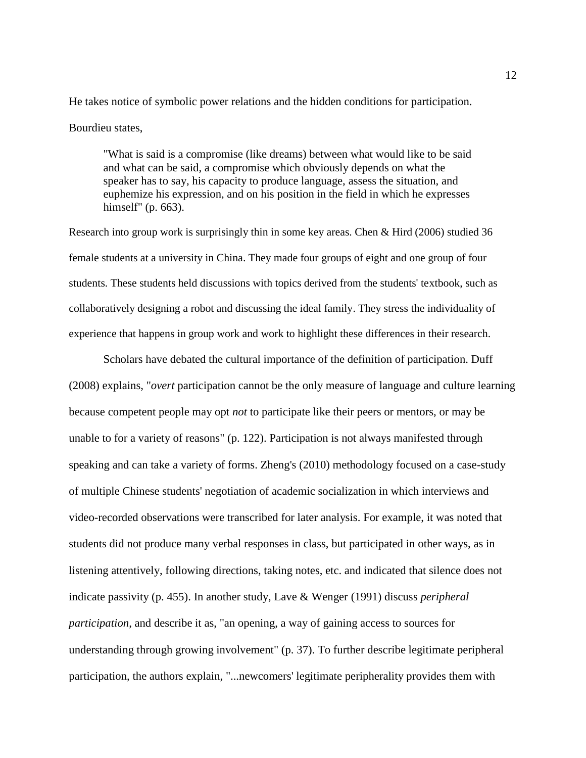He takes notice of symbolic power relations and the hidden conditions for participation. Bourdieu states,

> "What is said is a compromise (like dreams) between what would like to be said and what can be said, a compromise which obviously depends on what the speaker has to say, his capacity to produce language, assess the situation, and euphemize his expression, and on his position in the field in which he expresses himself" (p. 663).

Research into group work is surprisingly thin in some key areas. Chen & Hird (2006) studied 36 female students at a university in China. They made four groups of eight and one group of four students. These students held discussions with topics derived from the students' textbook, such as collaboratively designing a robot and discussing the ideal family. They stress the individuality of experience that happens in group work and work to highlight these differences in their research.

Scholars have debated the cultural importance of the definition of participation. Duff (2008) explains, "*overt* participation cannot be the only measure of language and culture learning because competent people may opt *not* to participate like their peers or mentors, or may be unable to for a variety of reasons" (p. 122). Participation is not always manifested through speaking and can take a variety of forms. Zheng's (2010) methodology focused on a case-study of multiple Chinese students' negotiation of academic socialization in which interviews and video-recorded observations were transcribed for later analysis. For example, it was noted that students did not produce many verbal responses in class, but participated in other ways, as in listening attentively, following directions, taking notes, etc. and indicated that silence does not indicate passivity (p. 455). In another study, Lave & Wenger (1991) discuss *peripheral participation*, and describe it as, "an opening, a way of gaining access to sources for understanding through growing involvement" (p. 37). To further describe legitimate peripheral participation, the authors explain, "...newcomers' legitimate peripherality provides them with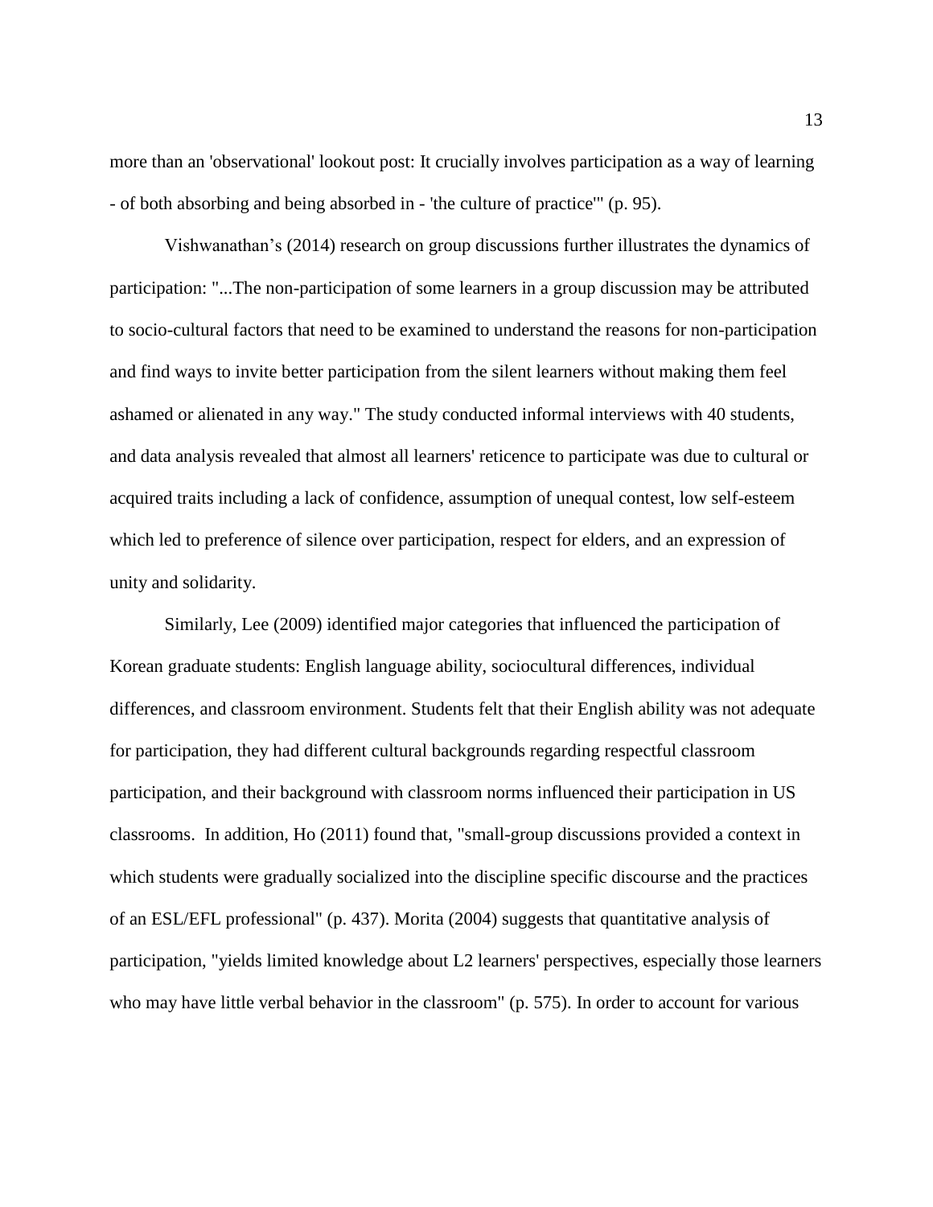more than an 'observational' lookout post: It crucially involves participation as a way of learning - of both absorbing and being absorbed in - 'the culture of practice'" (p. 95).

Vishwanathan's (2014) research on group discussions further illustrates the dynamics of participation: "...The non-participation of some learners in a group discussion may be attributed to socio-cultural factors that need to be examined to understand the reasons for non-participation and find ways to invite better participation from the silent learners without making them feel ashamed or alienated in any way." The study conducted informal interviews with 40 students, and data analysis revealed that almost all learners' reticence to participate was due to cultural or acquired traits including a lack of confidence, assumption of unequal contest, low self-esteem which led to preference of silence over participation, respect for elders, and an expression of unity and solidarity.

Similarly, Lee (2009) identified major categories that influenced the participation of Korean graduate students: English language ability, sociocultural differences, individual differences, and classroom environment. Students felt that their English ability was not adequate for participation, they had different cultural backgrounds regarding respectful classroom participation, and their background with classroom norms influenced their participation in US classrooms. In addition, Ho (2011) found that, "small-group discussions provided a context in which students were gradually socialized into the discipline specific discourse and the practices of an ESL/EFL professional" (p. 437). Morita (2004) suggests that quantitative analysis of participation, "yields limited knowledge about L2 learners' perspectives, especially those learners who may have little verbal behavior in the classroom" (p. 575). In order to account for various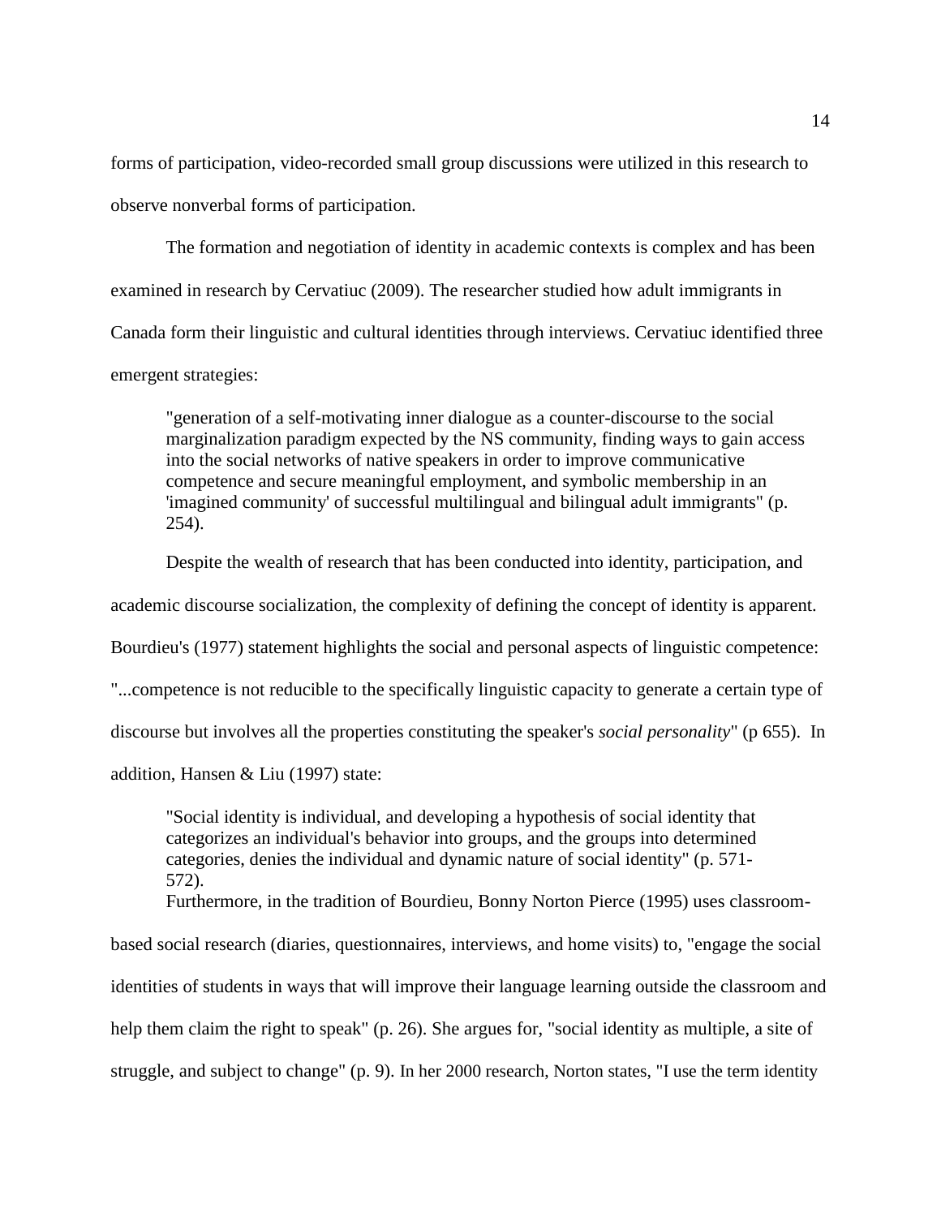forms of participation, video-recorded small group discussions were utilized in this research to observe nonverbal forms of participation.

The formation and negotiation of identity in academic contexts is complex and has been examined in research by Cervatiuc (2009). The researcher studied how adult immigrants in Canada form their linguistic and cultural identities through interviews. Cervatiuc identified three emergent strategies:

> "generation of a self-motivating inner dialogue as a counter-discourse to the social marginalization paradigm expected by the NS community, finding ways to gain access into the social networks of native speakers in order to improve communicative competence and secure meaningful employment, and symbolic membership in an 'imagined community' of successful multilingual and bilingual adult immigrants" (p. 254).

Despite the wealth of research that has been conducted into identity, participation, and academic discourse socialization, the complexity of defining the concept of identity is apparent. Bourdieu's (1977) statement highlights the social and personal aspects of linguistic competence: "...competence is not reducible to the specifically linguistic capacity to generate a certain type of discourse but involves all the properties constituting the speaker's *social personality*" (p 655). In addition, Hansen & Liu (1997) state:

> "Social identity is individual, and developing a hypothesis of social identity that categorizes an individual's behavior into groups, and the groups into determined categories, denies the individual and dynamic nature of social identity" (p. 571-572).

Furthermore, in the tradition of Bourdieu, Bonny Norton Pierce (1995) uses classroom-based social research (diaries, questionnaires, interviews, and home visits) to, "engage the social identities of students in ways that will improve their language learning outside the classroom and help them claim the right to speak" (p. 26). She argues for, "social identity as multiple, a site of struggle, and subject to change" (p. 9). In her 2000 research, Norton states, "I use the term identity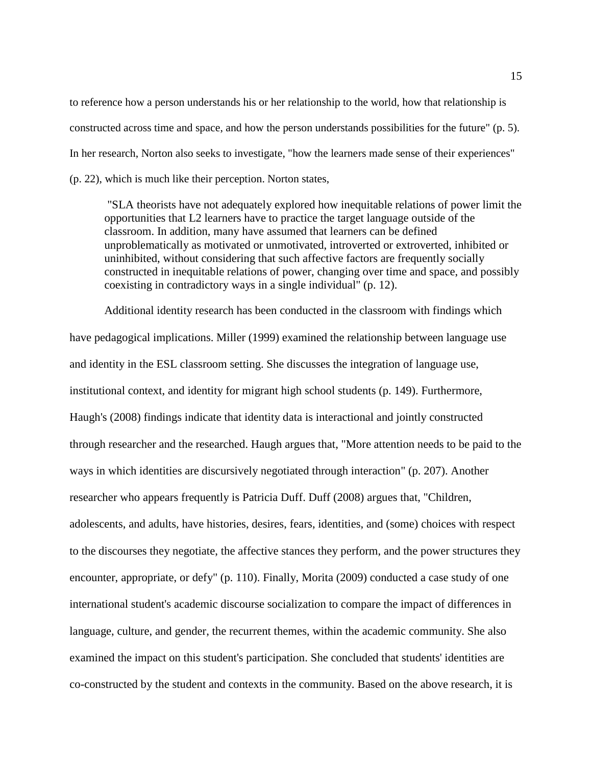to reference how a person understands his or her relationship to the world, how that relationship is constructed across time and space, and how the person understands possibilities for the future" (p. 5). In her research, Norton also seeks to investigate, "how the learners made sense of their experiences" (p. 22), which is much like their perception. Norton states,

> "SLA theorists have not adequately explored how inequitable relations of power limit the opportunities that L2 learners have to practice the target language outside of the classroom. In addition, many have assumed that learners can be defined unproblematically as motivated or unmotivated, introverted or extroverted, inhibited or uninhibited, without considering that such affective factors are frequently socially constructed in inequitable relations of power, changing over time and space, and possibly coexisting in contradictory ways in a single individual" (p. 12).

Additional identity research has been conducted in the classroom with findings which have pedagogical implications. Miller (1999) examined the relationship between language use and identity in the ESL classroom setting. She discusses the integration of language use, institutional context, and identity for migrant high school students (p. 149). Furthermore, Haugh's (2008) findings indicate that identity data is interactional and jointly constructed through researcher and the researched. Haugh argues that, "More attention needs to be paid to the ways in which identities are discursively negotiated through interaction" (p. 207). Another researcher who appears frequently is Patricia Duff. Duff (2008) argues that, "Children, adolescents, and adults, have histories, desires, fears, identities, and (some) choices with respect to the discourses they negotiate, the affective stances they perform, and the power structures they encounter, appropriate, or defy" (p. 110). Finally, Morita (2009) conducted a case study of one international student's academic discourse socialization to compare the impact of differences in language, culture, and gender, the recurrent themes, within the academic community. She also examined the impact on this student's participation. She concluded that students' identities are co-constructed by the student and contexts in the community. Based on the above research, it is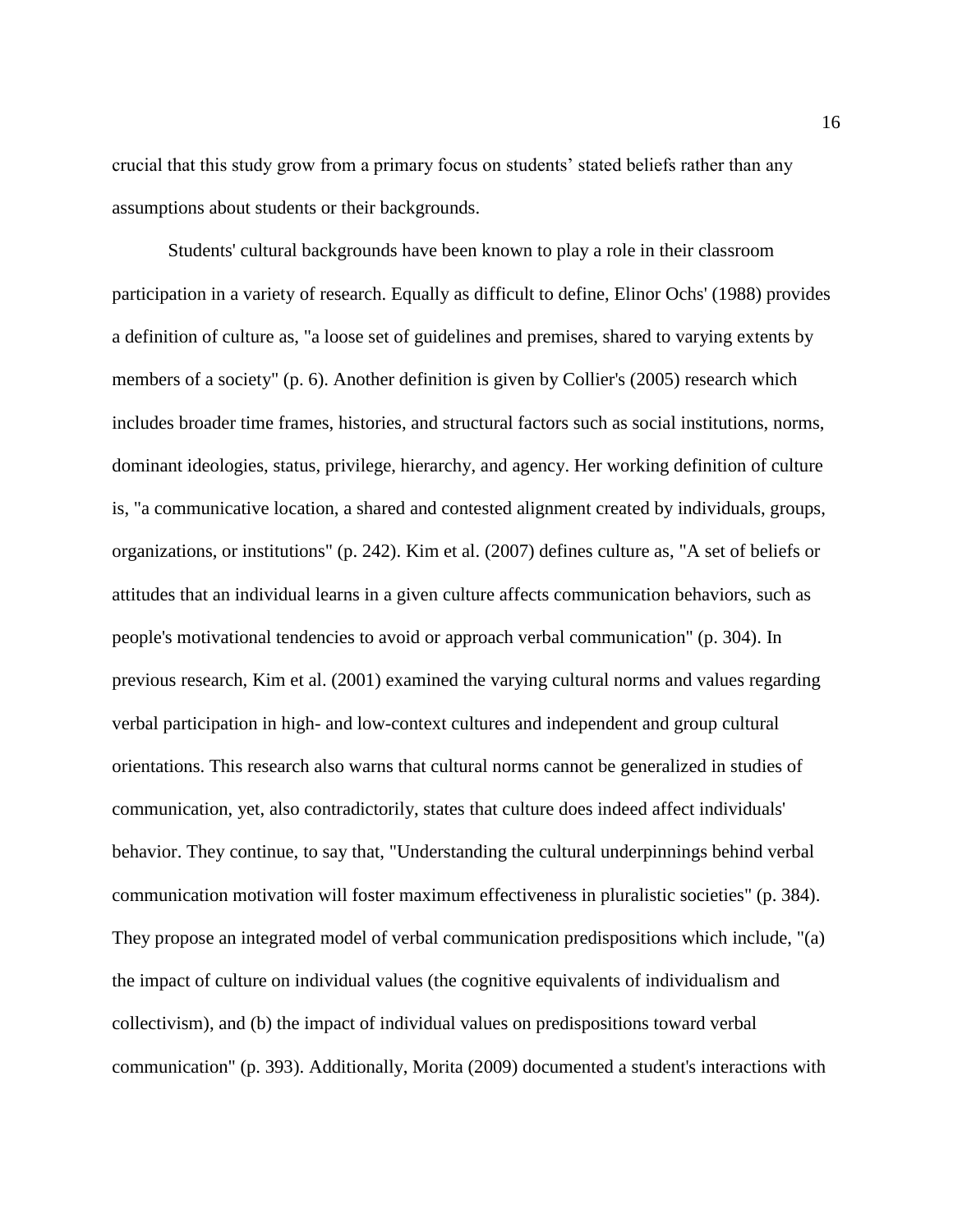crucial that this study grow from a primary focus on students' stated beliefs rather than any assumptions about students or their backgrounds.

Students' cultural backgrounds have been known to play a role in their classroom participation in a variety of research. Equally as difficult to define, Elinor Ochs' (1988) provides a definition of culture as, "a loose set of guidelines and premises, shared to varying extents by members of a society" (p. 6). Another definition is given by Collier's (2005) research which includes broader time frames, histories, and structural factors such as social institutions, norms, dominant ideologies, status, privilege, hierarchy, and agency. Her working definition of culture is, "a communicative location, a shared and contested alignment created by individuals, groups, organizations, or institutions" (p. 242). Kim et al. (2007) defines culture as, "A set of beliefs or attitudes that an individual learns in a given culture affects communication behaviors, such as people's motivational tendencies to avoid or approach verbal communication" (p. 304). In previous research, Kim et al. (2001) examined the varying cultural norms and values regarding verbal participation in high- and low-context cultures and independent and group cultural orientations. This research also warns that cultural norms cannot be generalized in studies of communication, yet, also contradictorily, states that culture does indeed affect individuals' behavior. They continue, to say that, "Understanding the cultural underpinnings behind verbal communication motivation will foster maximum effectiveness in pluralistic societies" (p. 384). They propose an integrated model of verbal communication predispositions which include, "(a) the impact of culture on individual values (the cognitive equivalents of individualism and collectivism), and (b) the impact of individual values on predispositions toward verbal communication" (p. 393). Additionally, Morita (2009) documented a student's interactions with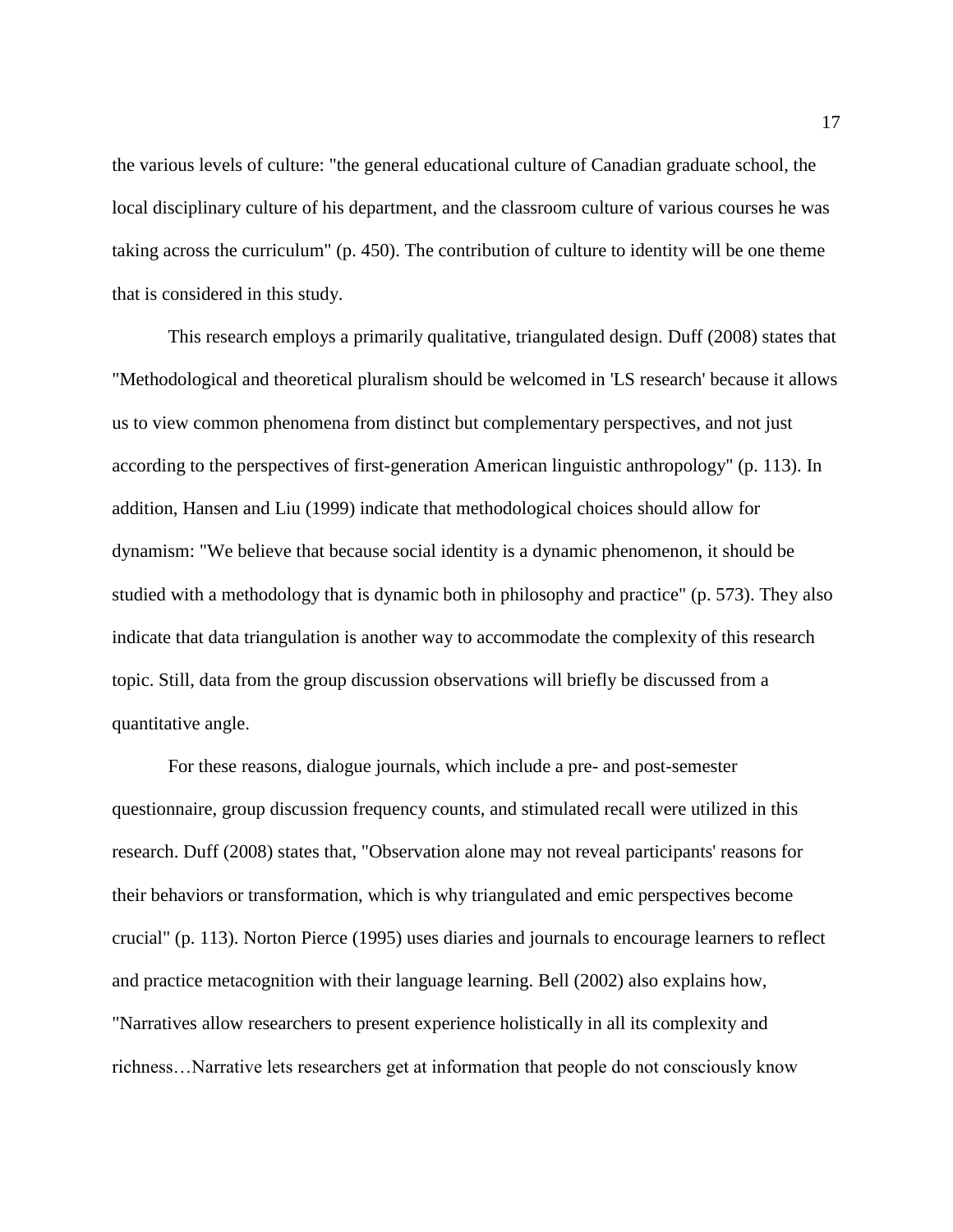the various levels of culture: "the general educational culture of Canadian graduate school, the local disciplinary culture of his department, and the classroom culture of various courses he was taking across the curriculum" (p. 450). The contribution of culture to identity will be one theme that is considered in this study.

This research employs a primarily qualitative, triangulated design. Duff (2008) states that "Methodological and theoretical pluralism should be welcomed in 'LS research' because it allows us to view common phenomena from distinct but complementary perspectives, and not just according to the perspectives of first-generation American linguistic anthropology" (p. 113). In addition, Hansen and Liu (1999) indicate that methodological choices should allow for dynamism: "We believe that because social identity is a dynamic phenomenon, it should be studied with a methodology that is dynamic both in philosophy and practice" (p. 573). They also indicate that data triangulation is another way to accommodate the complexity of this research topic. Still, data from the group discussion observations will briefly be discussed from a quantitative angle.

For these reasons, dialogue journals, which include a pre- and post-semester questionnaire, group discussion frequency counts, and stimulated recall were utilized in this research. Duff (2008) states that, "Observation alone may not reveal participants' reasons for their behaviors or transformation, which is why triangulated and emic perspectives become crucial" (p. 113). Norton Pierce (1995) uses diaries and journals to encourage learners to reflect and practice metacognition with their language learning. Bell (2002) also explains how, "Narratives allow researchers to present experience holistically in all its complexity and richness…Narrative lets researchers get at information that people do not consciously know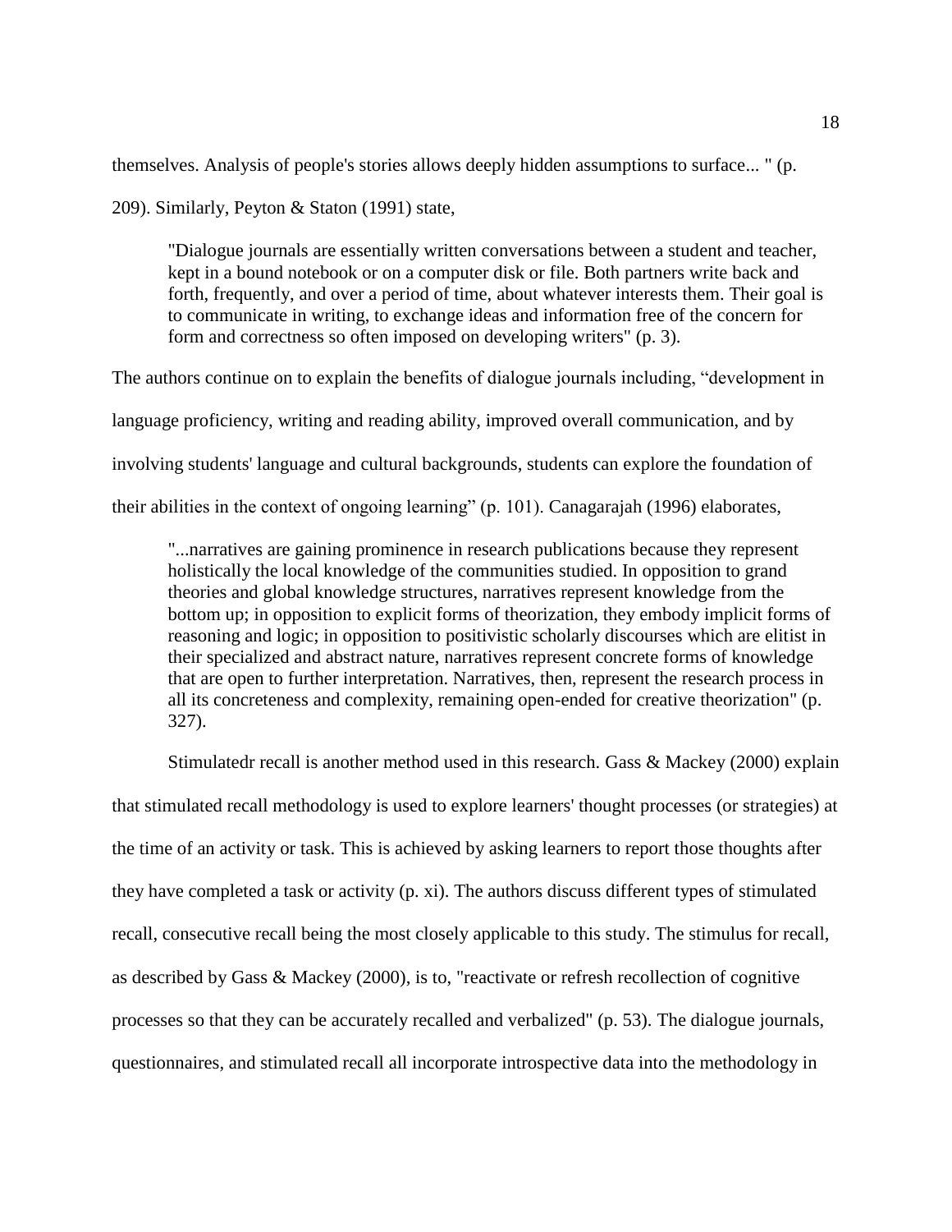themselves. Analysis of people's stories allows deeply hidden assumptions to surface... " (p. 209). Similarly, Peyton & Staton (1991) state,

> "Dialogue journals are essentially written conversations between a student and teacher, kept in a bound notebook or on a computer disk or file. Both partners write back and forth, frequently, and over a period of time, about whatever interests them. Their goal is to communicate in writing, to exchange ideas and information free of the concern for form and correctness so often imposed on developing writers" (p. 3).

The authors continue on to explain the benefits of dialogue journals including, "development in language proficiency, writing and reading ability, improved overall communication, and by involving students' language and cultural backgrounds, students can explore the foundation of their abilities in the context of ongoing learning" (p. 101). Canagarajah (1996) elaborates,

> "...narratives are gaining prominence in research publications because they represent holistically the local knowledge of the communities studied. In opposition to grand theories and global knowledge structures, narratives represent knowledge from the bottom up; in opposition to explicit forms of theorization, they embody implicit forms of reasoning and logic; in opposition to positivistic scholarly discourses which are elitist in their specialized and abstract nature, narratives represent concrete forms of knowledge that are open to further interpretation. Narratives, then, represent the research process in all its concreteness and complexity, remaining open-ended for creative theorization" (p. 327).

Stimulatedr recall is another method used in this research. Gass & Mackey (2000) explain that stimulated recall methodology is used to explore learners' thought processes (or strategies) at the time of an activity or task. This is achieved by asking learners to report those thoughts after they have completed a task or activity (p. xi). The authors discuss different types of stimulated recall, consecutive recall being the most closely applicable to this study. The stimulus for recall, as described by Gass & Mackey (2000), is to, "reactivate or refresh recollection of cognitive processes so that they can be accurately recalled and verbalized" (p. 53). The dialogue journals, questionnaires, and stimulated recall all incorporate introspective data into the methodology in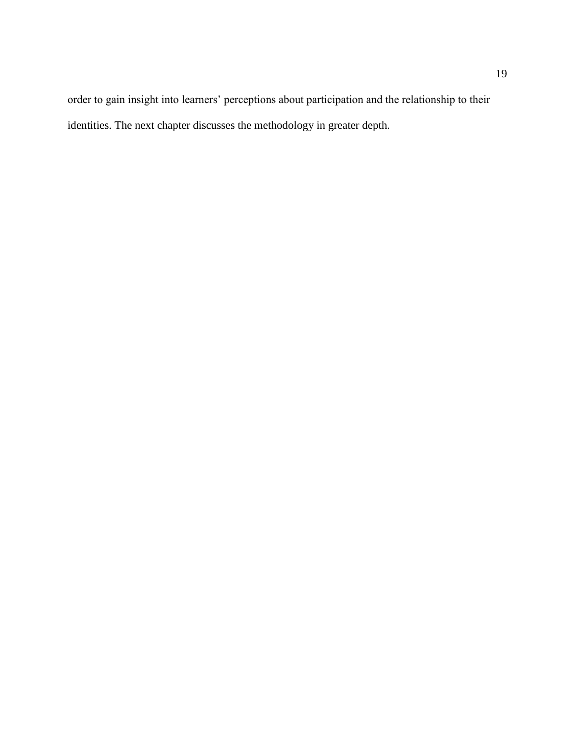order to gain insight into learners' perceptions about participation and the relationship to their identities. The next chapter discusses the methodology in greater depth.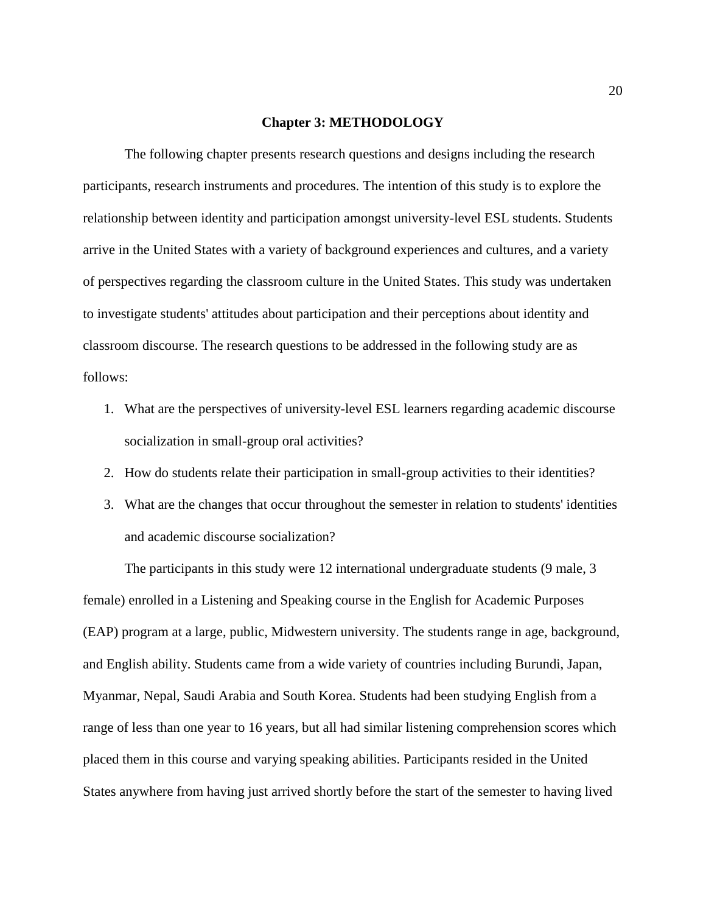# Chapter 3: METHODOLOGY

The following chapter presents research questions and designs including the research participants, research instruments and procedures. The intention of this study is to explore the relationship between identity and participation amongst university-level ESL students. Students arrive in the United States with a variety of background experiences and cultures, and a variety of perspectives regarding the classroom culture in the United States. This study was undertaken to investigate students' attitudes about participation and their perceptions about identity and classroom discourse. The research questions to be addressed in the following study are as follows:

1. What are the perspectives of university-level ESL learners regarding academic discourse socialization in small-group oral activities?
2. How do students relate their participation in small-group activities to their identities?
3. What are the changes that occur throughout the semester in relation to students' identities and academic discourse socialization?

The participants in this study were 12 international undergraduate students (9 male, 3 female) enrolled in a Listening and Speaking course in the English for Academic Purposes (EAP) program at a large, public, Midwestern university. The students range in age, background, and English ability. Students came from a wide variety of countries including Burundi, Japan, Myanmar, Nepal, Saudi Arabia and South Korea. Students had been studying English from a range of less than one year to 16 years, but all had similar listening comprehension scores which placed them in this course and varying speaking abilities. Participants resided in the United States anywhere from having just arrived shortly before the start of the semester to having lived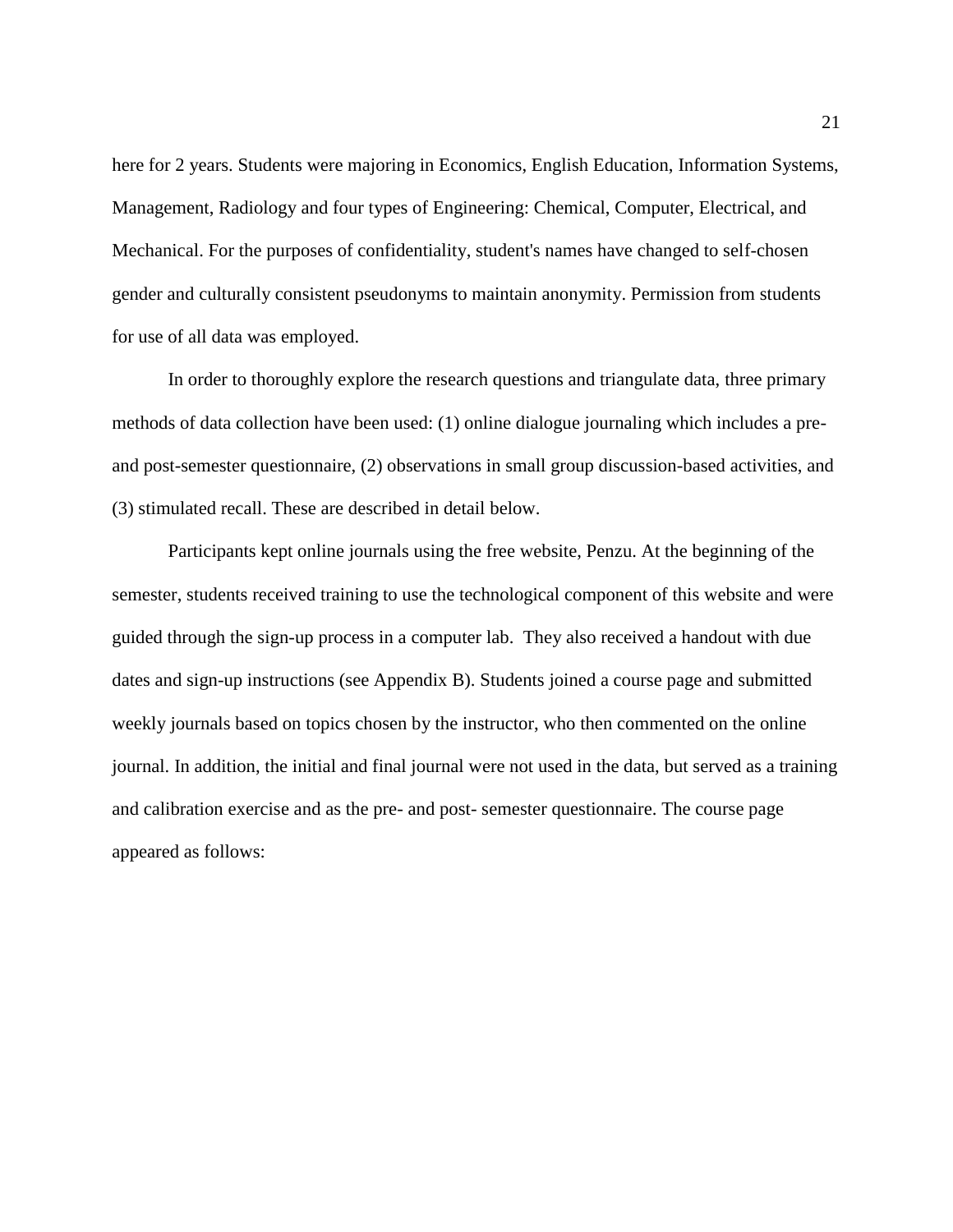here for 2 years. Students were majoring in Economics, English Education, Information Systems, Management, Radiology and four types of Engineering: Chemical, Computer, Electrical, and Mechanical. For the purposes of confidentiality, student's names have changed to self-chosen gender and culturally consistent pseudonyms to maintain anonymity. Permission from students for use of all data was employed.

In order to thoroughly explore the research questions and triangulate data, three primary methods of data collection have been used: (1) online dialogue journaling which includes a pre- and post-semester questionnaire, (2) observations in small group discussion-based activities, and (3) stimulated recall. These are described in detail below.

Participants kept online journals using the free website, Penzu. At the beginning of the semester, students received training to use the technological component of this website and were guided through the sign-up process in a computer lab. They also received a handout with due dates and sign-up instructions (see Appendix B). Students joined a course page and submitted weekly journals based on topics chosen by the instructor, who then commented on the online journal. In addition, the initial and final journal were not used in the data, but served as a training and calibration exercise and as the pre- and post- semester questionnaire. The course page appeared as follows: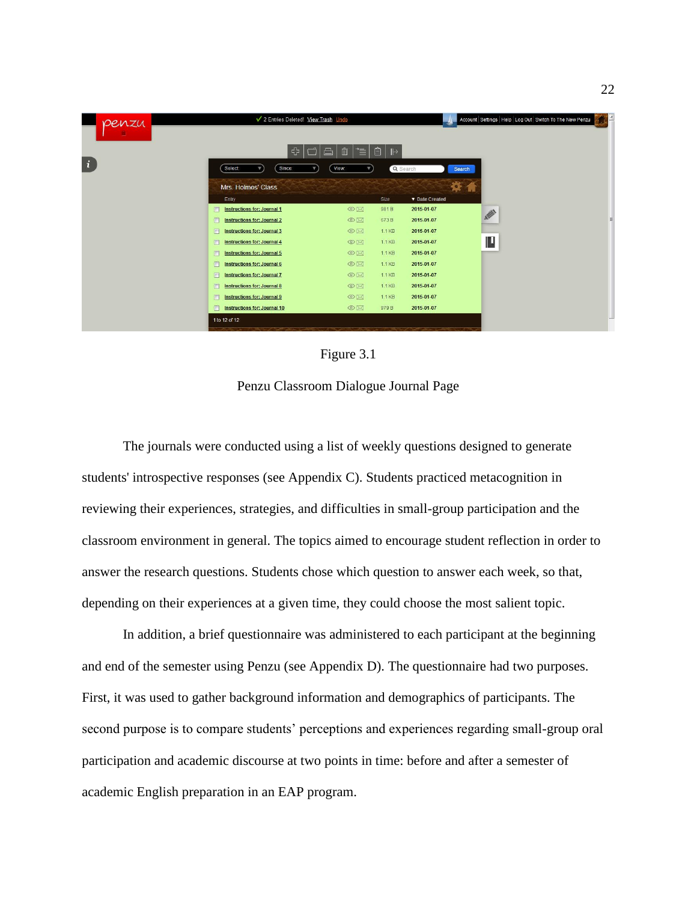Figure 3.1

Penzu Classroom Dialogue Journal Page

The journals were conducted using a list of weekly questions designed to generate students' introspective responses (see Appendix C). Students practiced metacognition in reviewing their experiences, strategies, and difficulties in small-group participation and the classroom environment in general. The topics aimed to encourage student reflection in order to answer the research questions. Students chose which question to answer each week, so that, depending on their experiences at a given time, they could choose the most salient topic.

In addition, a brief questionnaire was administered to each participant at the beginning and end of the semester using Penzu (see Appendix D). The questionnaire had two purposes. First, it was used to gather background information and demographics of participants. The second purpose is to compare students' perceptions and experiences regarding small-group oral participation and academic discourse at two points in time: before and after a semester of academic English preparation in an EAP program.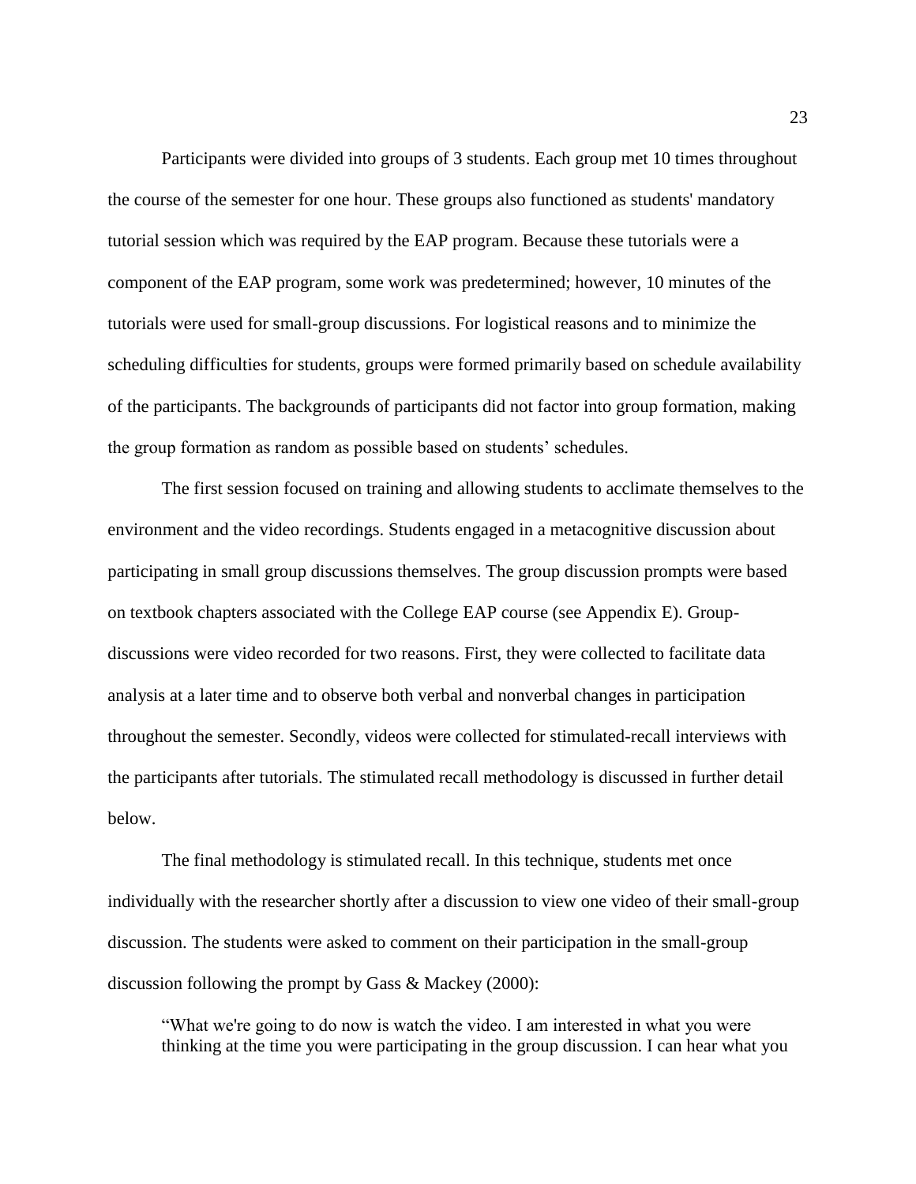Participants were divided into groups of 3 students. Each group met 10 times throughout the course of the semester for one hour. These groups also functioned as students' mandatory tutorial session which was required by the EAP program. Because these tutorials were a component of the EAP program, some work was predetermined; however, 10 minutes of the tutorials were used for small-group discussions. For logistical reasons and to minimize the scheduling difficulties for students, groups were formed primarily based on schedule availability of the participants. The backgrounds of participants did not factor into group formation, making the group formation as random as possible based on students' schedules.

The first session focused on training and allowing students to acclimate themselves to the environment and the video recordings. Students engaged in a metacognitive discussion about participating in small group discussions themselves. The group discussion prompts were based on textbook chapters associated with the College EAP course (see Appendix E). Group-discussions were video recorded for two reasons. First, they were collected to facilitate data analysis at a later time and to observe both verbal and nonverbal changes in participation throughout the semester. Secondly, videos were collected for stimulated-recall interviews with the participants after tutorials. The stimulated recall methodology is discussed in further detail below.

The final methodology is stimulated recall. In this technique, students met once individually with the researcher shortly after a discussion to view one video of their small-group discussion. The students were asked to comment on their participation in the small-group discussion following the prompt by Gass & Mackey (2000):

> "What we're going to do now is watch the video. I am interested in what you were thinking at the time you were participating in the group discussion. I can hear what you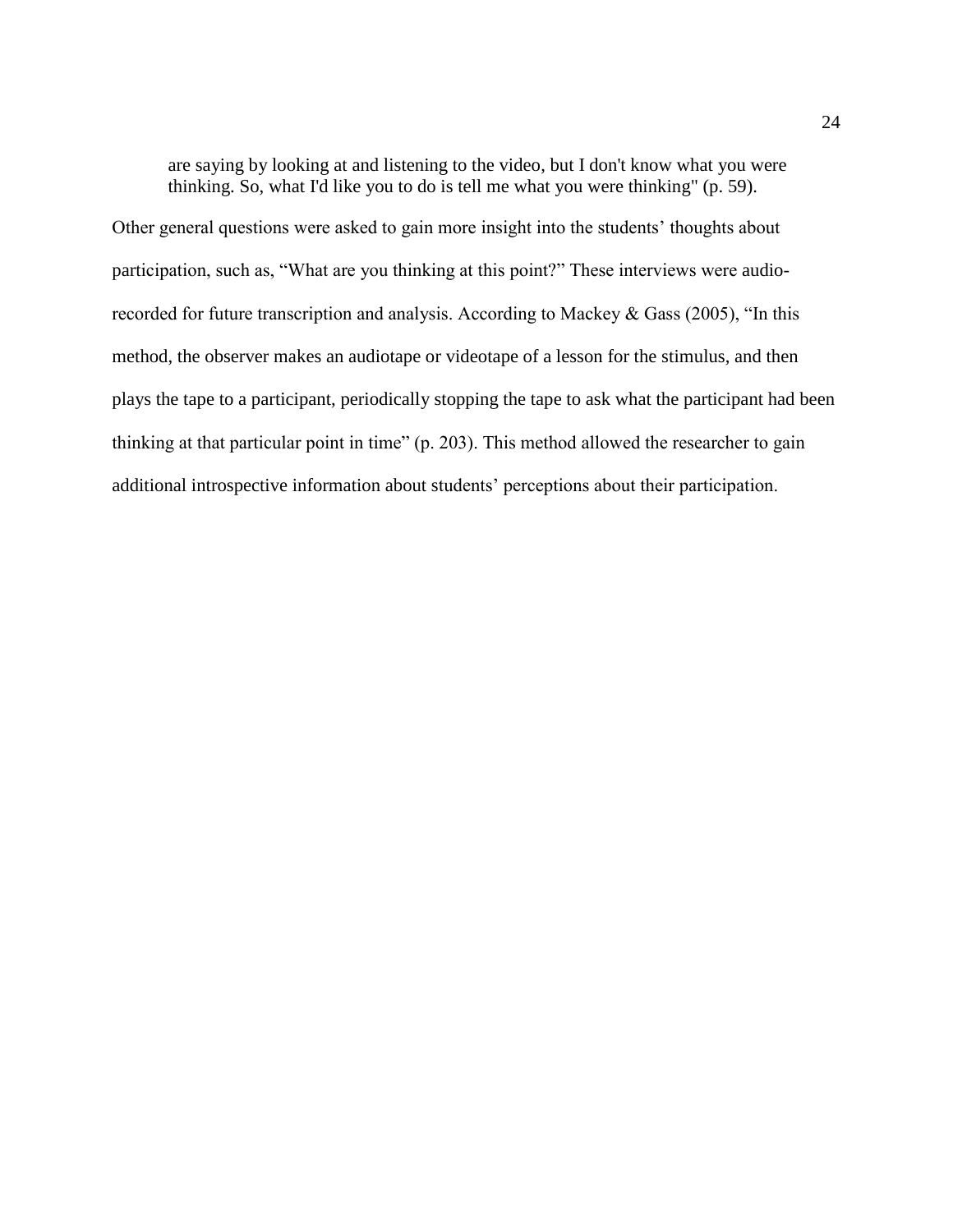> are saying by looking at and listening to the video, but I don't know what you were thinking. So, what I'd like you to do is tell me what you were thinking" (p. 59).

Other general questions were asked to gain more insight into the students' thoughts about participation, such as, "What are you thinking at this point?" These interviews were audio-recorded for future transcription and analysis. According to Mackey & Gass (2005), "In this method, the observer makes an audiotape or videotape of a lesson for the stimulus, and then plays the tape to a participant, periodically stopping the tape to ask what the participant had been thinking at that particular point in time" (p. 203). This method allowed the researcher to gain additional introspective information about students' perceptions about their participation.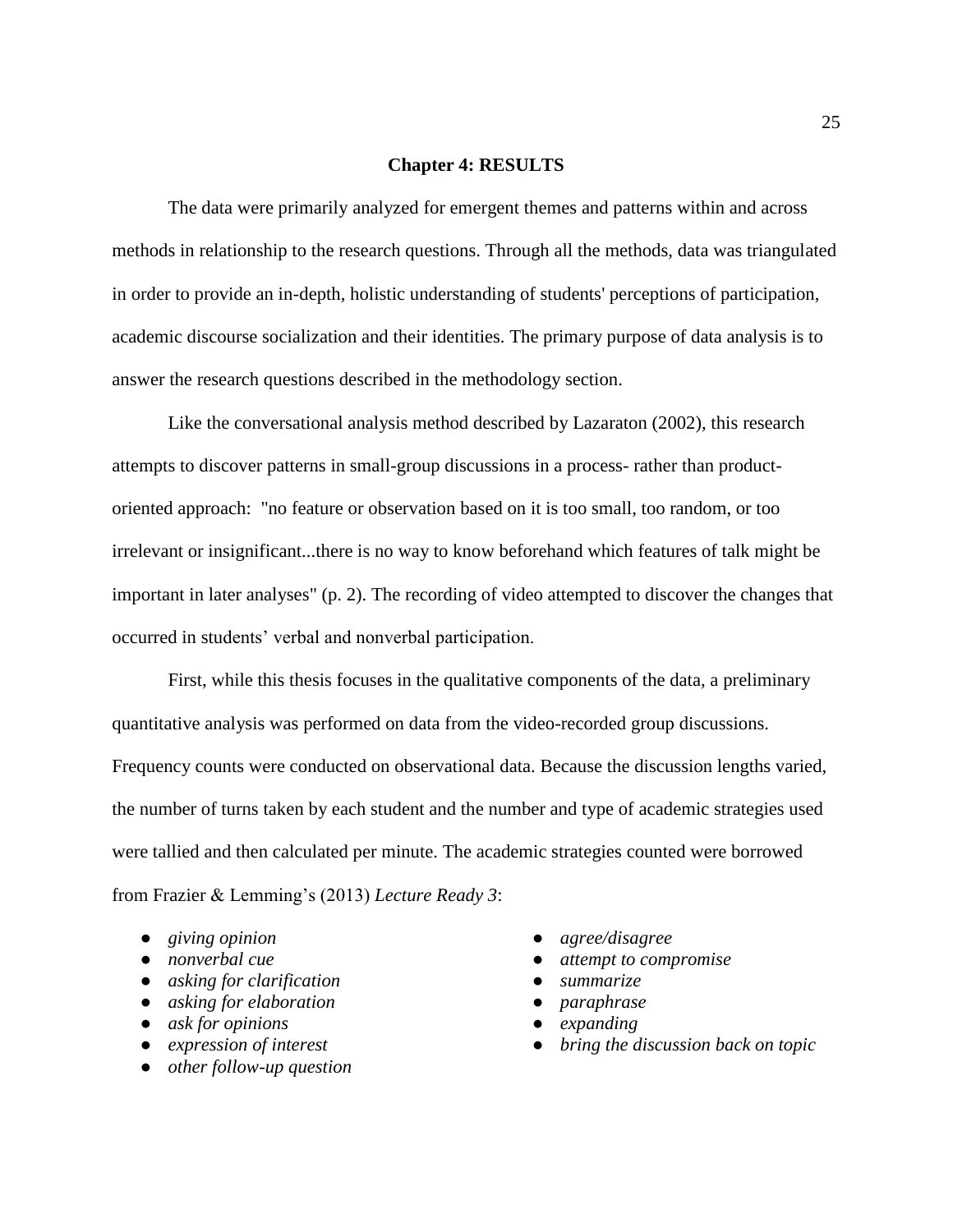# Chapter 4: RESULTS

The data were primarily analyzed for emergent themes and patterns within and across methods in relationship to the research questions. Through all the methods, data was triangulated in order to provide an in-depth, holistic understanding of students' perceptions of participation, academic discourse socialization and their identities. The primary purpose of data analysis is to answer the research questions described in the methodology section.

Like the conversational analysis method described by Lazaraton (2002), this research attempts to discover patterns in small-group discussions in a process- rather than product-oriented approach: "no feature or observation based on it is too small, too random, or too irrelevant or insignificant...there is no way to know beforehand which features of talk might be important in later analyses" (p. 2). The recording of video attempted to discover the changes that occurred in students' verbal and nonverbal participation.

First, while this thesis focuses in the qualitative components of the data, a preliminary quantitative analysis was performed on data from the video-recorded group discussions. Frequency counts were conducted on observational data. Because the discussion lengths varied, the number of turns taken by each student and the number and type of academic strategies used were tallied and then calculated per minute. The academic strategies counted were borrowed from Frazier & Lemming's (2013) *Lecture Ready 3*:

- *giving opinion*
- *nonverbal cue*
- *asking for clarification*
- *asking for elaboration*
- *ask for opinions*
- *expression of interest*
- *other follow-up question*
- *agree/disagree*
- *attempt to compromise*
- *summarize*
- *paraphrase*
- *expanding*
- *bring the discussion back on topic*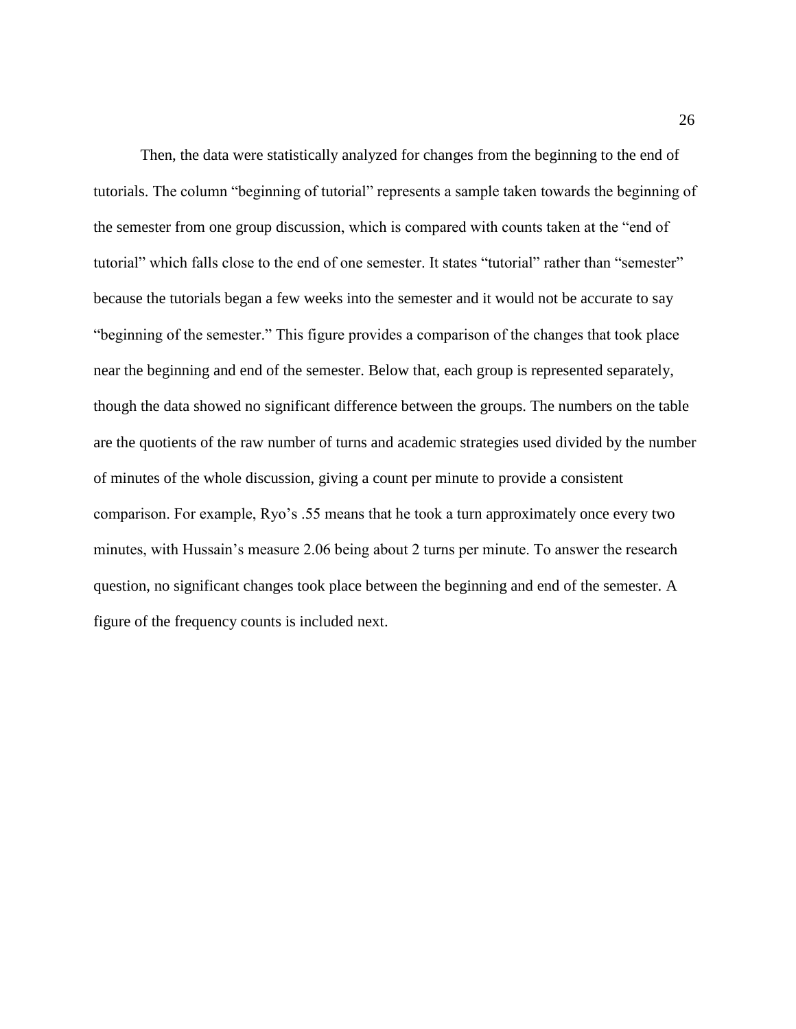Then, the data were statistically analyzed for changes from the beginning to the end of tutorials. The column "beginning of tutorial" represents a sample taken towards the beginning of the semester from one group discussion, which is compared with counts taken at the "end of tutorial" which falls close to the end of one semester. It states "tutorial" rather than "semester" because the tutorials began a few weeks into the semester and it would not be accurate to say "beginning of the semester." This figure provides a comparison of the changes that took place near the beginning and end of the semester. Below that, each group is represented separately, though the data showed no significant difference between the groups. The numbers on the table are the quotients of the raw number of turns and academic strategies used divided by the number of minutes of the whole discussion, giving a count per minute to provide a consistent comparison. For example, Ryo's .55 means that he took a turn approximately once every two minutes, with Hussain's measure 2.06 being about 2 turns per minute. To answer the research question, no significant changes took place between the beginning and end of the semester. A figure of the frequency counts is included next.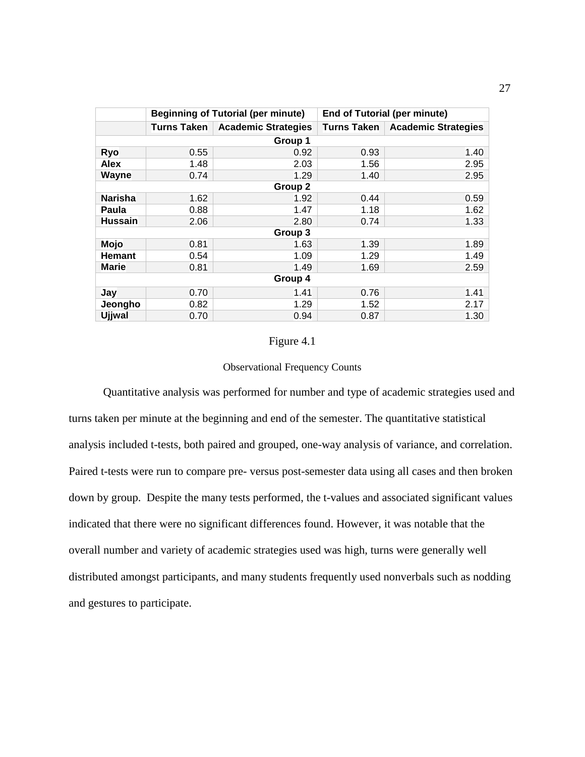| | Beginning of Tutorial (per minute) | | End of Tutorial (per minute) | |
|---|---|---|---|---|
| | Turns Taken | Academic Strategies | Turns Taken | Academic Strategies |
| **Group 1** | | | | |
| Ryo | 0.55 | 0.92 | 0.93 | 1.40 |
| Alex | 1.48 | 2.03 | 1.56 | 2.95 |
| Wayne | 0.74 | 1.29 | 1.40 | 2.95 |
| **Group 2** | | | | |
| Narisha | 1.62 | 1.92 | 0.44 | 0.59 |
| Paula | 0.88 | 1.47 | 1.18 | 1.62 |
| Hussain | 2.06 | 2.80 | 0.74 | 1.33 |
| **Group 3** | | | | |
| Mojo | 0.81 | 1.63 | 1.39 | 1.89 |
| Hemant | 0.54 | 1.09 | 1.29 | 1.49 |
| Marie | 0.81 | 1.49 | 1.69 | 2.59 |
| **Group 4** | | | | |
| Jay | 0.70 | 1.41 | 0.76 | 1.41 |
| Jeongho | 0.82 | 1.29 | 1.52 | 2.17 |
| Ujjwal | 0.70 | 0.94 | 0.87 | 1.30 |

Figure 4.1

Observational Frequency Counts

Quantitative analysis was performed for number and type of academic strategies used and turns taken per minute at the beginning and end of the semester. The quantitative statistical analysis included t-tests, both paired and grouped, one-way analysis of variance, and correlation. Paired t-tests were run to compare pre- versus post-semester data using all cases and then broken down by group. Despite the many tests performed, the t-values and associated significant values indicated that there were no significant differences found. However, it was notable that the overall number and variety of academic strategies used was high, turns were generally well distributed amongst participants, and many students frequently used nonverbals such as nodding and gestures to participate.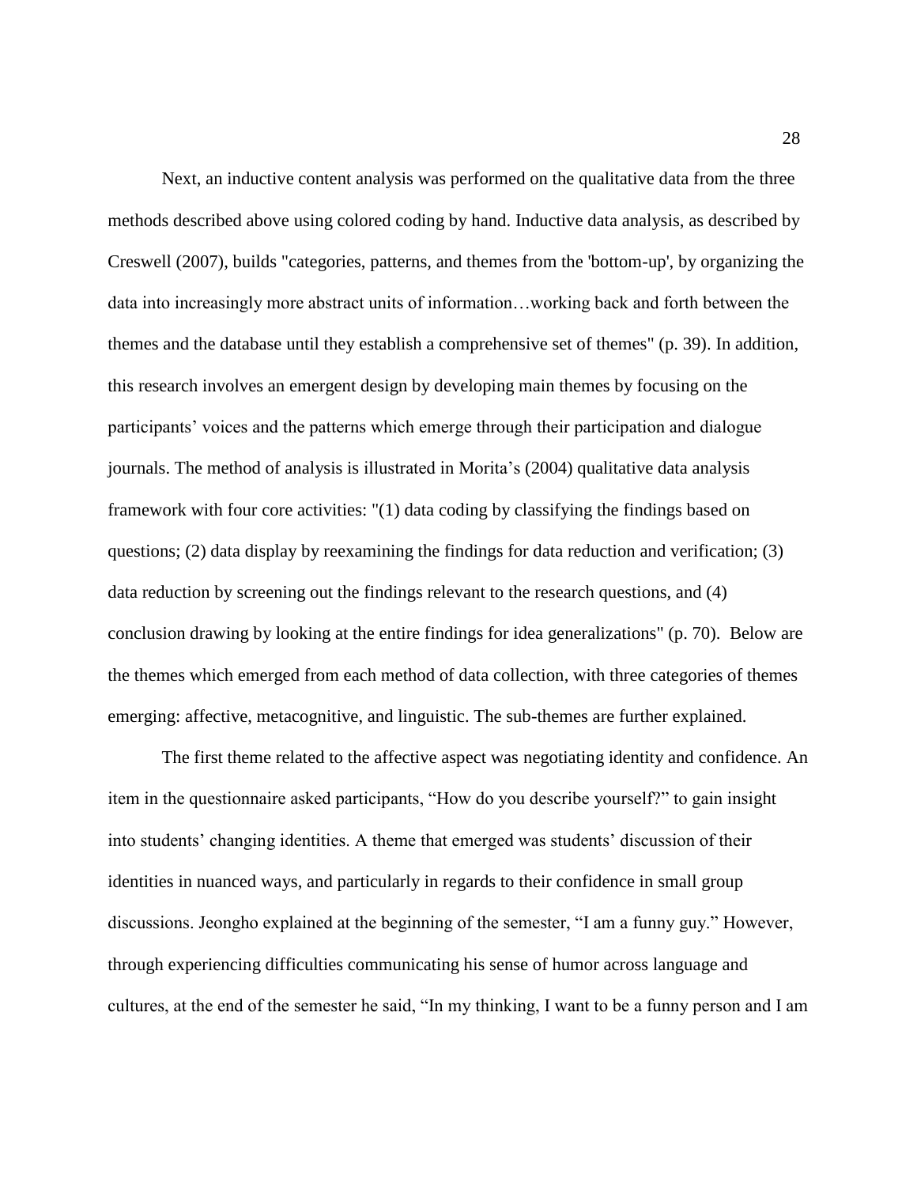Next, an inductive content analysis was performed on the qualitative data from the three methods described above using colored coding by hand. Inductive data analysis, as described by Creswell (2007), builds "categories, patterns, and themes from the 'bottom-up', by organizing the data into increasingly more abstract units of information…working back and forth between the themes and the database until they establish a comprehensive set of themes" (p. 39). In addition, this research involves an emergent design by developing main themes by focusing on the participants' voices and the patterns which emerge through their participation and dialogue journals. The method of analysis is illustrated in Morita's (2004) qualitative data analysis framework with four core activities: "(1) data coding by classifying the findings based on questions; (2) data display by reexamining the findings for data reduction and verification; (3) data reduction by screening out the findings relevant to the research questions, and (4) conclusion drawing by looking at the entire findings for idea generalizations" (p. 70). Below are the themes which emerged from each method of data collection, with three categories of themes emerging: affective, metacognitive, and linguistic. The sub-themes are further explained.

The first theme related to the affective aspect was negotiating identity and confidence. An item in the questionnaire asked participants, "How do you describe yourself?" to gain insight into students' changing identities. A theme that emerged was students' discussion of their identities in nuanced ways, and particularly in regards to their confidence in small group discussions. Jeongho explained at the beginning of the semester, "I am a funny guy." However, through experiencing difficulties communicating his sense of humor across language and cultures, at the end of the semester he said, "In my thinking, I want to be a funny person and I am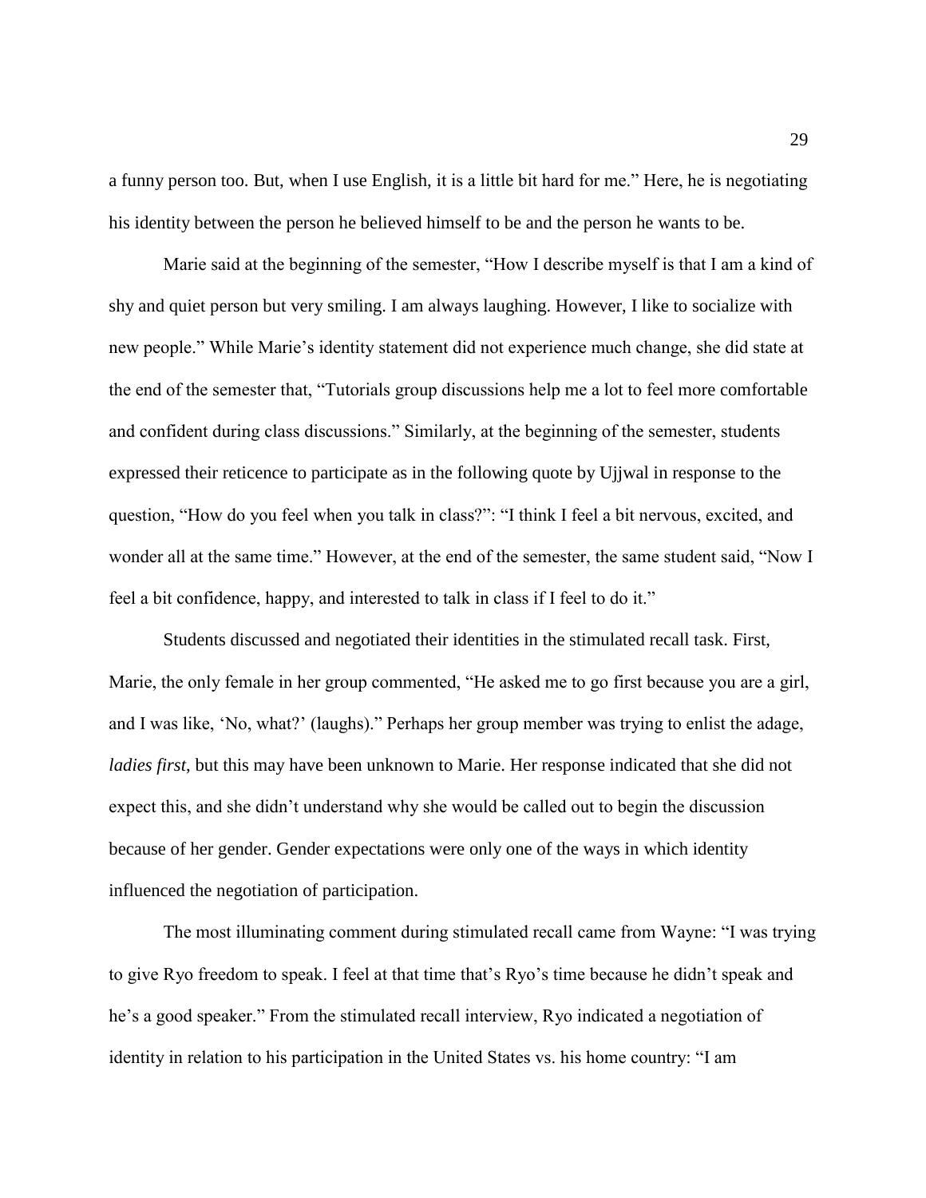a funny person too. But, when I use English, it is a little bit hard for me." Here, he is negotiating his identity between the person he believed himself to be and the person he wants to be.

Marie said at the beginning of the semester, "How I describe myself is that I am a kind of shy and quiet person but very smiling. I am always laughing. However, I like to socialize with new people." While Marie's identity statement did not experience much change, she did state at the end of the semester that, "Tutorials group discussions help me a lot to feel more comfortable and confident during class discussions." Similarly, at the beginning of the semester, students expressed their reticence to participate as in the following quote by Ujjwal in response to the question, "How do you feel when you talk in class?": "I think I feel a bit nervous, excited, and wonder all at the same time." However, at the end of the semester, the same student said, "Now I feel a bit confidence, happy, and interested to talk in class if I feel to do it."

Students discussed and negotiated their identities in the stimulated recall task. First, Marie, the only female in her group commented, "He asked me to go first because you are a girl, and I was like, 'No, what?' (laughs)." Perhaps her group member was trying to enlist the adage, *ladies first*, but this may have been unknown to Marie. Her response indicated that she did not expect this, and she didn't understand why she would be called out to begin the discussion because of her gender. Gender expectations were only one of the ways in which identity influenced the negotiation of participation.

The most illuminating comment during stimulated recall came from Wayne: "I was trying to give Ryo freedom to speak. I feel at that time that's Ryo's time because he didn't speak and he's a good speaker." From the stimulated recall interview, Ryo indicated a negotiation of identity in relation to his participation in the United States vs. his home country: "I am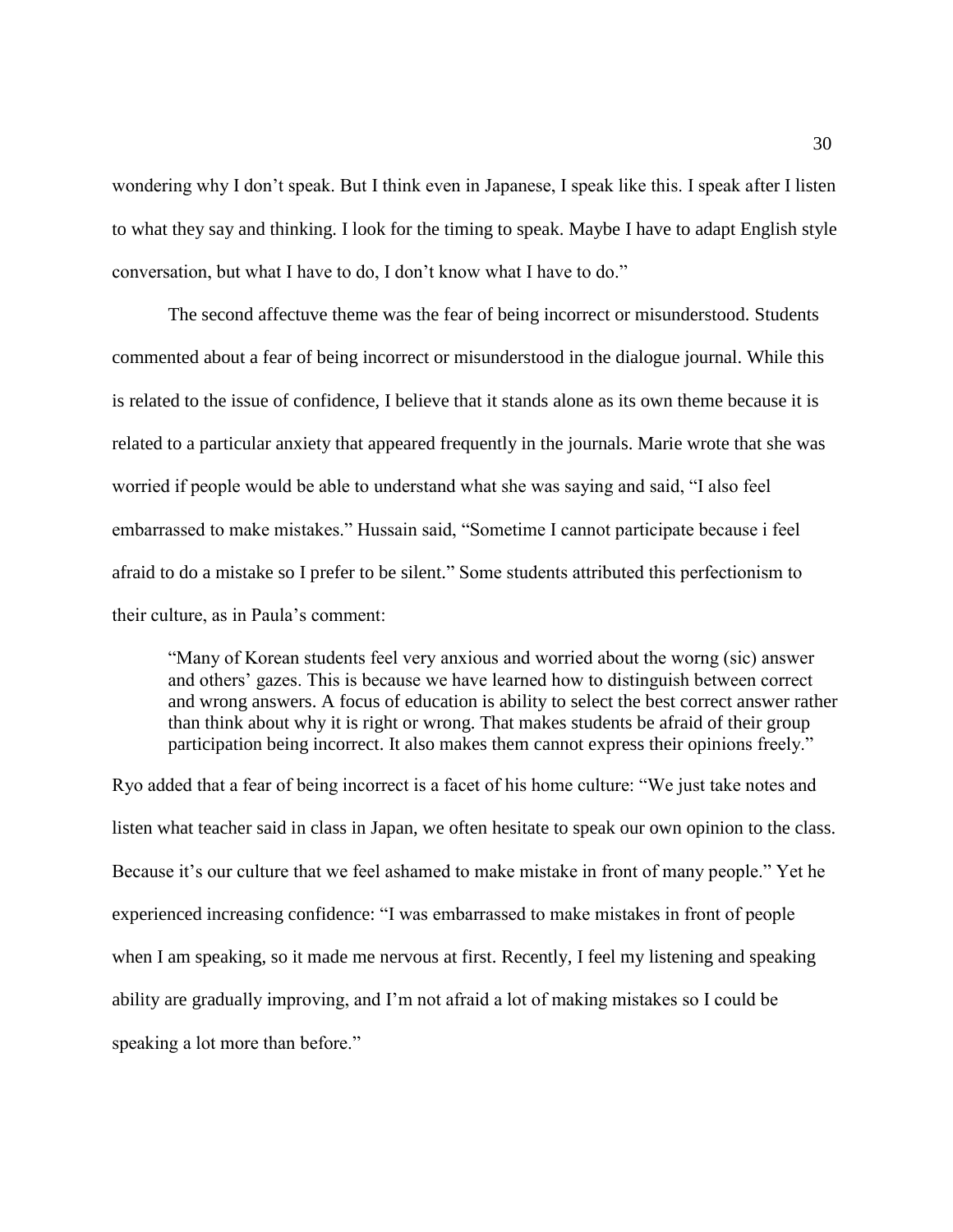wondering why I don't speak. But I think even in Japanese, I speak like this. I speak after I listen to what they say and thinking. I look for the timing to speak. Maybe I have to adapt English style conversation, but what I have to do, I don't know what I have to do."

The second affectuve theme was the fear of being incorrect or misunderstood. Students commented about a fear of being incorrect or misunderstood in the dialogue journal. While this is related to the issue of confidence, I believe that it stands alone as its own theme because it is related to a particular anxiety that appeared frequently in the journals. Marie wrote that she was worried if people would be able to understand what she was saying and said, "I also feel embarrassed to make mistakes." Hussain said, "Sometime I cannot participate because i feel afraid to do a mistake so I prefer to be silent." Some students attributed this perfectionism to their culture, as in Paula's comment:

> "Many of Korean students feel very anxious and worried about the worng (sic) answer and others' gazes. This is because we have learned how to distinguish between correct and wrong answers. A focus of education is ability to select the best correct answer rather than think about why it is right or wrong. That makes students be afraid of their group participation being incorrect. It also makes them cannot express their opinions freely."

Ryo added that a fear of being incorrect is a facet of his home culture: "We just take notes and listen what teacher said in class in Japan, we often hesitate to speak our own opinion to the class. Because it's our culture that we feel ashamed to make mistake in front of many people." Yet he experienced increasing confidence: "I was embarrassed to make mistakes in front of people when I am speaking, so it made me nervous at first. Recently, I feel my listening and speaking ability are gradually improving, and I'm not afraid a lot of making mistakes so I could be speaking a lot more than before."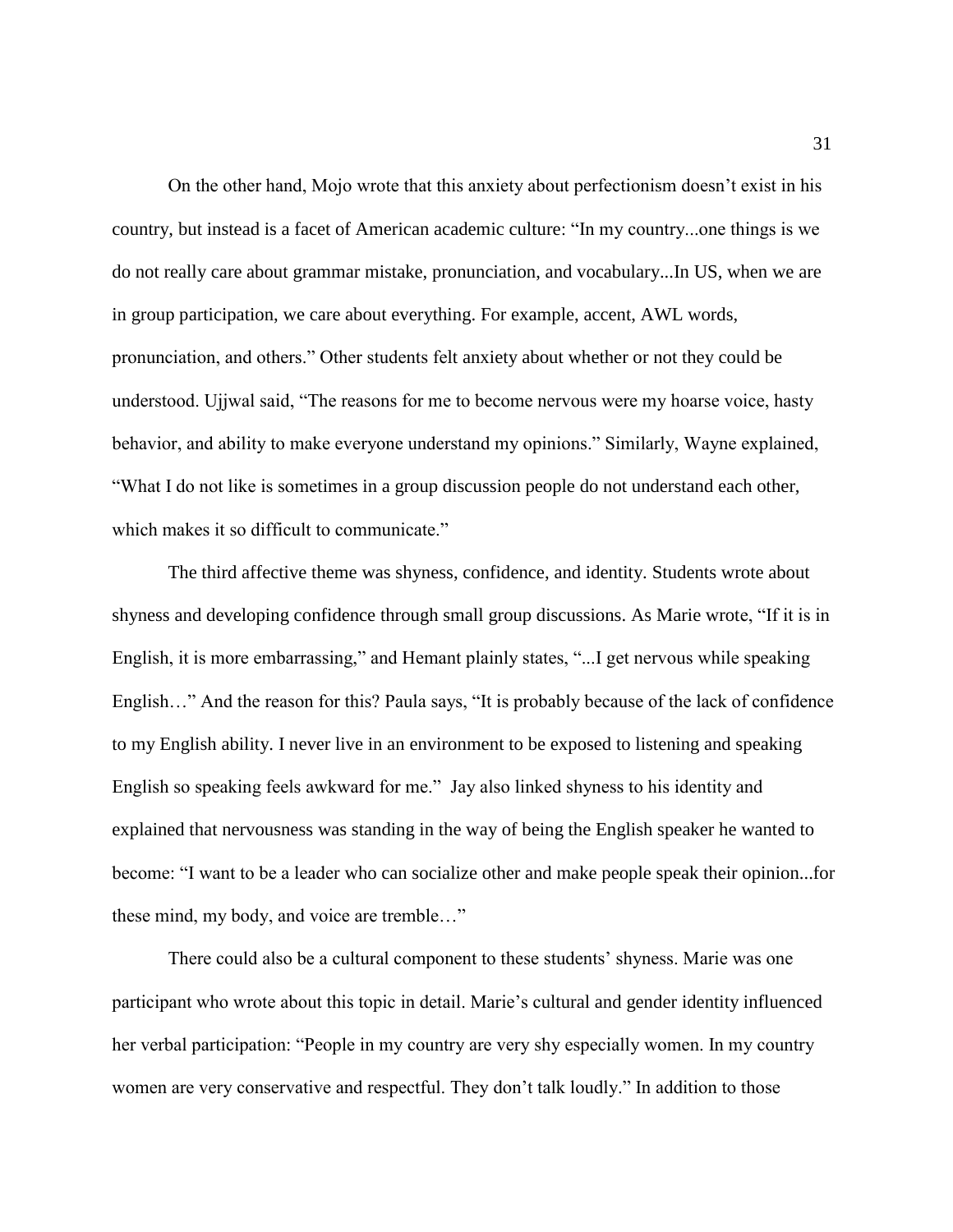On the other hand, Mojo wrote that this anxiety about perfectionism doesn't exist in his country, but instead is a facet of American academic culture: "In my country...one things is we do not really care about grammar mistake, pronunciation, and vocabulary...In US, when we are in group participation, we care about everything. For example, accent, AWL words, pronunciation, and others." Other students felt anxiety about whether or not they could be understood. Ujjwal said, "The reasons for me to become nervous were my hoarse voice, hasty behavior, and ability to make everyone understand my opinions." Similarly, Wayne explained, "What I do not like is sometimes in a group discussion people do not understand each other, which makes it so difficult to communicate."

The third affective theme was shyness, confidence, and identity. Students wrote about shyness and developing confidence through small group discussions. As Marie wrote, "If it is in English, it is more embarrassing," and Hemant plainly states, "...I get nervous while speaking English…" And the reason for this? Paula says, "It is probably because of the lack of confidence to my English ability. I never live in an environment to be exposed to listening and speaking English so speaking feels awkward for me." Jay also linked shyness to his identity and explained that nervousness was standing in the way of being the English speaker he wanted to become: "I want to be a leader who can socialize other and make people speak their opinion...for these mind, my body, and voice are tremble…"

There could also be a cultural component to these students' shyness. Marie was one participant who wrote about this topic in detail. Marie's cultural and gender identity influenced her verbal participation: "People in my country are very shy especially women. In my country women are very conservative and respectful. They don't talk loudly." In addition to those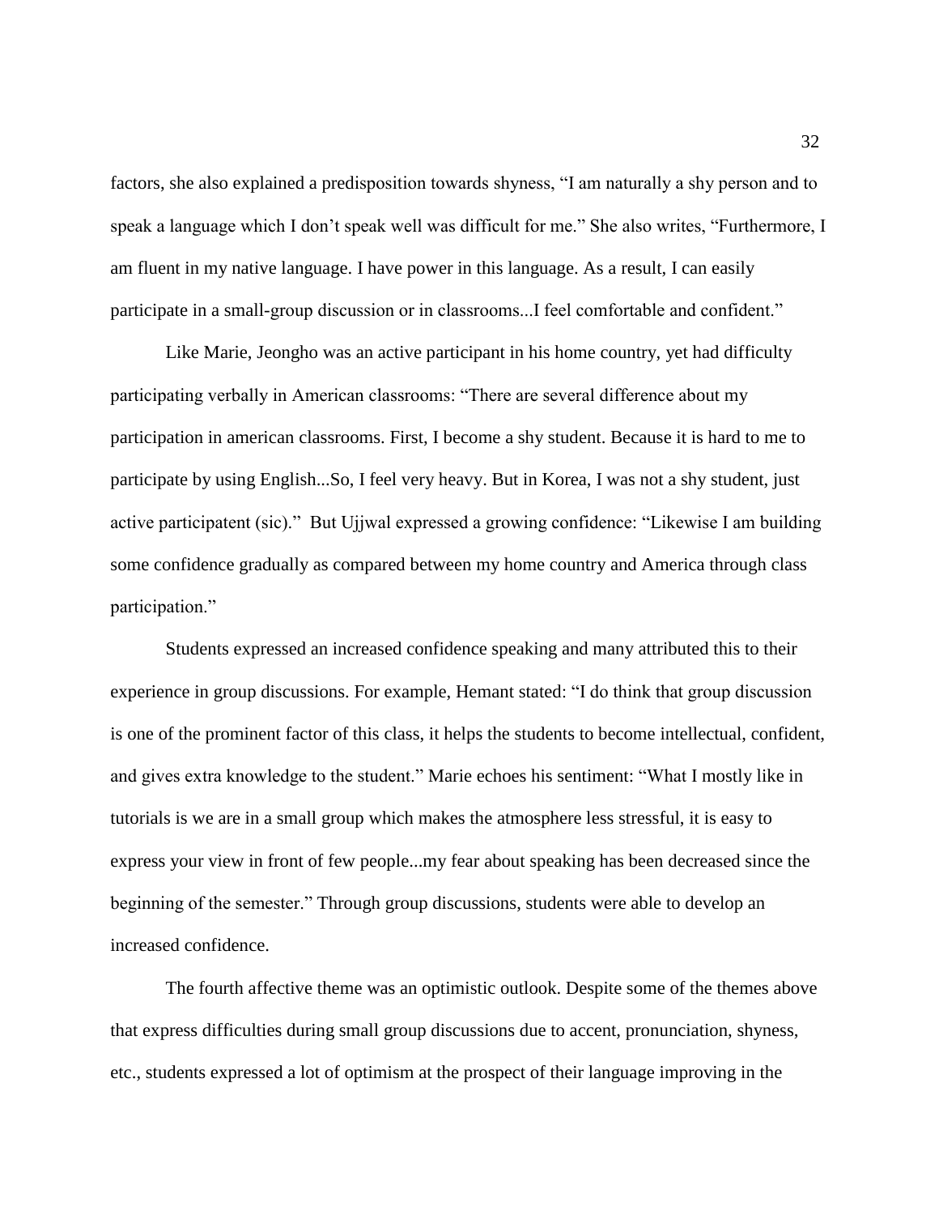factors, she also explained a predisposition towards shyness, "I am naturally a shy person and to speak a language which I don't speak well was difficult for me." She also writes, "Furthermore, I am fluent in my native language. I have power in this language. As a result, I can easily participate in a small-group discussion or in classrooms...I feel comfortable and confident."

Like Marie, Jeongho was an active participant in his home country, yet had difficulty participating verbally in American classrooms: "There are several difference about my participation in american classrooms. First, I become a shy student. Because it is hard to me to participate by using English...So, I feel very heavy. But in Korea, I was not a shy student, just active participatent (sic)." But Ujjwal expressed a growing confidence: "Likewise I am building some confidence gradually as compared between my home country and America through class participation."

Students expressed an increased confidence speaking and many attributed this to their experience in group discussions. For example, Hemant stated: "I do think that group discussion is one of the prominent factor of this class, it helps the students to become intellectual, confident, and gives extra knowledge to the student." Marie echoes his sentiment: "What I mostly like in tutorials is we are in a small group which makes the atmosphere less stressful, it is easy to express your view in front of few people...my fear about speaking has been decreased since the beginning of the semester." Through group discussions, students were able to develop an increased confidence.

The fourth affective theme was an optimistic outlook. Despite some of the themes above that express difficulties during small group discussions due to accent, pronunciation, shyness, etc., students expressed a lot of optimism at the prospect of their language improving in the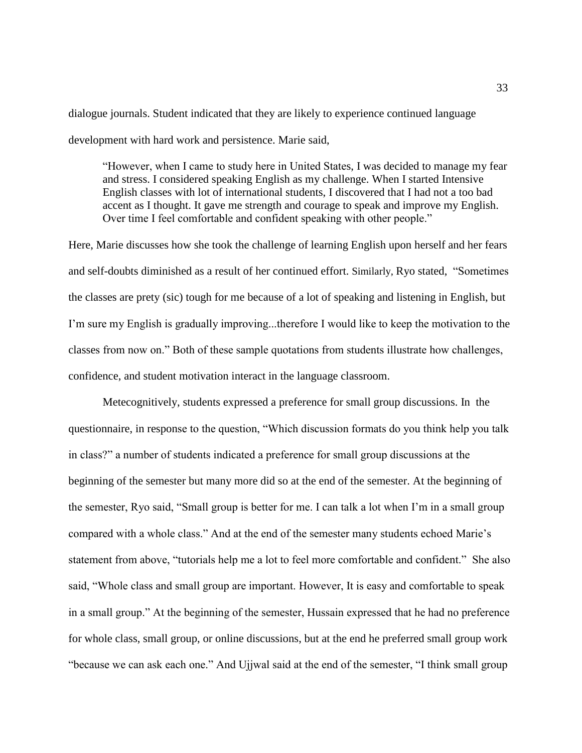dialogue journals. Student indicated that they are likely to experience continued language development with hard work and persistence. Marie said,

> "However, when I came to study here in United States, I was decided to manage my fear and stress. I considered speaking English as my challenge. When I started Intensive English classes with lot of international students, I discovered that I had not a too bad accent as I thought. It gave me strength and courage to speak and improve my English. Over time I feel comfortable and confident speaking with other people."

Here, Marie discusses how she took the challenge of learning English upon herself and her fears and self-doubts diminished as a result of her continued effort. Similarly, Ryo stated, "Sometimes the classes are prety (sic) tough for me because of a lot of speaking and listening in English, but I'm sure my English is gradually improving...therefore I would like to keep the motivation to the classes from now on." Both of these sample quotations from students illustrate how challenges, confidence, and student motivation interact in the language classroom.

Metecognitively, students expressed a preference for small group discussions. In the questionnaire, in response to the question, "Which discussion formats do you think help you talk in class?" a number of students indicated a preference for small group discussions at the beginning of the semester but many more did so at the end of the semester. At the beginning of the semester, Ryo said, "Small group is better for me. I can talk a lot when I'm in a small group compared with a whole class." And at the end of the semester many students echoed Marie's statement from above, "tutorials help me a lot to feel more comfortable and confident." She also said, "Whole class and small group are important. However, It is easy and comfortable to speak in a small group." At the beginning of the semester, Hussain expressed that he had no preference for whole class, small group, or online discussions, but at the end he preferred small group work "because we can ask each one." And Ujjwal said at the end of the semester, "I think small group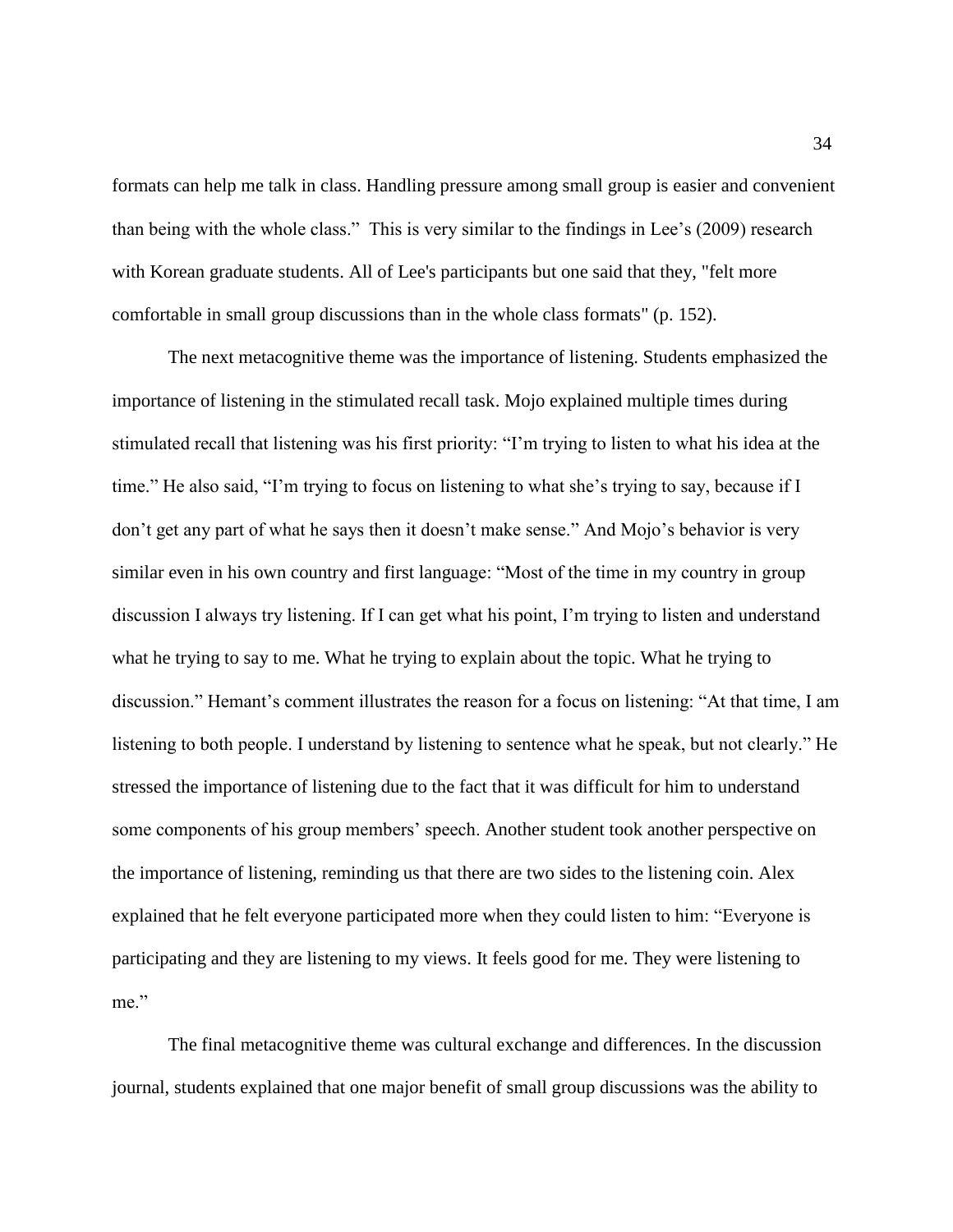formats can help me talk in class. Handling pressure among small group is easier and convenient than being with the whole class." This is very similar to the findings in Lee's (2009) research with Korean graduate students. All of Lee's participants but one said that they, "felt more comfortable in small group discussions than in the whole class formats" (p. 152).

The next metacognitive theme was the importance of listening. Students emphasized the importance of listening in the stimulated recall task. Mojo explained multiple times during stimulated recall that listening was his first priority: "I'm trying to listen to what his idea at the time." He also said, "I'm trying to focus on listening to what she's trying to say, because if I don't get any part of what he says then it doesn't make sense." And Mojo's behavior is very similar even in his own country and first language: "Most of the time in my country in group discussion I always try listening. If I can get what his point, I'm trying to listen and understand what he trying to say to me. What he trying to explain about the topic. What he trying to discussion." Hemant's comment illustrates the reason for a focus on listening: "At that time, I am listening to both people. I understand by listening to sentence what he speak, but not clearly." He stressed the importance of listening due to the fact that it was difficult for him to understand some components of his group members' speech. Another student took another perspective on the importance of listening, reminding us that there are two sides to the listening coin. Alex explained that he felt everyone participated more when they could listen to him: "Everyone is participating and they are listening to my views. It feels good for me. They were listening to me."

The final metacognitive theme was cultural exchange and differences. In the discussion journal, students explained that one major benefit of small group discussions was the ability to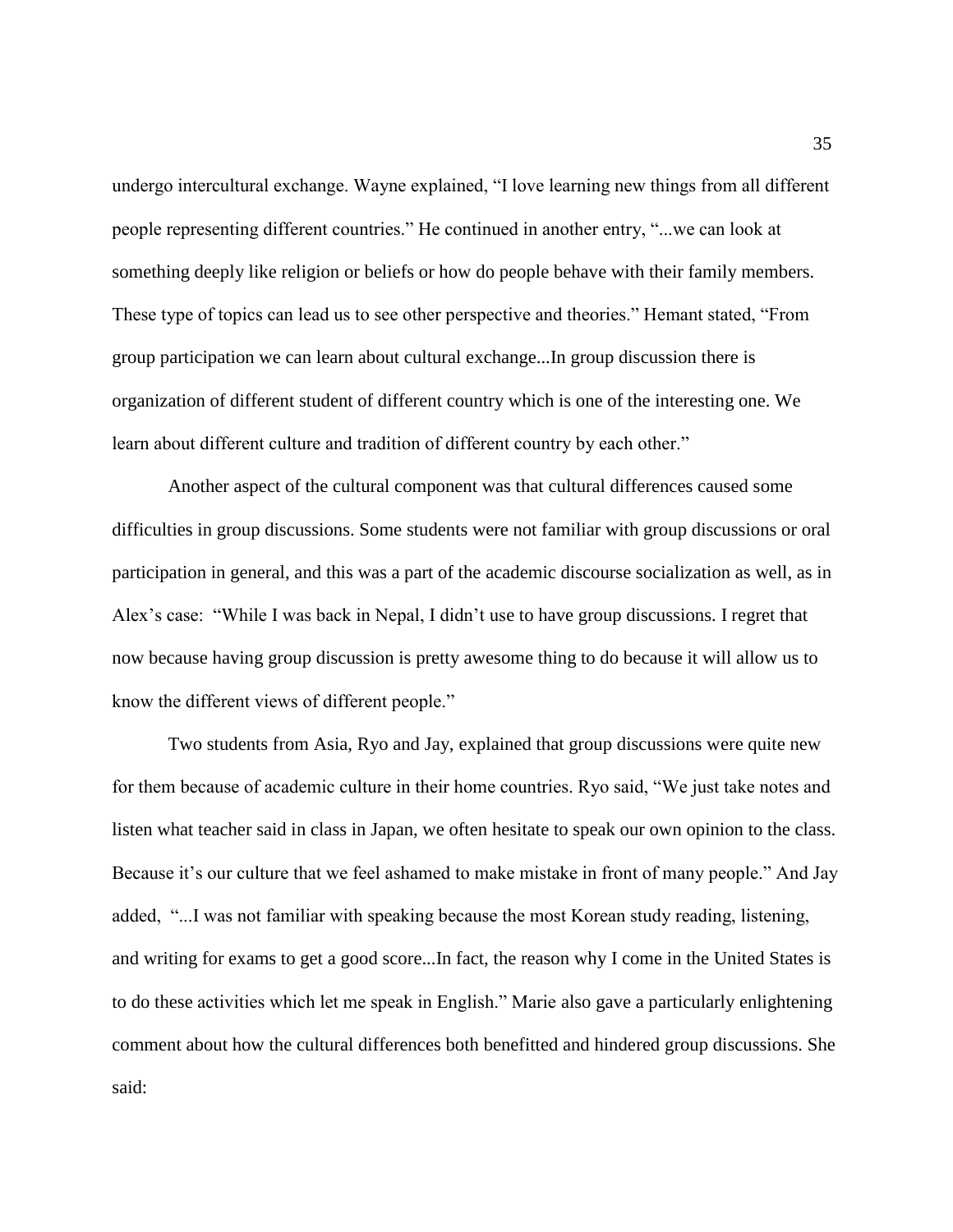undergo intercultural exchange. Wayne explained, "I love learning new things from all different people representing different countries." He continued in another entry, "...we can look at something deeply like religion or beliefs or how do people behave with their family members. These type of topics can lead us to see other perspective and theories." Hemant stated, "From group participation we can learn about cultural exchange...In group discussion there is organization of different student of different country which is one of the interesting one. We learn about different culture and tradition of different country by each other."

Another aspect of the cultural component was that cultural differences caused some difficulties in group discussions. Some students were not familiar with group discussions or oral participation in general, and this was a part of the academic discourse socialization as well, as in Alex's case: "While I was back in Nepal, I didn't use to have group discussions. I regret that now because having group discussion is pretty awesome thing to do because it will allow us to know the different views of different people."

Two students from Asia, Ryo and Jay, explained that group discussions were quite new for them because of academic culture in their home countries. Ryo said, "We just take notes and listen what teacher said in class in Japan, we often hesitate to speak our own opinion to the class. Because it's our culture that we feel ashamed to make mistake in front of many people." And Jay added, "...I was not familiar with speaking because the most Korean study reading, listening, and writing for exams to get a good score...In fact, the reason why I come in the United States is to do these activities which let me speak in English." Marie also gave a particularly enlightening comment about how the cultural differences both benefitted and hindered group discussions. She said: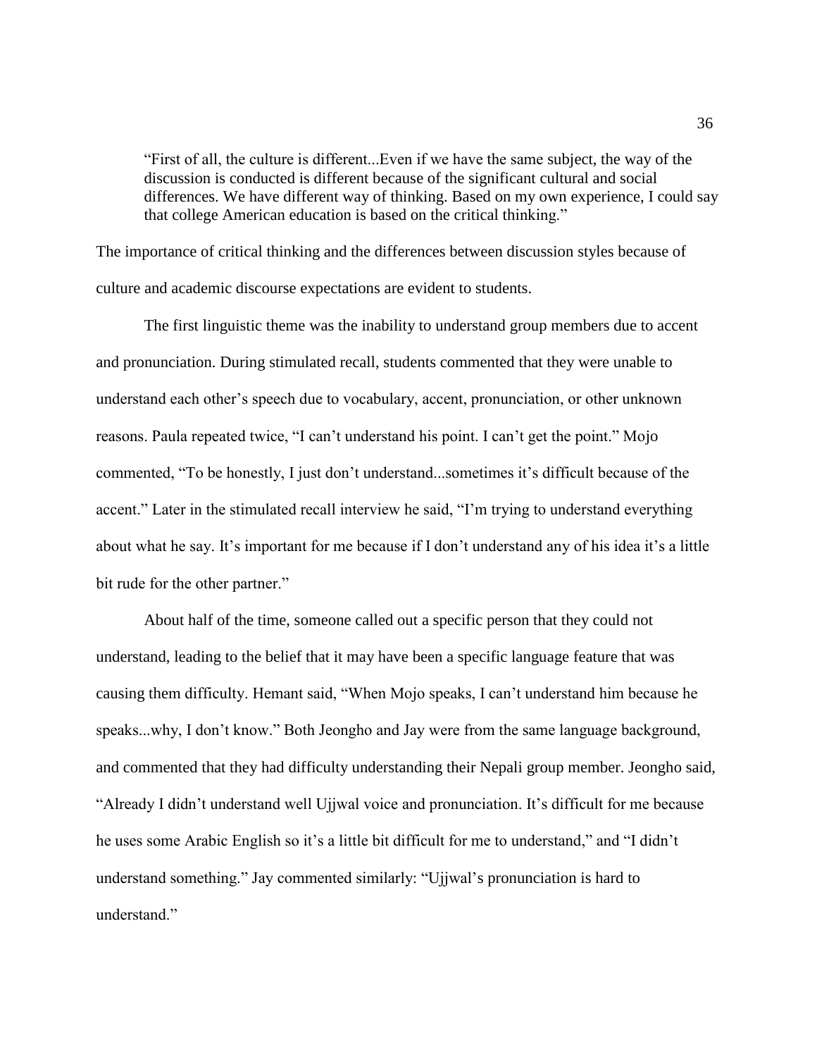> "First of all, the culture is different...Even if we have the same subject, the way of the discussion is conducted is different because of the significant cultural and social differences. We have different way of thinking. Based on my own experience, I could say that college American education is based on the critical thinking."

The importance of critical thinking and the differences between discussion styles because of culture and academic discourse expectations are evident to students.

The first linguistic theme was the inability to understand group members due to accent and pronunciation. During stimulated recall, students commented that they were unable to understand each other's speech due to vocabulary, accent, pronunciation, or other unknown reasons. Paula repeated twice, "I can't understand his point. I can't get the point." Mojo commented, "To be honestly, I just don't understand...sometimes it's difficult because of the accent." Later in the stimulated recall interview he said, "I'm trying to understand everything about what he say. It's important for me because if I don't understand any of his idea it's a little bit rude for the other partner."

About half of the time, someone called out a specific person that they could not understand, leading to the belief that it may have been a specific language feature that was causing them difficulty. Hemant said, "When Mojo speaks, I can't understand him because he speaks...why, I don't know." Both Jeongho and Jay were from the same language background, and commented that they had difficulty understanding their Nepali group member. Jeongho said, "Already I didn't understand well Ujjwal voice and pronunciation. It's difficult for me because he uses some Arabic English so it's a little bit difficult for me to understand," and "I didn't understand something." Jay commented similarly: "Ujjwal's pronunciation is hard to understand."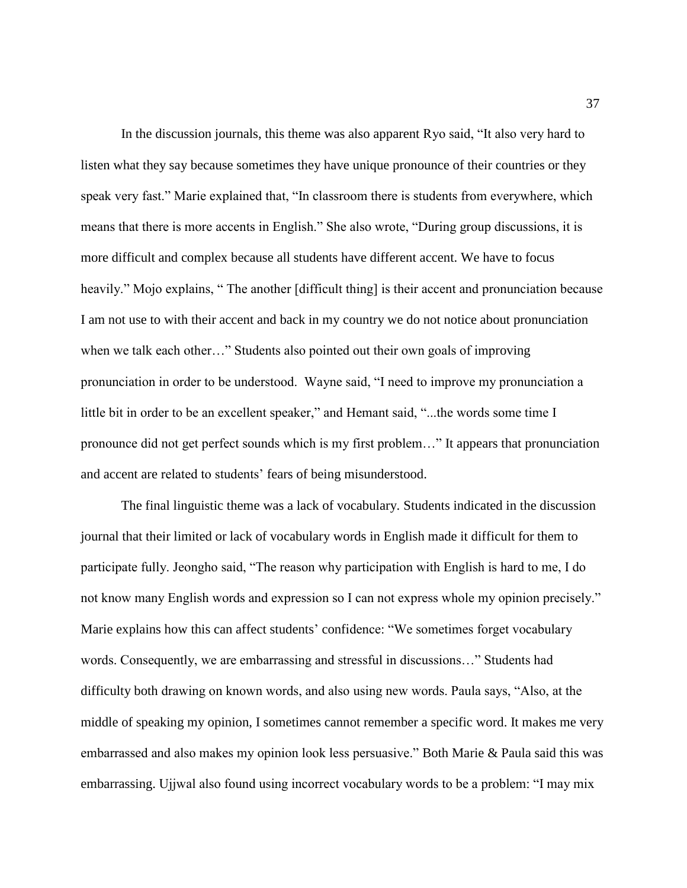In the discussion journals, this theme was also apparent Ryo said, "It also very hard to listen what they say because sometimes they have unique pronounce of their countries or they speak very fast." Marie explained that, "In classroom there is students from everywhere, which means that there is more accents in English." She also wrote, "During group discussions, it is more difficult and complex because all students have different accent. We have to focus heavily." Mojo explains, " The another [difficult thing] is their accent and pronunciation because I am not use to with their accent and back in my country we do not notice about pronunciation when we talk each other…" Students also pointed out their own goals of improving pronunciation in order to be understood. Wayne said, "I need to improve my pronunciation a little bit in order to be an excellent speaker," and Hemant said, "...the words some time I pronounce did not get perfect sounds which is my first problem…" It appears that pronunciation and accent are related to students' fears of being misunderstood.

The final linguistic theme was a lack of vocabulary. Students indicated in the discussion journal that their limited or lack of vocabulary words in English made it difficult for them to participate fully. Jeongho said, "The reason why participation with English is hard to me, I do not know many English words and expression so I can not express whole my opinion precisely." Marie explains how this can affect students' confidence: "We sometimes forget vocabulary words. Consequently, we are embarrassing and stressful in discussions…" Students had difficulty both drawing on known words, and also using new words. Paula says, "Also, at the middle of speaking my opinion, I sometimes cannot remember a specific word. It makes me very embarrassed and also makes my opinion look less persuasive." Both Marie & Paula said this was embarrassing. Ujjwal also found using incorrect vocabulary words to be a problem: "I may mix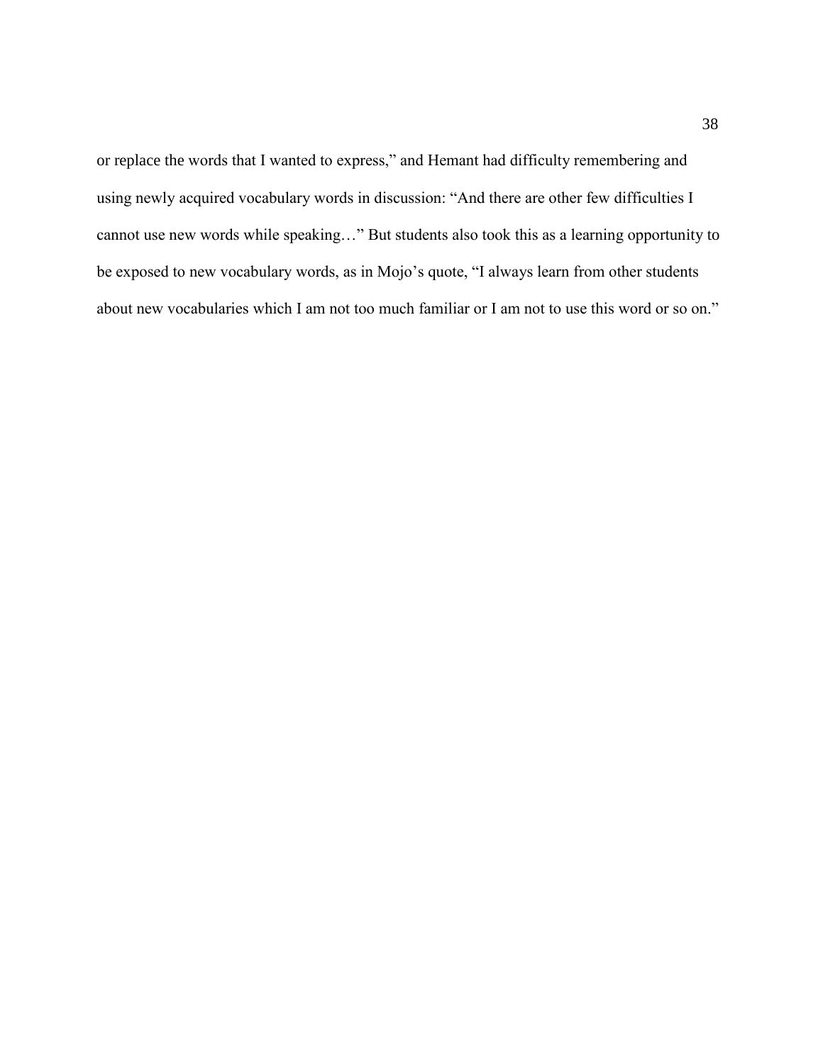or replace the words that I wanted to express," and Hemant had difficulty remembering and using newly acquired vocabulary words in discussion: "And there are other few difficulties I cannot use new words while speaking…" But students also took this as a learning opportunity to be exposed to new vocabulary words, as in Mojo's quote, "I always learn from other students about new vocabularies which I am not too much familiar or I am not to use this word or so on."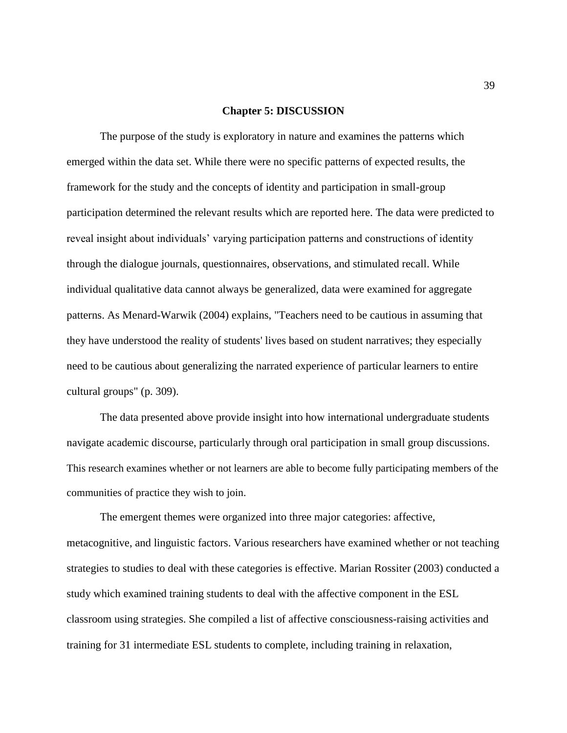# Chapter 5: DISCUSSION

The purpose of the study is exploratory in nature and examines the patterns which emerged within the data set. While there were no specific patterns of expected results, the framework for the study and the concepts of identity and participation in small-group participation determined the relevant results which are reported here. The data were predicted to reveal insight about individuals' varying participation patterns and constructions of identity through the dialogue journals, questionnaires, observations, and stimulated recall. While individual qualitative data cannot always be generalized, data were examined for aggregate patterns. As Menard-Warwik (2004) explains, "Teachers need to be cautious in assuming that they have understood the reality of students' lives based on student narratives; they especially need to be cautious about generalizing the narrated experience of particular learners to entire cultural groups" (p. 309).

The data presented above provide insight into how international undergraduate students navigate academic discourse, particularly through oral participation in small group discussions. This research examines whether or not learners are able to become fully participating members of the communities of practice they wish to join.

The emergent themes were organized into three major categories: affective, metacognitive, and linguistic factors. Various researchers have examined whether or not teaching strategies to studies to deal with these categories is effective. Marian Rossiter (2003) conducted a study which examined training students to deal with the affective component in the ESL classroom using strategies. She compiled a list of affective consciousness-raising activities and training for 31 intermediate ESL students to complete, including training in relaxation,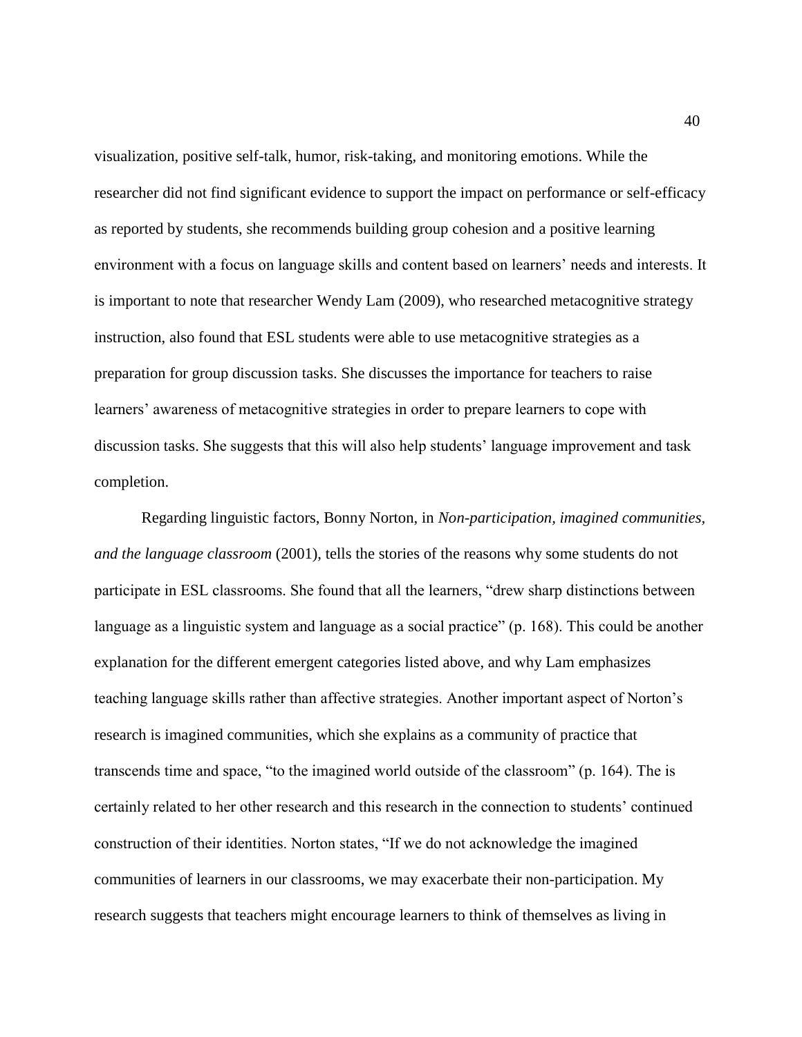visualization, positive self-talk, humor, risk-taking, and monitoring emotions. While the researcher did not find significant evidence to support the impact on performance or self-efficacy as reported by students, she recommends building group cohesion and a positive learning environment with a focus on language skills and content based on learners' needs and interests. It is important to note that researcher Wendy Lam (2009), who researched metacognitive strategy instruction, also found that ESL students were able to use metacognitive strategies as a preparation for group discussion tasks. She discusses the importance for teachers to raise learners' awareness of metacognitive strategies in order to prepare learners to cope with discussion tasks. She suggests that this will also help students' language improvement and task completion.

Regarding linguistic factors, Bonny Norton, in *Non-participation, imagined communities, and the language classroom* (2001), tells the stories of the reasons why some students do not participate in ESL classrooms. She found that all the learners, "drew sharp distinctions between language as a linguistic system and language as a social practice" (p. 168). This could be another explanation for the different emergent categories listed above, and why Lam emphasizes teaching language skills rather than affective strategies. Another important aspect of Norton's research is imagined communities, which she explains as a community of practice that transcends time and space, "to the imagined world outside of the classroom" (p. 164). The is certainly related to her other research and this research in the connection to students' continued construction of their identities. Norton states, "If we do not acknowledge the imagined communities of learners in our classrooms, we may exacerbate their non-participation. My research suggests that teachers might encourage learners to think of themselves as living in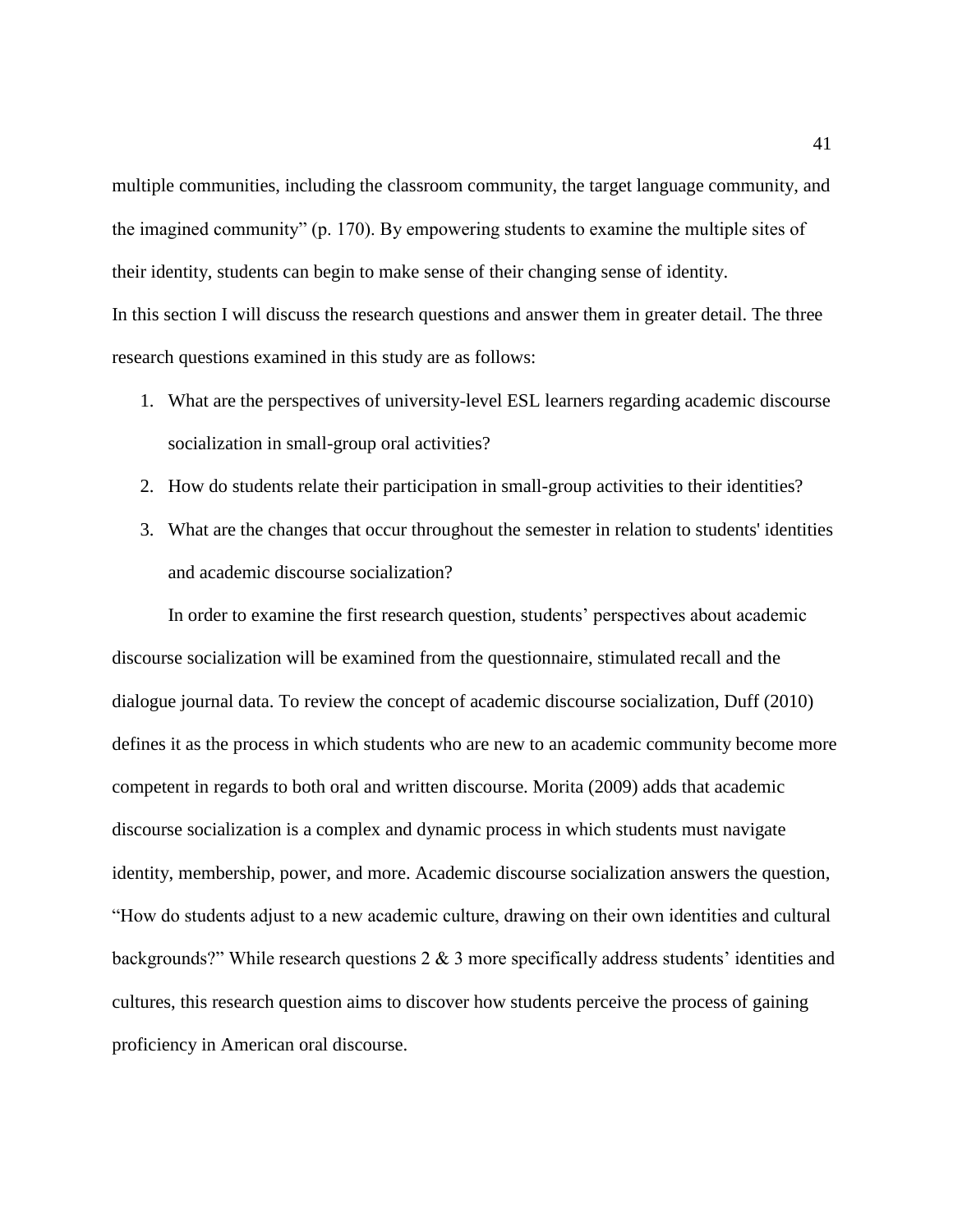multiple communities, including the classroom community, the target language community, and the imagined community" (p. 170). By empowering students to examine the multiple sites of their identity, students can begin to make sense of their changing sense of identity.

In this section I will discuss the research questions and answer them in greater detail. The three research questions examined in this study are as follows:

1. What are the perspectives of university-level ESL learners regarding academic discourse socialization in small-group oral activities?
2. How do students relate their participation in small-group activities to their identities?
3. What are the changes that occur throughout the semester in relation to students' identities and academic discourse socialization?

In order to examine the first research question, students' perspectives about academic discourse socialization will be examined from the questionnaire, stimulated recall and the dialogue journal data. To review the concept of academic discourse socialization, Duff (2010) defines it as the process in which students who are new to an academic community become more competent in regards to both oral and written discourse. Morita (2009) adds that academic discourse socialization is a complex and dynamic process in which students must navigate identity, membership, power, and more. Academic discourse socialization answers the question, "How do students adjust to a new academic culture, drawing on their own identities and cultural backgrounds?" While research questions 2 & 3 more specifically address students' identities and cultures, this research question aims to discover how students perceive the process of gaining proficiency in American oral discourse.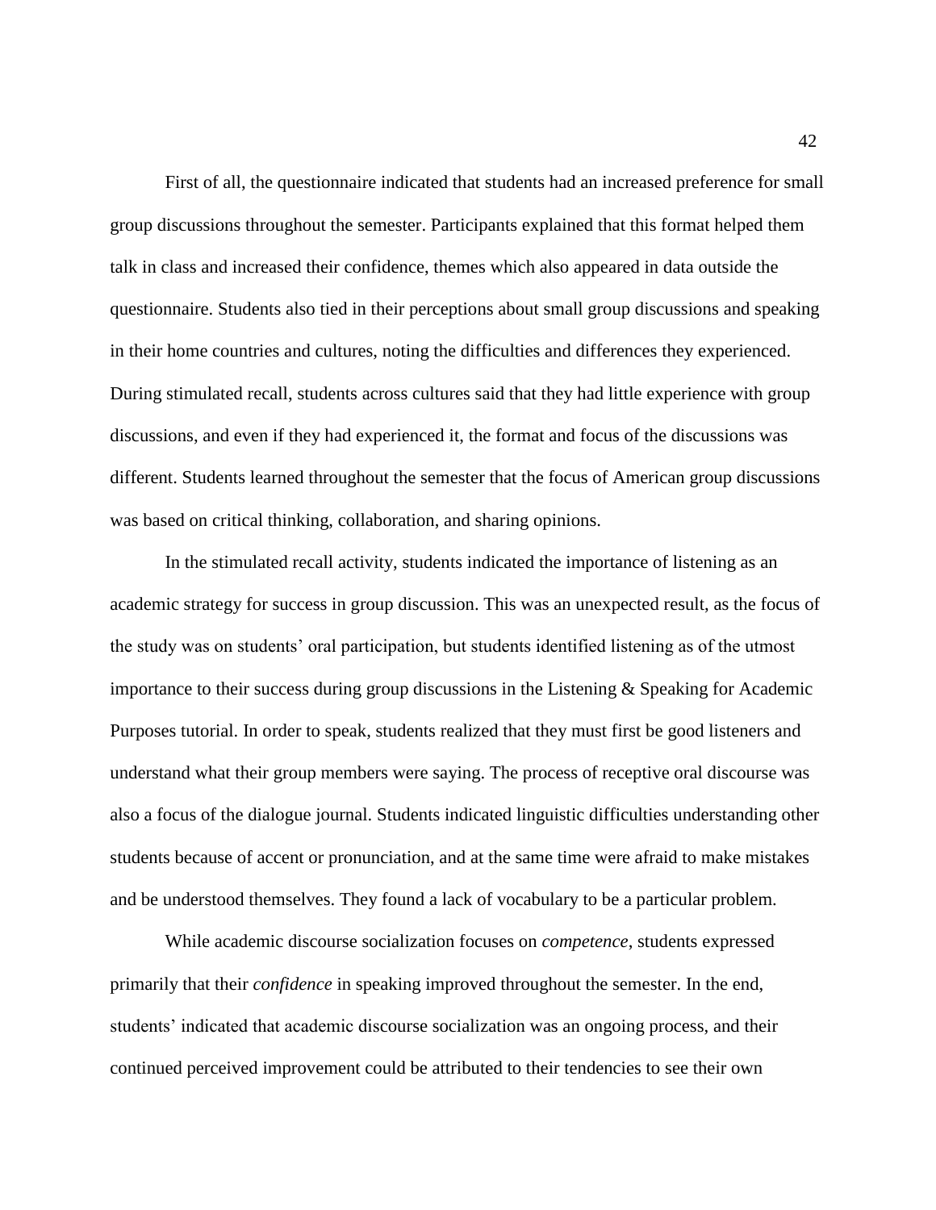First of all, the questionnaire indicated that students had an increased preference for small group discussions throughout the semester. Participants explained that this format helped them talk in class and increased their confidence, themes which also appeared in data outside the questionnaire. Students also tied in their perceptions about small group discussions and speaking in their home countries and cultures, noting the difficulties and differences they experienced. During stimulated recall, students across cultures said that they had little experience with group discussions, and even if they had experienced it, the format and focus of the discussions was different. Students learned throughout the semester that the focus of American group discussions was based on critical thinking, collaboration, and sharing opinions.

In the stimulated recall activity, students indicated the importance of listening as an academic strategy for success in group discussion. This was an unexpected result, as the focus of the study was on students' oral participation, but students identified listening as of the utmost importance to their success during group discussions in the Listening & Speaking for Academic Purposes tutorial. In order to speak, students realized that they must first be good listeners and understand what their group members were saying. The process of receptive oral discourse was also a focus of the dialogue journal. Students indicated linguistic difficulties understanding other students because of accent or pronunciation, and at the same time were afraid to make mistakes and be understood themselves. They found a lack of vocabulary to be a particular problem.

While academic discourse socialization focuses on *competence*, students expressed primarily that their *confidence* in speaking improved throughout the semester. In the end, students' indicated that academic discourse socialization was an ongoing process, and their continued perceived improvement could be attributed to their tendencies to see their own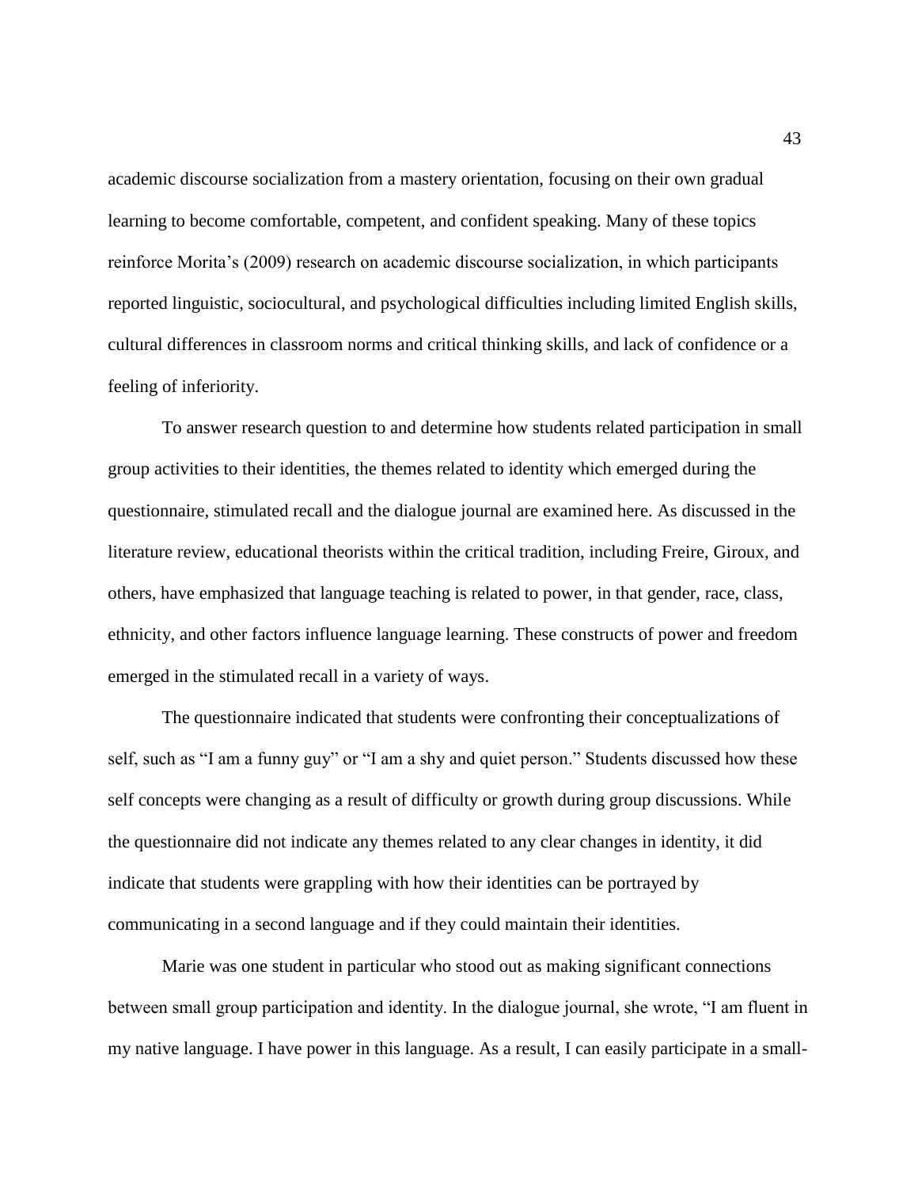academic discourse socialization from a mastery orientation, focusing on their own gradual learning to become comfortable, competent, and confident speaking. Many of these topics reinforce Morita's (2009) research on academic discourse socialization, in which participants reported linguistic, sociocultural, and psychological difficulties including limited English skills, cultural differences in classroom norms and critical thinking skills, and lack of confidence or a feeling of inferiority.

To answer research question to and determine how students related participation in small group activities to their identities, the themes related to identity which emerged during the questionnaire, stimulated recall and the dialogue journal are examined here. As discussed in the literature review, educational theorists within the critical tradition, including Freire, Giroux, and others, have emphasized that language teaching is related to power, in that gender, race, class, ethnicity, and other factors influence language learning. These constructs of power and freedom emerged in the stimulated recall in a variety of ways.

The questionnaire indicated that students were confronting their conceptualizations of self, such as "I am a funny guy" or "I am a shy and quiet person." Students discussed how these self concepts were changing as a result of difficulty or growth during group discussions. While the questionnaire did not indicate any themes related to any clear changes in identity, it did indicate that students were grappling with how their identities can be portrayed by communicating in a second language and if they could maintain their identities.

Marie was one student in particular who stood out as making significant connections between small group participation and identity. In the dialogue journal, she wrote, "I am fluent in my native language. I have power in this language. As a result, I can easily participate in a small-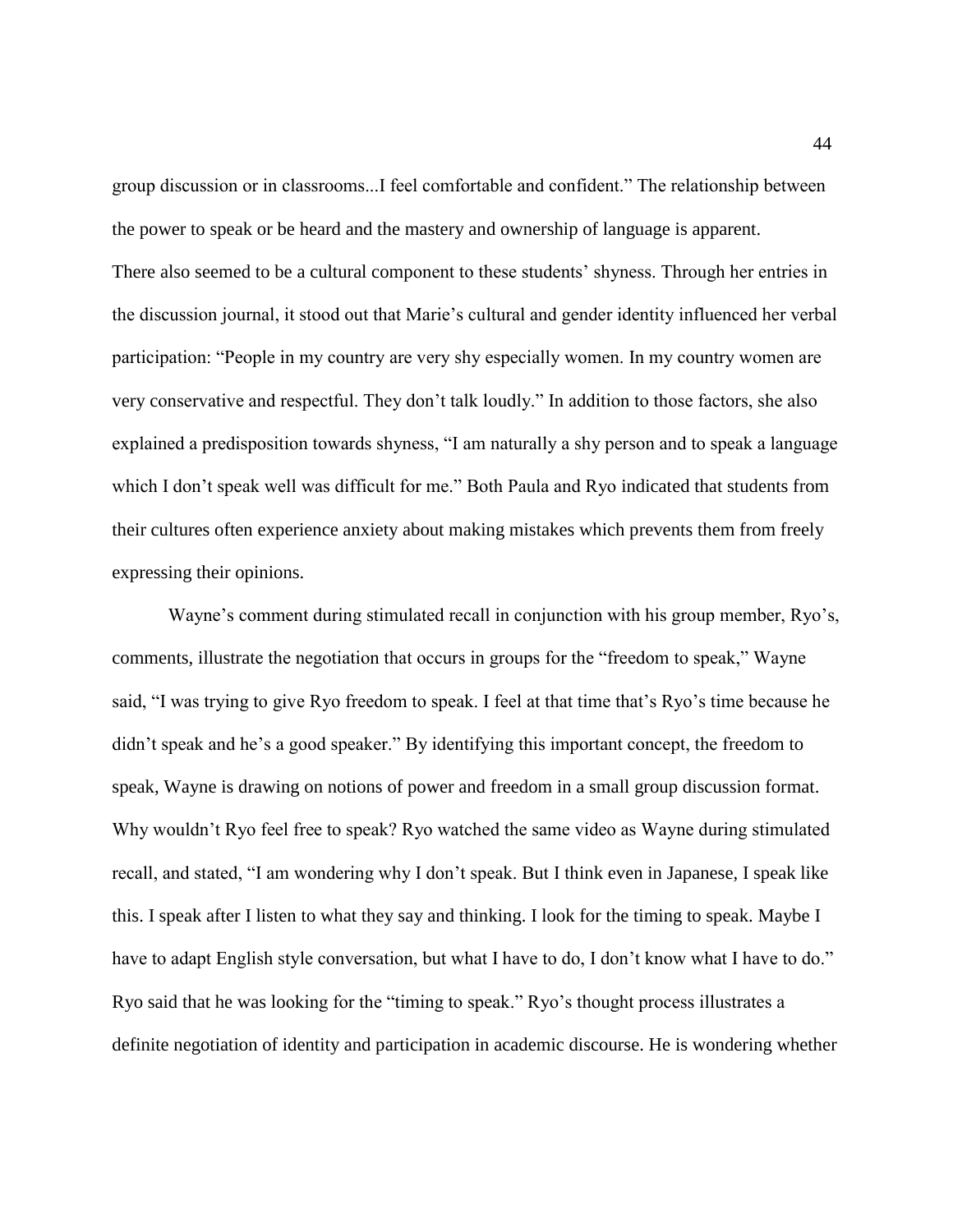group discussion or in classrooms...I feel comfortable and confident." The relationship between the power to speak or be heard and the mastery and ownership of language is apparent. There also seemed to be a cultural component to these students' shyness. Through her entries in the discussion journal, it stood out that Marie's cultural and gender identity influenced her verbal participation: "People in my country are very shy especially women. In my country women are very conservative and respectful. They don't talk loudly." In addition to those factors, she also explained a predisposition towards shyness, "I am naturally a shy person and to speak a language which I don't speak well was difficult for me." Both Paula and Ryo indicated that students from their cultures often experience anxiety about making mistakes which prevents them from freely expressing their opinions.

Wayne's comment during stimulated recall in conjunction with his group member, Ryo's, comments, illustrate the negotiation that occurs in groups for the "freedom to speak," Wayne said, "I was trying to give Ryo freedom to speak. I feel at that time that's Ryo's time because he didn't speak and he's a good speaker." By identifying this important concept, the freedom to speak, Wayne is drawing on notions of power and freedom in a small group discussion format. Why wouldn't Ryo feel free to speak? Ryo watched the same video as Wayne during stimulated recall, and stated, "I am wondering why I don't speak. But I think even in Japanese, I speak like this. I speak after I listen to what they say and thinking. I look for the timing to speak. Maybe I have to adapt English style conversation, but what I have to do, I don't know what I have to do." Ryo said that he was looking for the "timing to speak." Ryo's thought process illustrates a definite negotiation of identity and participation in academic discourse. He is wondering whether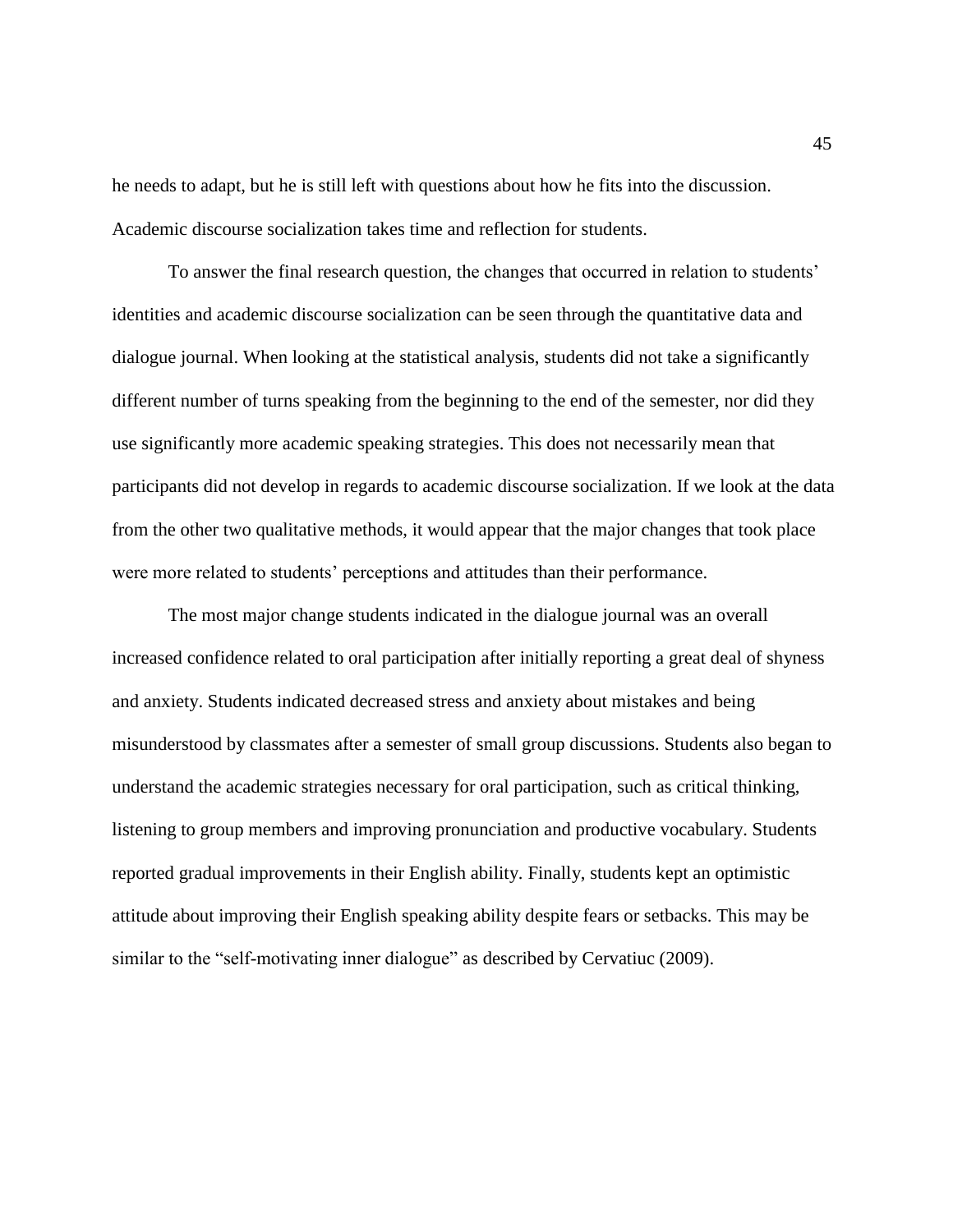he needs to adapt, but he is still left with questions about how he fits into the discussion. Academic discourse socialization takes time and reflection for students.

To answer the final research question, the changes that occurred in relation to students' identities and academic discourse socialization can be seen through the quantitative data and dialogue journal. When looking at the statistical analysis, students did not take a significantly different number of turns speaking from the beginning to the end of the semester, nor did they use significantly more academic speaking strategies. This does not necessarily mean that participants did not develop in regards to academic discourse socialization. If we look at the data from the other two qualitative methods, it would appear that the major changes that took place were more related to students' perceptions and attitudes than their performance.

The most major change students indicated in the dialogue journal was an overall increased confidence related to oral participation after initially reporting a great deal of shyness and anxiety. Students indicated decreased stress and anxiety about mistakes and being misunderstood by classmates after a semester of small group discussions. Students also began to understand the academic strategies necessary for oral participation, such as critical thinking, listening to group members and improving pronunciation and productive vocabulary. Students reported gradual improvements in their English ability. Finally, students kept an optimistic attitude about improving their English speaking ability despite fears or setbacks. This may be similar to the "self-motivating inner dialogue" as described by Cervatiuc (2009).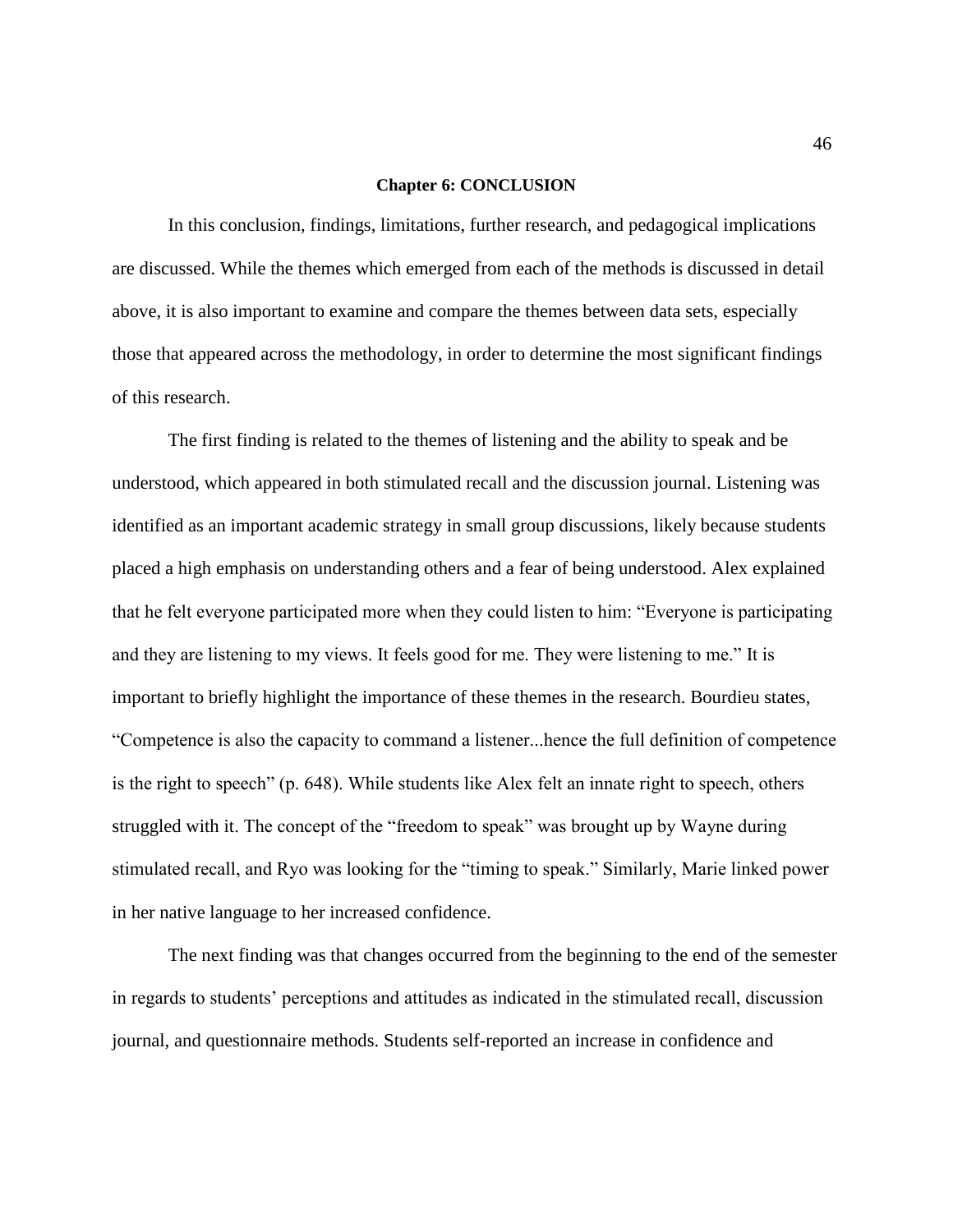# Chapter 6: CONCLUSION

In this conclusion, findings, limitations, further research, and pedagogical implications are discussed. While the themes which emerged from each of the methods is discussed in detail above, it is also important to examine and compare the themes between data sets, especially those that appeared across the methodology, in order to determine the most significant findings of this research.

The first finding is related to the themes of listening and the ability to speak and be understood, which appeared in both stimulated recall and the discussion journal. Listening was identified as an important academic strategy in small group discussions, likely because students placed a high emphasis on understanding others and a fear of being understood. Alex explained that he felt everyone participated more when they could listen to him: "Everyone is participating and they are listening to my views. It feels good for me. They were listening to me." It is important to briefly highlight the importance of these themes in the research. Bourdieu states, "Competence is also the capacity to command a listener...hence the full definition of competence is the right to speech" (p. 648). While students like Alex felt an innate right to speech, others struggled with it. The concept of the "freedom to speak" was brought up by Wayne during stimulated recall, and Ryo was looking for the "timing to speak." Similarly, Marie linked power in her native language to her increased confidence.

The next finding was that changes occurred from the beginning to the end of the semester in regards to students' perceptions and attitudes as indicated in the stimulated recall, discussion journal, and questionnaire methods. Students self-reported an increase in confidence and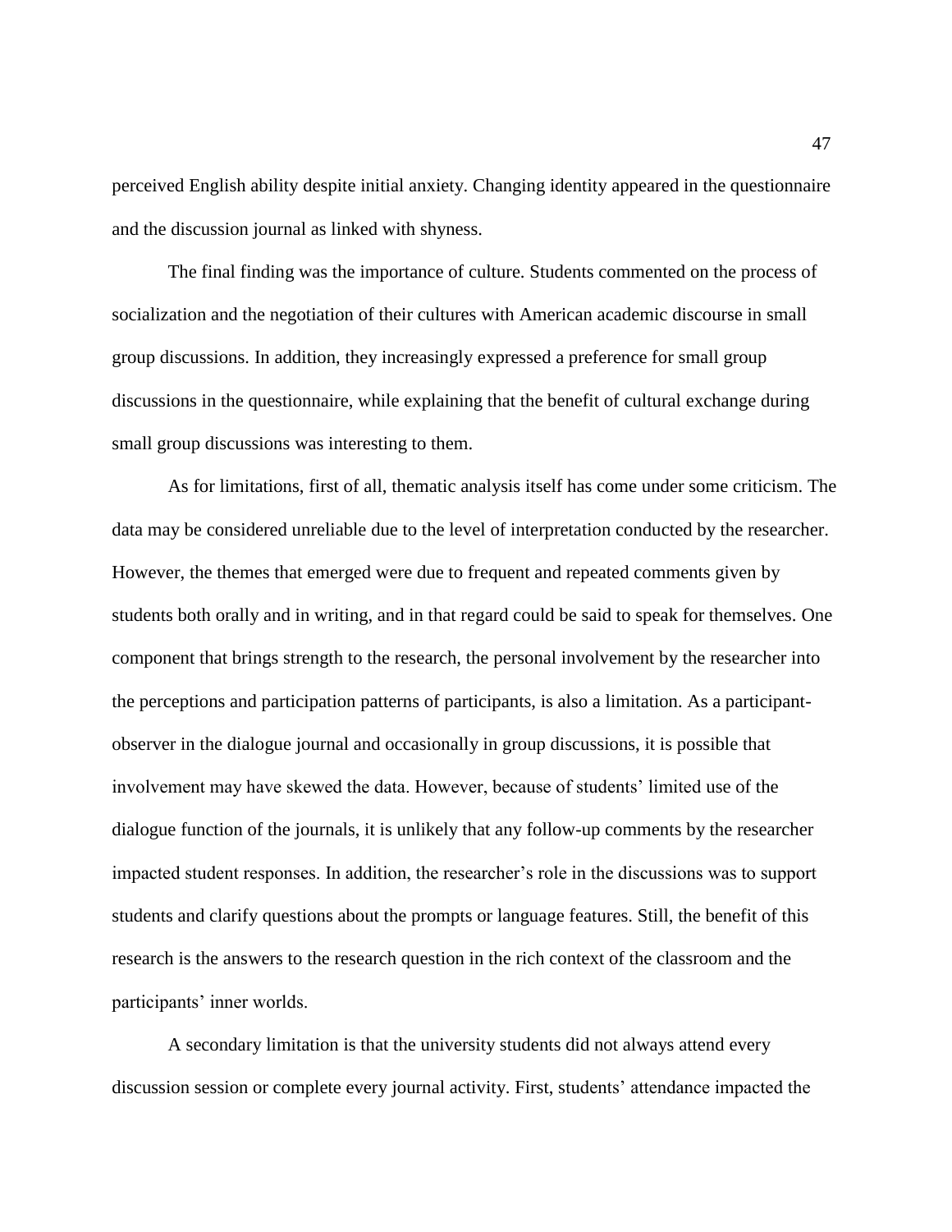perceived English ability despite initial anxiety. Changing identity appeared in the questionnaire and the discussion journal as linked with shyness.

The final finding was the importance of culture. Students commented on the process of socialization and the negotiation of their cultures with American academic discourse in small group discussions. In addition, they increasingly expressed a preference for small group discussions in the questionnaire, while explaining that the benefit of cultural exchange during small group discussions was interesting to them.

As for limitations, first of all, thematic analysis itself has come under some criticism. The data may be considered unreliable due to the level of interpretation conducted by the researcher. However, the themes that emerged were due to frequent and repeated comments given by students both orally and in writing, and in that regard could be said to speak for themselves. One component that brings strength to the research, the personal involvement by the researcher into the perceptions and participation patterns of participants, is also a limitation. As a participant-observer in the dialogue journal and occasionally in group discussions, it is possible that involvement may have skewed the data. However, because of students' limited use of the dialogue function of the journals, it is unlikely that any follow-up comments by the researcher impacted student responses. In addition, the researcher's role in the discussions was to support students and clarify questions about the prompts or language features. Still, the benefit of this research is the answers to the research question in the rich context of the classroom and the participants' inner worlds.

A secondary limitation is that the university students did not always attend every discussion session or complete every journal activity. First, students' attendance impacted the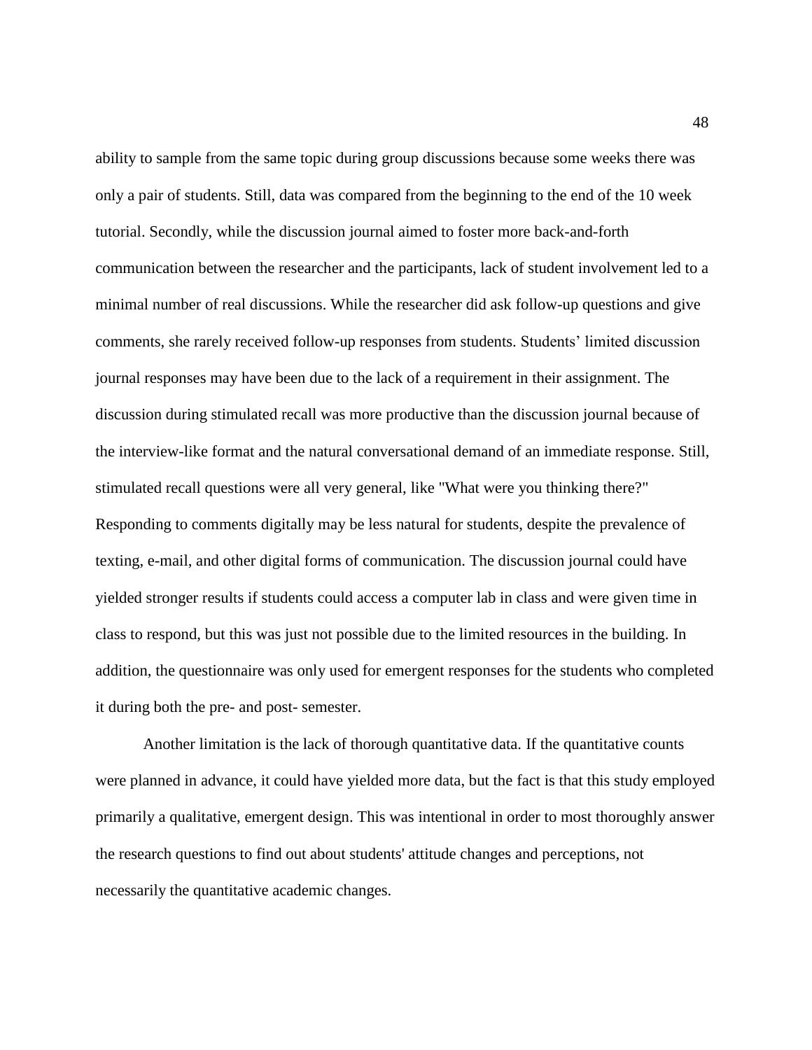ability to sample from the same topic during group discussions because some weeks there was only a pair of students. Still, data was compared from the beginning to the end of the 10 week tutorial. Secondly, while the discussion journal aimed to foster more back-and-forth communication between the researcher and the participants, lack of student involvement led to a minimal number of real discussions. While the researcher did ask follow-up questions and give comments, she rarely received follow-up responses from students. Students' limited discussion journal responses may have been due to the lack of a requirement in their assignment. The discussion during stimulated recall was more productive than the discussion journal because of the interview-like format and the natural conversational demand of an immediate response. Still, stimulated recall questions were all very general, like "What were you thinking there?" Responding to comments digitally may be less natural for students, despite the prevalence of texting, e-mail, and other digital forms of communication. The discussion journal could have yielded stronger results if students could access a computer lab in class and were given time in class to respond, but this was just not possible due to the limited resources in the building. In addition, the questionnaire was only used for emergent responses for the students who completed it during both the pre- and post- semester.

Another limitation is the lack of thorough quantitative data. If the quantitative counts were planned in advance, it could have yielded more data, but the fact is that this study employed primarily a qualitative, emergent design. This was intentional in order to most thoroughly answer the research questions to find out about students' attitude changes and perceptions, not necessarily the quantitative academic changes.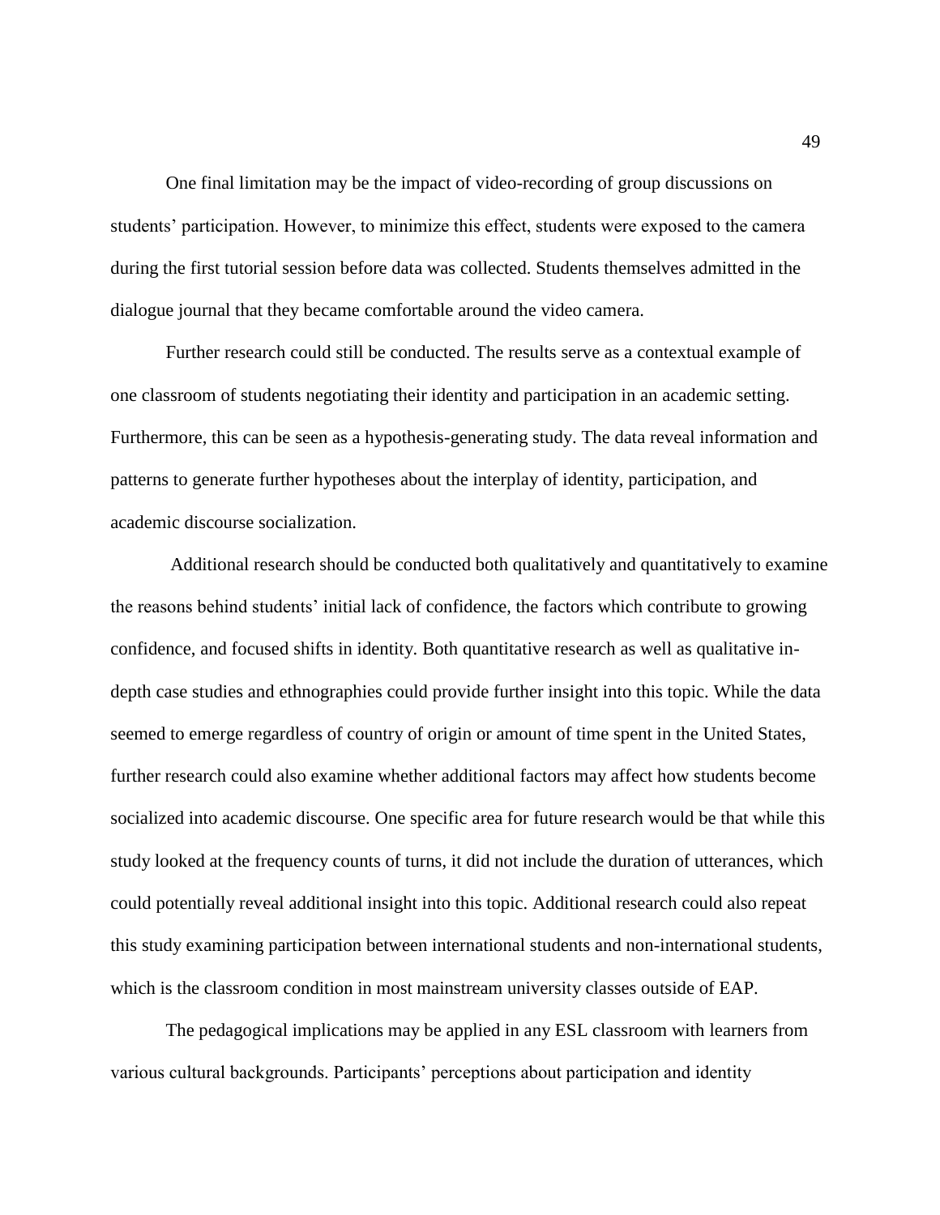One final limitation may be the impact of video-recording of group discussions on students' participation. However, to minimize this effect, students were exposed to the camera during the first tutorial session before data was collected. Students themselves admitted in the dialogue journal that they became comfortable around the video camera.

Further research could still be conducted. The results serve as a contextual example of one classroom of students negotiating their identity and participation in an academic setting. Furthermore, this can be seen as a hypothesis-generating study. The data reveal information and patterns to generate further hypotheses about the interplay of identity, participation, and academic discourse socialization.

Additional research should be conducted both qualitatively and quantitatively to examine the reasons behind students' initial lack of confidence, the factors which contribute to growing confidence, and focused shifts in identity. Both quantitative research as well as qualitative in-depth case studies and ethnographies could provide further insight into this topic. While the data seemed to emerge regardless of country of origin or amount of time spent in the United States, further research could also examine whether additional factors may affect how students become socialized into academic discourse. One specific area for future research would be that while this study looked at the frequency counts of turns, it did not include the duration of utterances, which could potentially reveal additional insight into this topic. Additional research could also repeat this study examining participation between international students and non-international students, which is the classroom condition in most mainstream university classes outside of EAP.

The pedagogical implications may be applied in any ESL classroom with learners from various cultural backgrounds. Participants' perceptions about participation and identity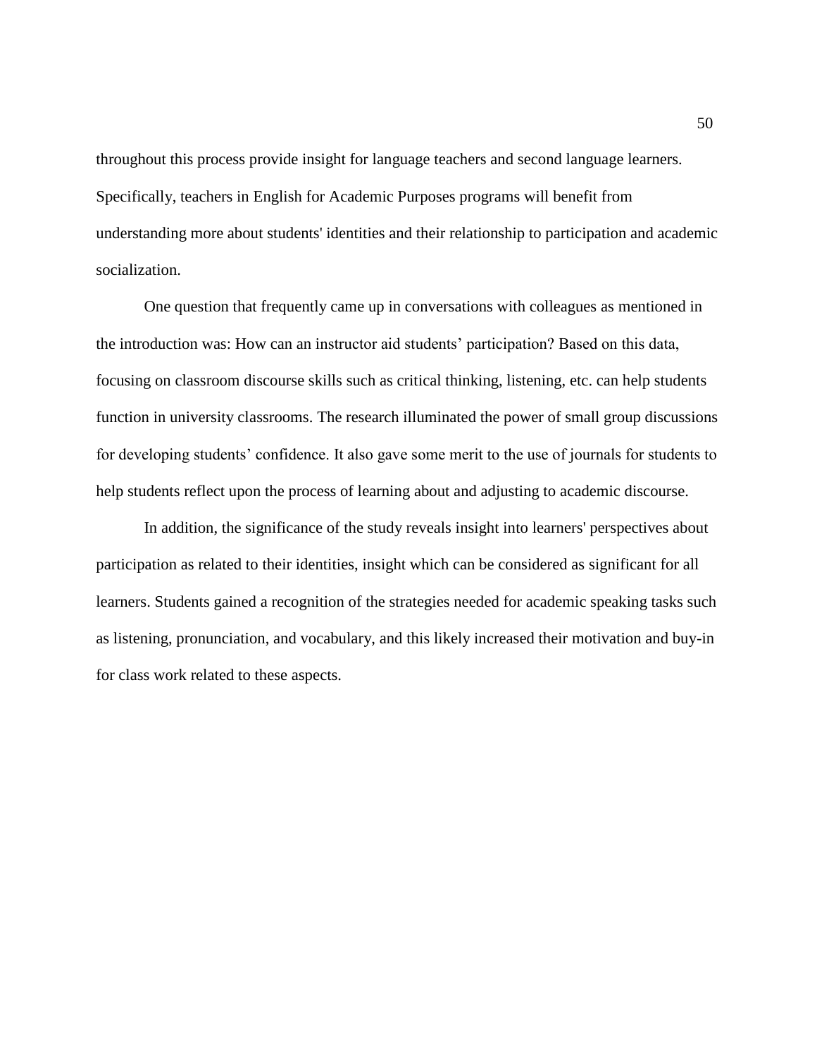throughout this process provide insight for language teachers and second language learners. Specifically, teachers in English for Academic Purposes programs will benefit from understanding more about students' identities and their relationship to participation and academic socialization.

One question that frequently came up in conversations with colleagues as mentioned in the introduction was: How can an instructor aid students' participation? Based on this data, focusing on classroom discourse skills such as critical thinking, listening, etc. can help students function in university classrooms. The research illuminated the power of small group discussions for developing students' confidence. It also gave some merit to the use of journals for students to help students reflect upon the process of learning about and adjusting to academic discourse.

In addition, the significance of the study reveals insight into learners' perspectives about participation as related to their identities, insight which can be considered as significant for all learners. Students gained a recognition of the strategies needed for academic speaking tasks such as listening, pronunciation, and vocabulary, and this likely increased their motivation and buy-in for class work related to these aspects.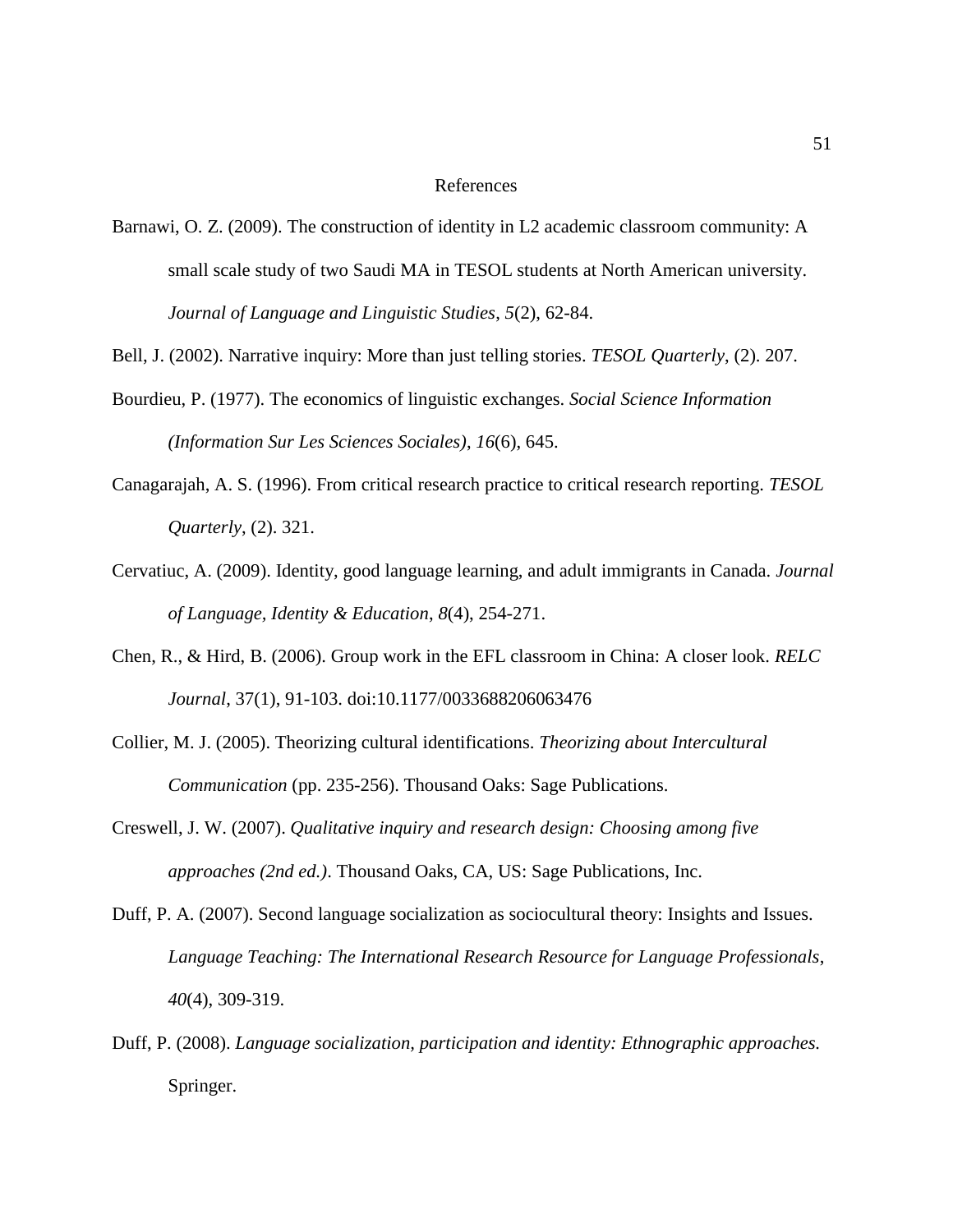# References

Barnawi, O. Z. (2009). The construction of identity in L2 academic classroom community: A small scale study of two Saudi MA in TESOL students at North American university. *Journal of Language and Linguistic Studies*, *5*(2), 62-84.

Bell, J. (2002). Narrative inquiry: More than just telling stories. *TESOL Quarterly*, (2). 207.

Bourdieu, P. (1977). The economics of linguistic exchanges. *Social Science Information (Information Sur Les Sciences Sociales)*, *16*(6), 645.

Canagarajah, A. S. (1996). From critical research practice to critical research reporting. *TESOL Quarterly*, (2). 321.

Cervatiuc, A. (2009). Identity, good language learning, and adult immigrants in Canada. *Journal of Language, Identity & Education*, *8*(4), 254-271.

Chen, R., & Hird, B. (2006). Group work in the EFL classroom in China: A closer look. *RELC Journal*, 37(1), 91-103. doi:10.1177/0033688206063476

Collier, M. J. (2005). Theorizing cultural identifications. *Theorizing about Intercultural Communication* (pp. 235-256). Thousand Oaks: Sage Publications.

Creswell, J. W. (2007). *Qualitative inquiry and research design: Choosing among five approaches (2nd ed.)*. Thousand Oaks, CA, US: Sage Publications, Inc.

Duff, P. A. (2007). Second language socialization as sociocultural theory: Insights and Issues. *Language Teaching: The International Research Resource for Language Professionals*, *40*(4), 309-319.

Duff, P. (2008). *Language socialization, participation and identity: Ethnographic approaches.* Springer.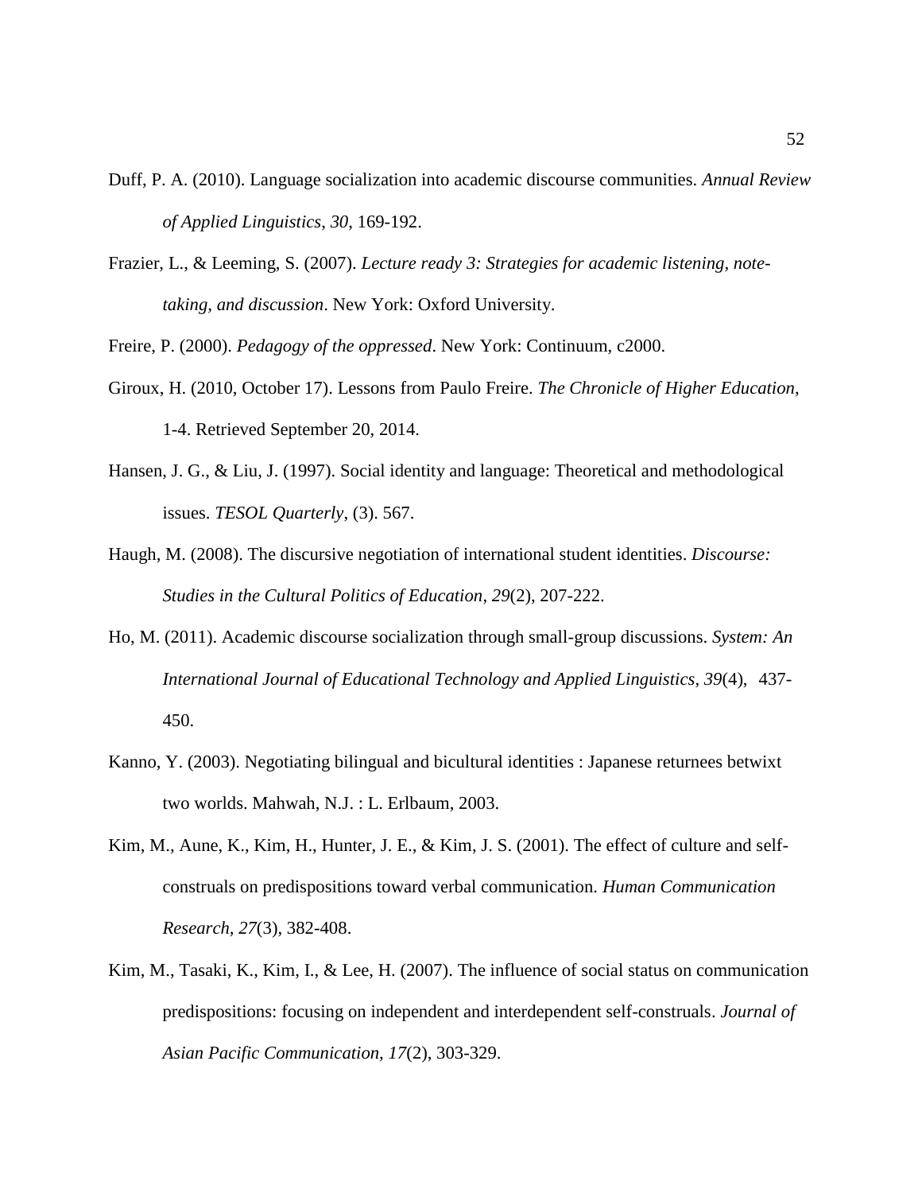Duff, P. A. (2010). Language socialization into academic discourse communities. *Annual Review of Applied Linguistics*, *30*, 169-192.

Frazier, L., & Leeming, S. (2007). *Lecture ready 3: Strategies for academic listening, note-taking, and discussion*. New York: Oxford University.

Freire, P. (2000). *Pedagogy of the oppressed*. New York: Continuum, c2000.

Giroux, H. (2010, October 17). Lessons from Paulo Freire. *The Chronicle of Higher Education*, 1-4. Retrieved September 20, 2014.

Hansen, J. G., & Liu, J. (1997). Social identity and language: Theoretical and methodological issues. *TESOL Quarterly*, (3). 567.

Haugh, M. (2008). The discursive negotiation of international student identities. *Discourse: Studies in the Cultural Politics of Education*, *29*(2), 207-222.

Ho, M. (2011). Academic discourse socialization through small-group discussions. *System: An International Journal of Educational Technology and Applied Linguistics*, *39*(4), 437-450.

Kanno, Y. (2003). Negotiating bilingual and bicultural identities : Japanese returnees betwixt two worlds. Mahwah, N.J. : L. Erlbaum, 2003.

Kim, M., Aune, K., Kim, H., Hunter, J. E., & Kim, J. S. (2001). The effect of culture and self-construals on predispositions toward verbal communication. *Human Communication Research*, *27*(3), 382-408.

Kim, M., Tasaki, K., Kim, I., & Lee, H. (2007). The influence of social status on communication predispositions: focusing on independent and interdependent self-construals. *Journal of Asian Pacific Communication, 17*(2), 303-329.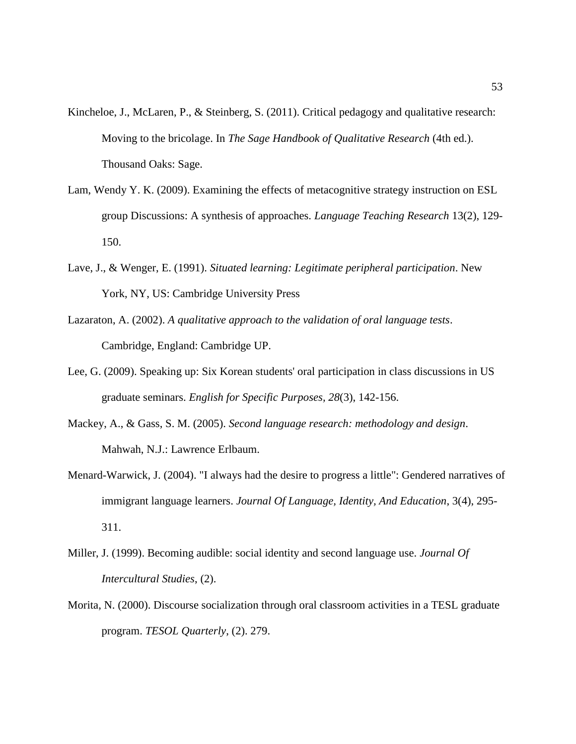Kincheloe, J., McLaren, P., & Steinberg, S. (2011). Critical pedagogy and qualitative research: Moving to the bricolage. In *The Sage Handbook of Qualitative Research* (4th ed.). Thousand Oaks: Sage.

Lam, Wendy Y. K. (2009). Examining the effects of metacognitive strategy instruction on ESL group Discussions: A synthesis of approaches. *Language Teaching Research* 13(2), 129-150.

Lave, J., & Wenger, E. (1991). *Situated learning: Legitimate peripheral participation*. New York, NY, US: Cambridge University Press

Lazaraton, A. (2002). *A qualitative approach to the validation of oral language tests*. Cambridge, England: Cambridge UP.

Lee, G. (2009). Speaking up: Six Korean students' oral participation in class discussions in US graduate seminars. *English for Specific Purposes, 28*(3), 142-156.

Mackey, A., & Gass, S. M. (2005). *Second language research: methodology and design*. Mahwah, N.J.: Lawrence Erlbaum.

Menard-Warwick, J. (2004). "I always had the desire to progress a little": Gendered narratives of immigrant language learners. *Journal Of Language, Identity, And Education*, 3(4), 295-311.

Miller, J. (1999). Becoming audible: social identity and second language use. *Journal Of Intercultural Studies*, (2).

Morita, N. (2000). Discourse socialization through oral classroom activities in a TESL graduate program. *TESOL Quarterly*, (2). 279.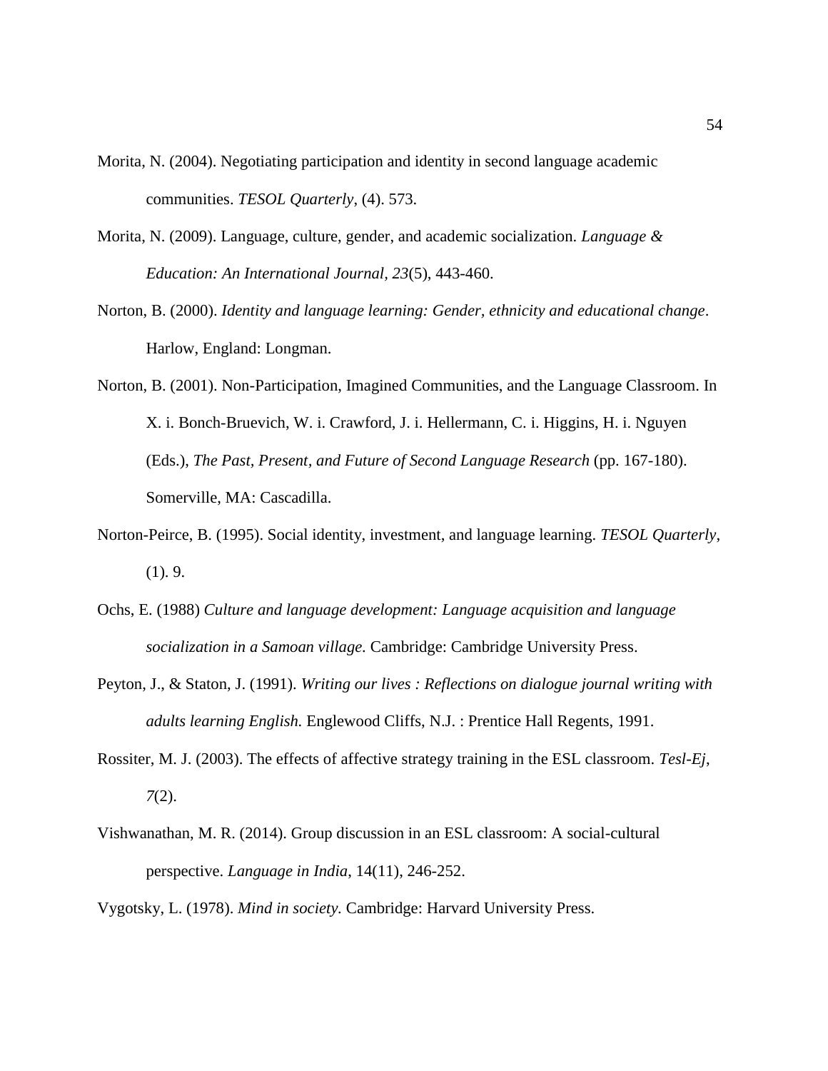Morita, N. (2004). Negotiating participation and identity in second language academic communities. *TESOL Quarterly*, (4). 573.

Morita, N. (2009). Language, culture, gender, and academic socialization. *Language & Education: An International Journal, 23*(5), 443-460.

Norton, B. (2000). *Identity and language learning: Gender, ethnicity and educational change*. Harlow, England: Longman.

Norton, B. (2001). Non-Participation, Imagined Communities, and the Language Classroom. In X. i. Bonch-Bruevich, W. i. Crawford, J. i. Hellermann, C. i. Higgins, H. i. Nguyen (Eds.), *The Past, Present, and Future of Second Language Research* (pp. 167-180). Somerville, MA: Cascadilla.

Norton-Peirce, B. (1995). Social identity, investment, and language learning. *TESOL Quarterly*, (1). 9.

Ochs, E. (1988) *Culture and language development: Language acquisition and language socialization in a Samoan village.* Cambridge: Cambridge University Press.

Peyton, J., & Staton, J. (1991). *Writing our lives : Reflections on dialogue journal writing with adults learning English.* Englewood Cliffs, N.J. : Prentice Hall Regents, 1991.

Rossiter, M. J. (2003). The effects of affective strategy training in the ESL classroom. *Tesl-Ej, 7*(2).

Vishwanathan, M. R. (2014). Group discussion in an ESL classroom: A social-cultural perspective. *Language in India*, 14(11), 246-252.

Vygotsky, L. (1978). *Mind in society.* Cambridge: Harvard University Press.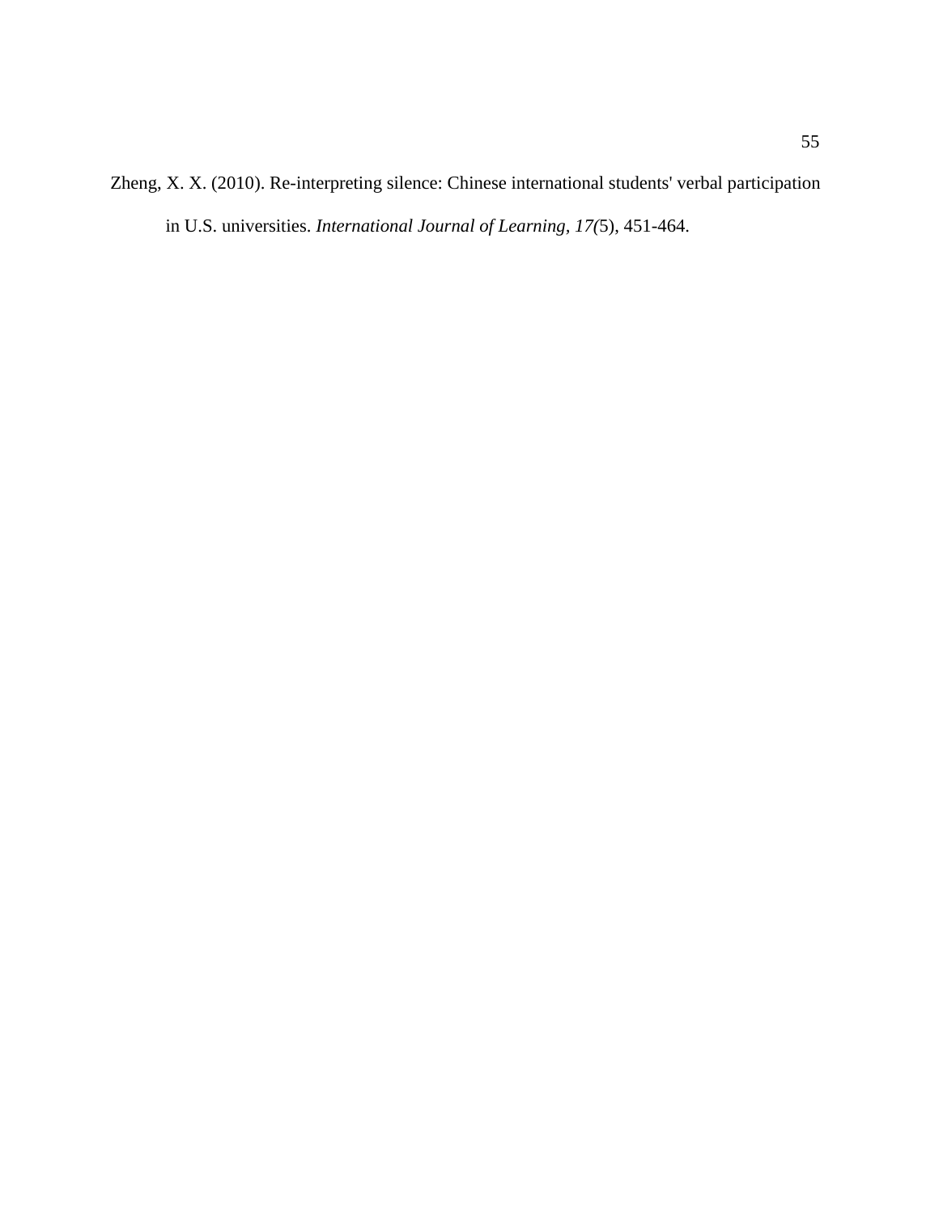Zheng, X. X. (2010). Re-interpreting silence: Chinese international students' verbal participation in U.S. universities. *International Journal of Learning, 17(*5), 451-464.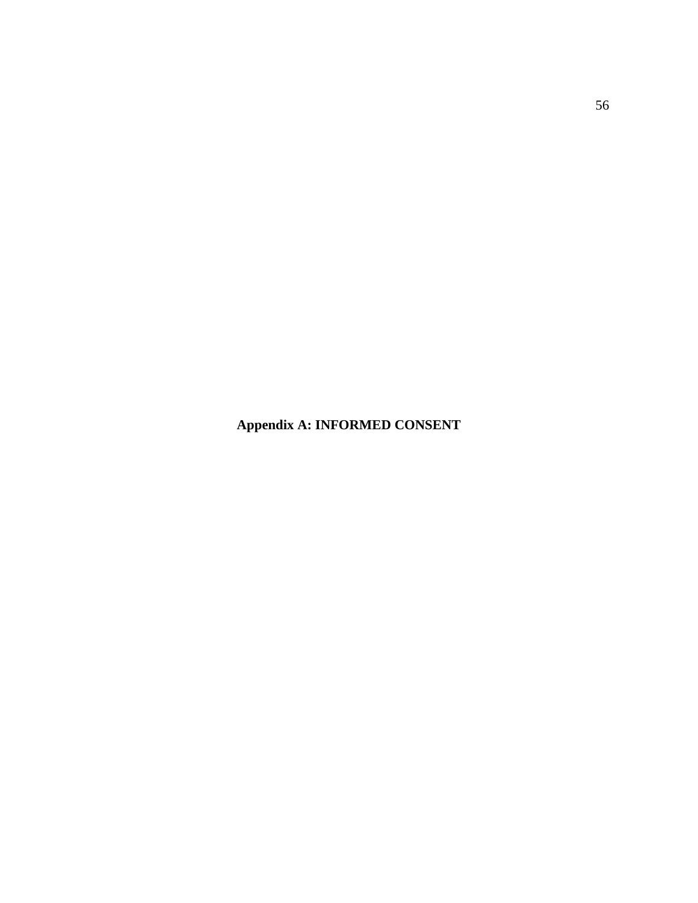# Appendix A: INFORMED CONSENT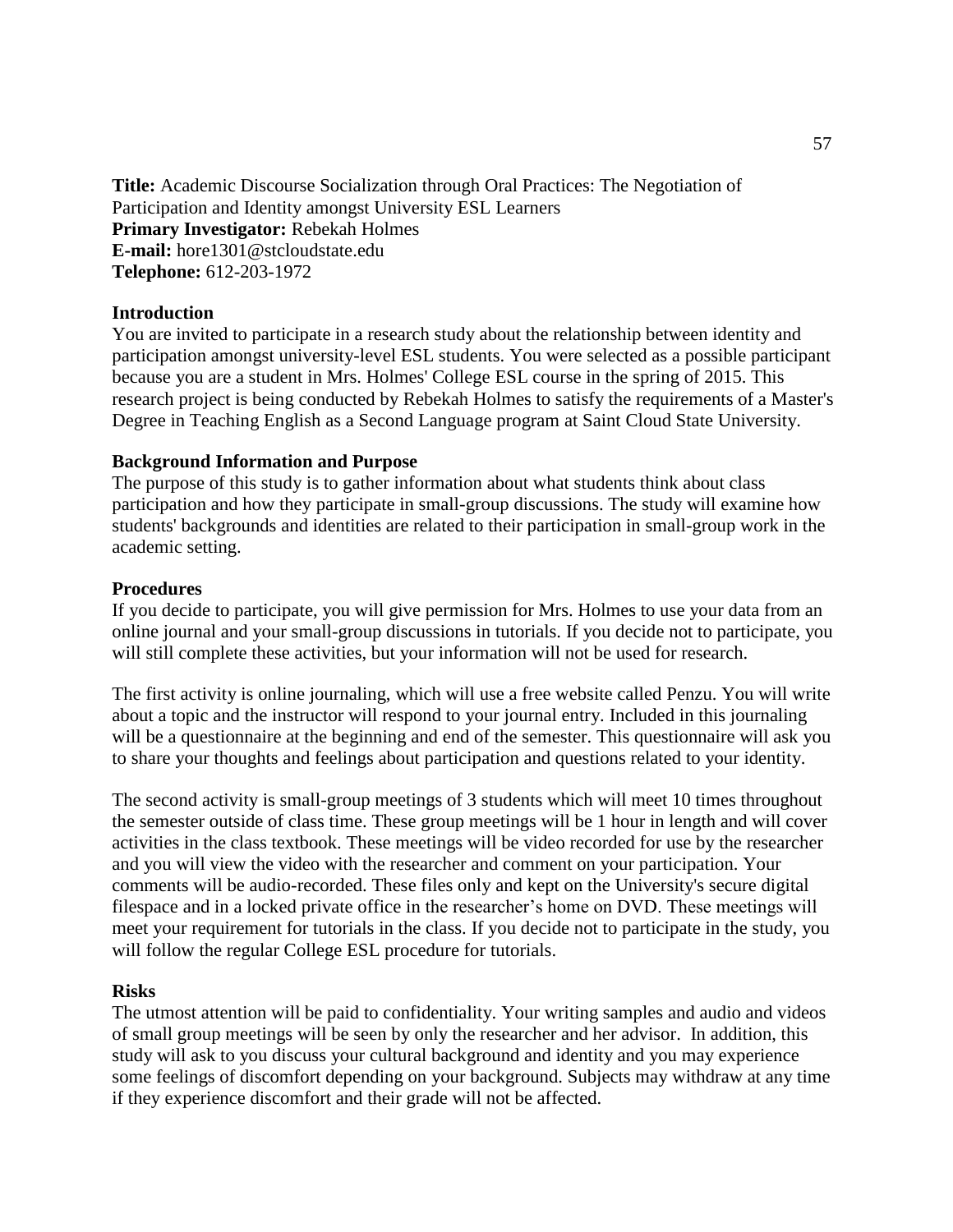**Title:** Academic Discourse Socialization through Oral Practices: The Negotiation of Participation and Identity amongst University ESL Learners
**Primary Investigator:** Rebekah Holmes
**E-mail:** hore1301@stcloudstate.edu
**Telephone:** 612-203-1972

**Introduction**

You are invited to participate in a research study about the relationship between identity and participation amongst university-level ESL students. You were selected as a possible participant because you are a student in Mrs. Holmes' College ESL course in the spring of 2015. This research project is being conducted by Rebekah Holmes to satisfy the requirements of a Master's Degree in Teaching English as a Second Language program at Saint Cloud State University.

**Background Information and Purpose**

The purpose of this study is to gather information about what students think about class participation and how they participate in small-group discussions. The study will examine how students' backgrounds and identities are related to their participation in small-group work in the academic setting.

**Procedures**

If you decide to participate, you will give permission for Mrs. Holmes to use your data from an online journal and your small-group discussions in tutorials. If you decide not to participate, you will still complete these activities, but your information will not be used for research.

The first activity is online journaling, which will use a free website called Penzu. You will write about a topic and the instructor will respond to your journal entry. Included in this journaling will be a questionnaire at the beginning and end of the semester. This questionnaire will ask you to share your thoughts and feelings about participation and questions related to your identity.

The second activity is small-group meetings of 3 students which will meet 10 times throughout the semester outside of class time. These group meetings will be 1 hour in length and will cover activities in the class textbook. These meetings will be video recorded for use by the researcher and you will view the video with the researcher and comment on your participation. Your comments will be audio-recorded. These files only and kept on the University's secure digital filespace and in a locked private office in the researcher's home on DVD. These meetings will meet your requirement for tutorials in the class. If you decide not to participate in the study, you will follow the regular College ESL procedure for tutorials.

**Risks**

The utmost attention will be paid to confidentiality. Your writing samples and audio and videos of small group meetings will be seen by only the researcher and her advisor. In addition, this study will ask to you discuss your cultural background and identity and you may experience some feelings of discomfort depending on your background. Subjects may withdraw at any time if they experience discomfort and their grade will not be affected.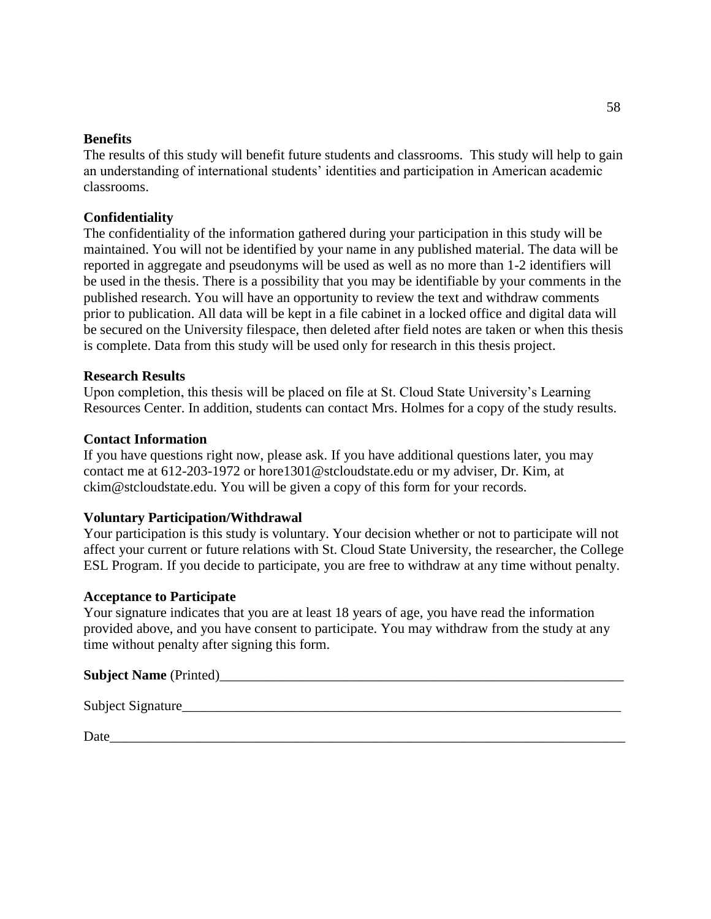**Benefits**

The results of this study will benefit future students and classrooms. This study will help to gain an understanding of international students' identities and participation in American academic classrooms.

**Confidentiality**

The confidentiality of the information gathered during your participation in this study will be maintained. You will not be identified by your name in any published material. The data will be reported in aggregate and pseudonyms will be used as well as no more than 1-2 identifiers will be used in the thesis. There is a possibility that you may be identifiable by your comments in the published research. You will have an opportunity to review the text and withdraw comments prior to publication. All data will be kept in a file cabinet in a locked office and digital data will be secured on the University filespace, then deleted after field notes are taken or when this thesis is complete. Data from this study will be used only for research in this thesis project.

**Research Results**

Upon completion, this thesis will be placed on file at St. Cloud State University's Learning Resources Center. In addition, students can contact Mrs. Holmes for a copy of the study results.

**Contact Information**

If you have questions right now, please ask. If you have additional questions later, you may contact me at 612-203-1972 or hore1301@stcloudstate.edu or my adviser, Dr. Kim, at ckim@stcloudstate.edu. You will be given a copy of this form for your records.

**Voluntary Participation/Withdrawal**

Your participation is this study is voluntary. Your decision whether or not to participate will not affect your current or future relations with St. Cloud State University, the researcher, the College ESL Program. If you decide to participate, you are free to withdraw at any time without penalty.

**Acceptance to Participate**

Your signature indicates that you are at least 18 years of age, you have read the information provided above, and you have consent to participate. You may withdraw from the study at any time without penalty after signing this form.

**Subject Name** (Printed)_______________________________________________

Subject Signature_______________________________________________

Date_______________________________________________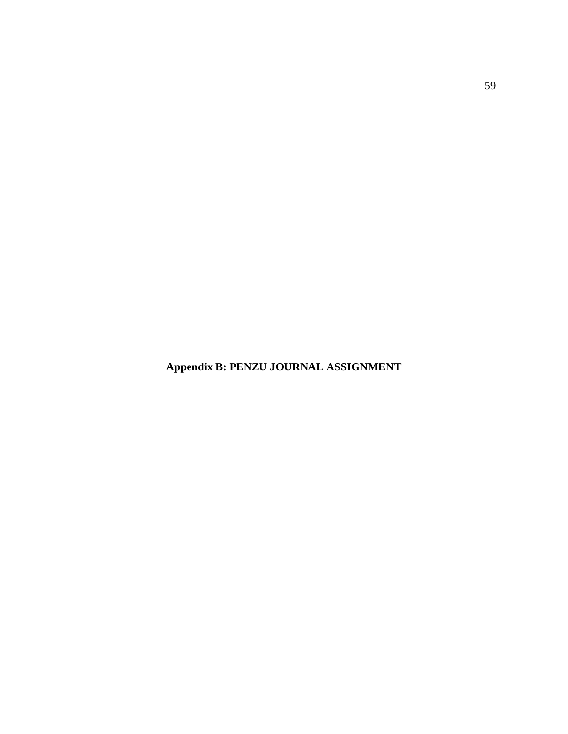# Appendix B: PENZU JOURNAL ASSIGNMENT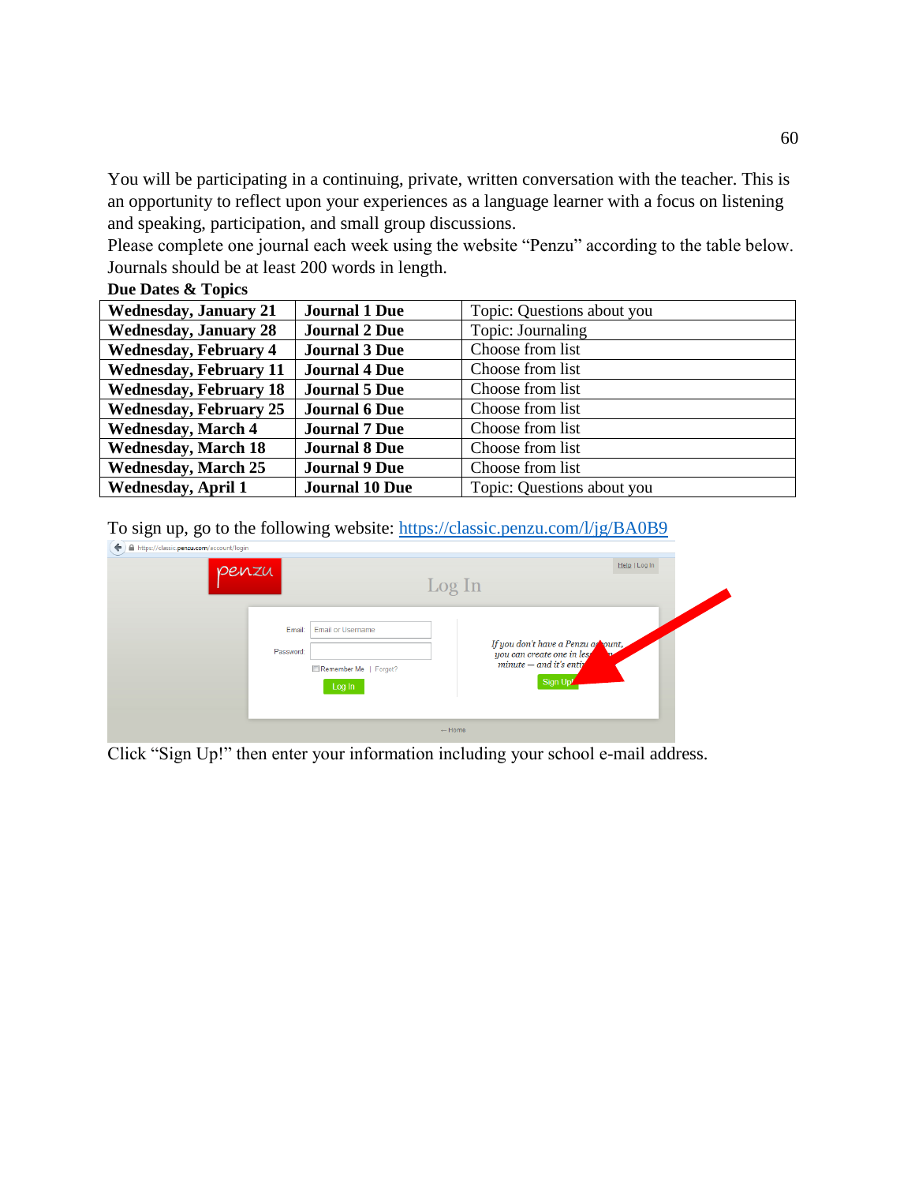You will be participating in a continuing, private, written conversation with the teacher. This is an opportunity to reflect upon your experiences as a language learner with a focus on listening and speaking, participation, and small group discussions.

Please complete one journal each week using the website "Penzu" according to the table below. Journals should be at least 200 words in length.

**Due Dates & Topics**

| | | |
|---|---|---|
| **Wednesday, January 21** | **Journal 1 Due** | Topic: Questions about you |
| **Wednesday, January 28** | **Journal 2 Due** | Topic: Journaling |
| **Wednesday, February 4** | **Journal 3 Due** | Choose from list |
| **Wednesday, February 11** | **Journal 4 Due** | Choose from list |
| **Wednesday, February 18** | **Journal 5 Due** | Choose from list |
| **Wednesday, February 25** | **Journal 6 Due** | Choose from list |
| **Wednesday, March 4** | **Journal 7 Due** | Choose from list |
| **Wednesday, March 18** | **Journal 8 Due** | Choose from list |
| **Wednesday, March 25** | **Journal 9 Due** | Choose from list |
| **Wednesday, April 1** | **Journal 10 Due** | Topic: Questions about you |

To sign up, go to the following website: https://classic.penzu.com/l/jg/BA0B9

Click "Sign Up!" then enter your information including your school e-mail address.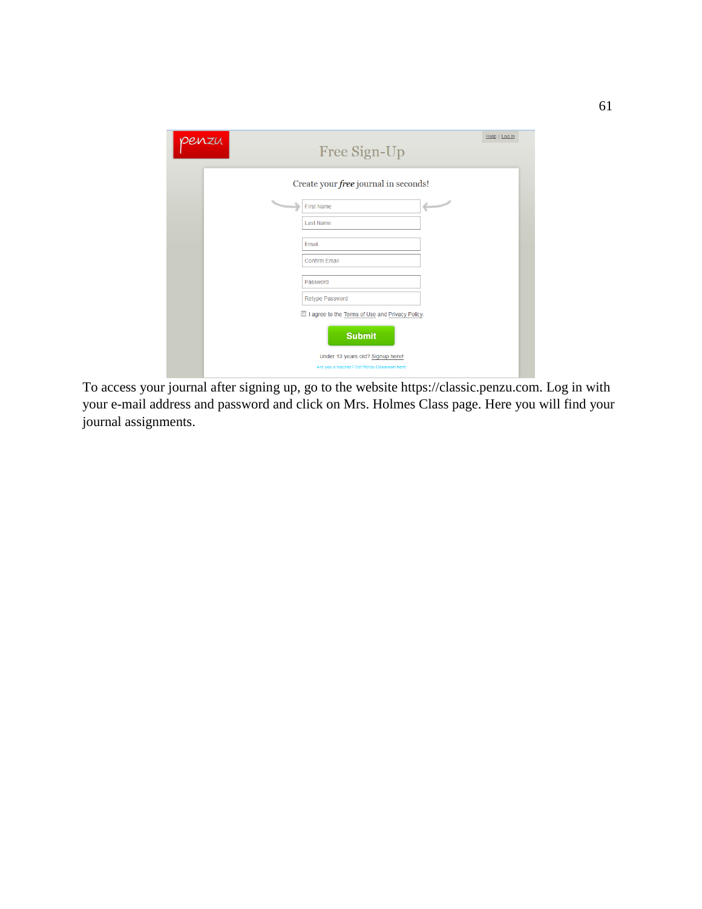To access your journal after signing up, go to the website https://classic.penzu.com. Log in with your e-mail address and password and click on Mrs. Holmes Class page. Here you will find your journal assignments.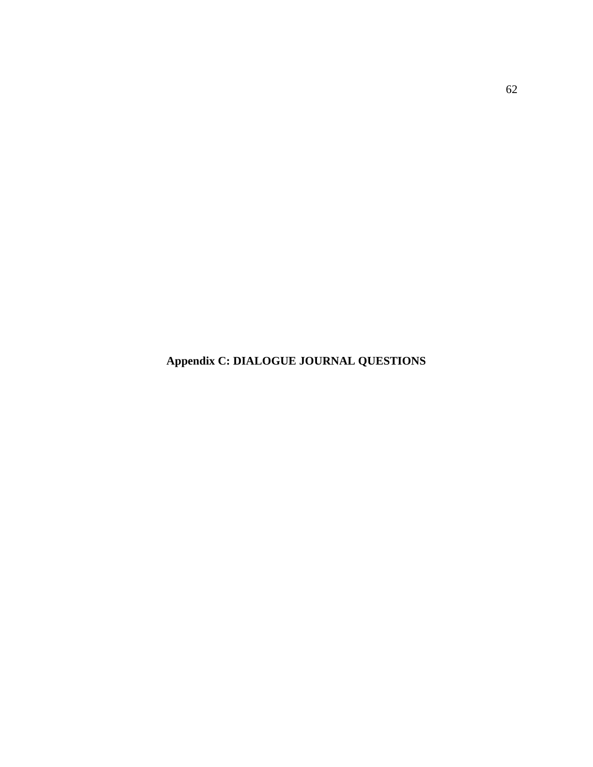# Appendix C: DIALOGUE JOURNAL QUESTIONS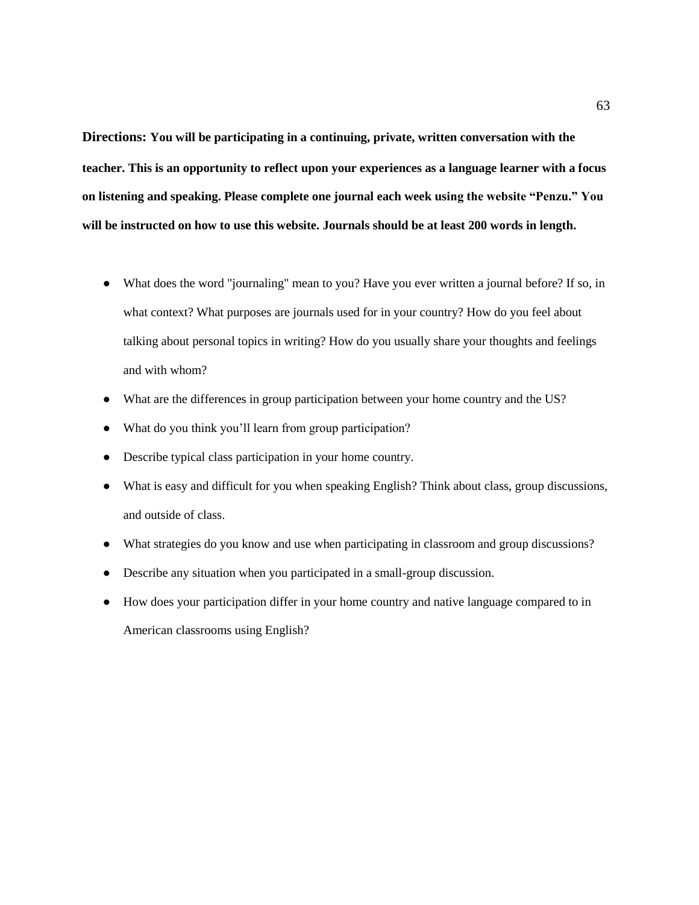**Directions: You will be participating in a continuing, private, written conversation with the teacher. This is an opportunity to reflect upon your experiences as a language learner with a focus on listening and speaking. Please complete one journal each week using the website "Penzu." You will be instructed on how to use this website. Journals should be at least 200 words in length.**

- What does the word "journaling" mean to you? Have you ever written a journal before? If so, in what context? What purposes are journals used for in your country? How do you feel about talking about personal topics in writing? How do you usually share your thoughts and feelings and with whom?
- What are the differences in group participation between your home country and the US?
- What do you think you'll learn from group participation?
- Describe typical class participation in your home country.
- What is easy and difficult for you when speaking English? Think about class, group discussions, and outside of class.
- What strategies do you know and use when participating in classroom and group discussions?
- Describe any situation when you participated in a small-group discussion.
- How does your participation differ in your home country and native language compared to in American classrooms using English?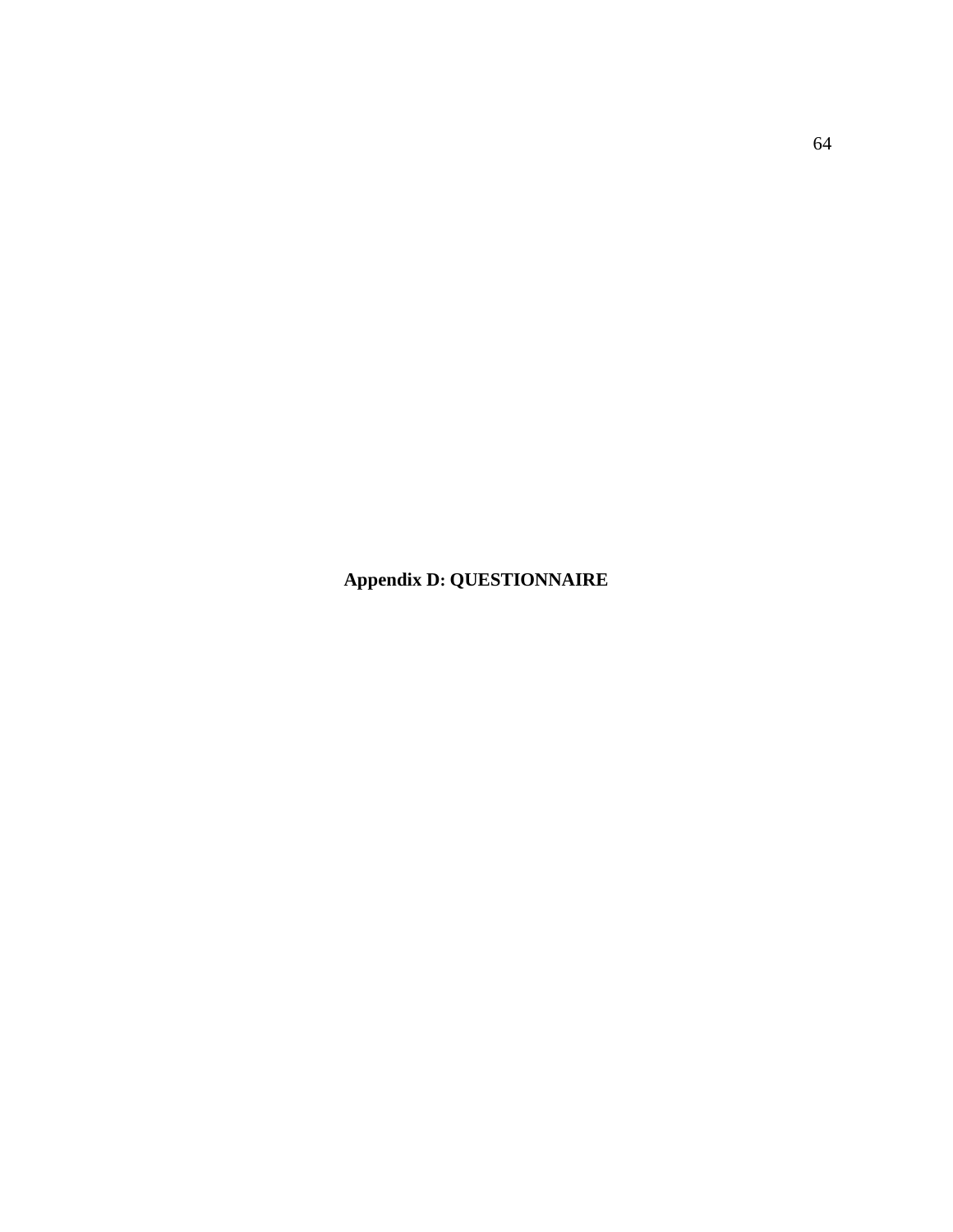**Appendix D: QUESTIONNAIRE**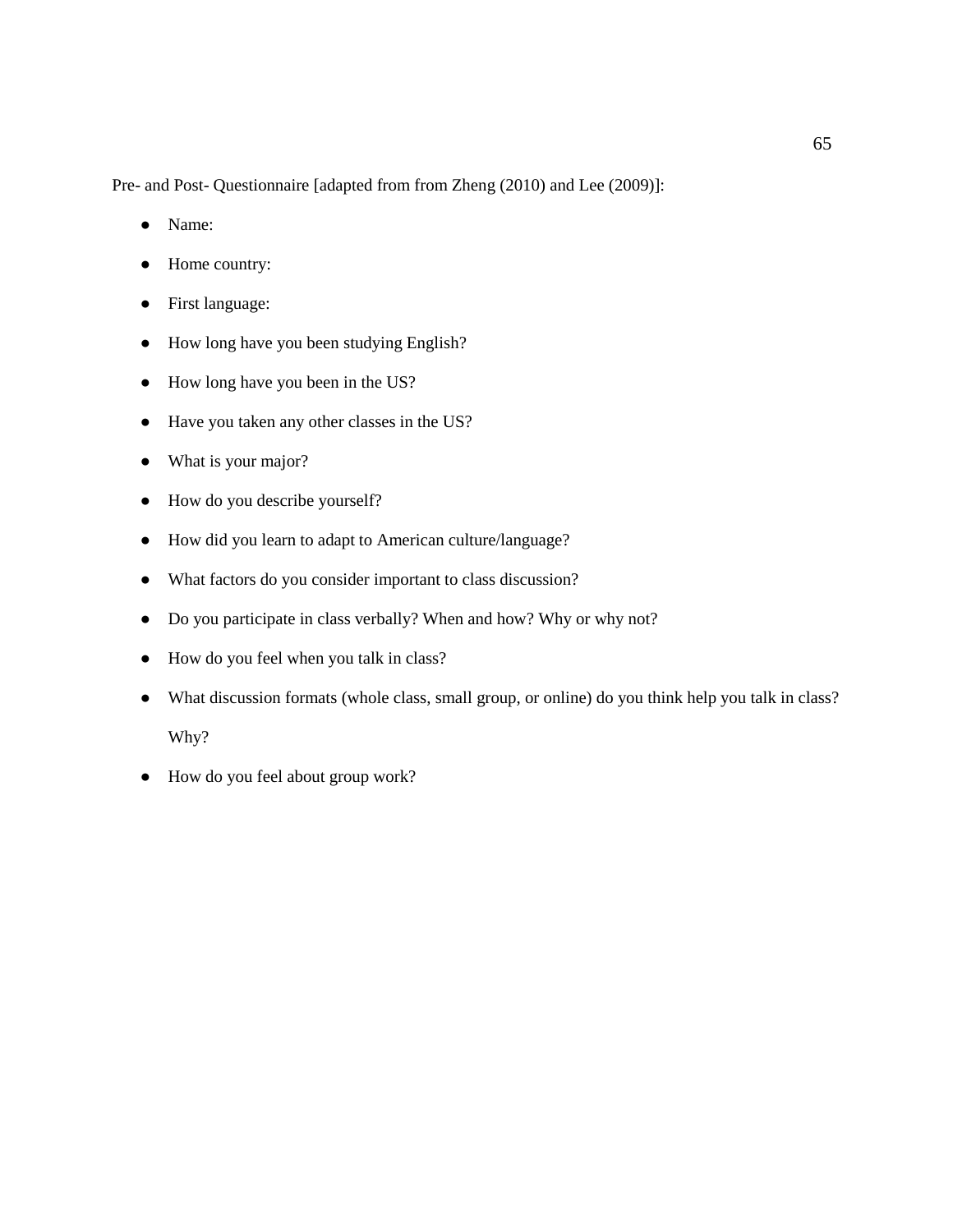Pre- and Post- Questionnaire [adapted from from Zheng (2010) and Lee (2009)]:

- Name:
- Home country:
- First language:
- How long have you been studying English?
- How long have you been in the US?
- Have you taken any other classes in the US?
- What is your major?
- How do you describe yourself?
- How did you learn to adapt to American culture/language?
- What factors do you consider important to class discussion?
- Do you participate in class verbally? When and how? Why or why not?
- How do you feel when you talk in class?
- What discussion formats (whole class, small group, or online) do you think help you talk in class? Why?
- How do you feel about group work?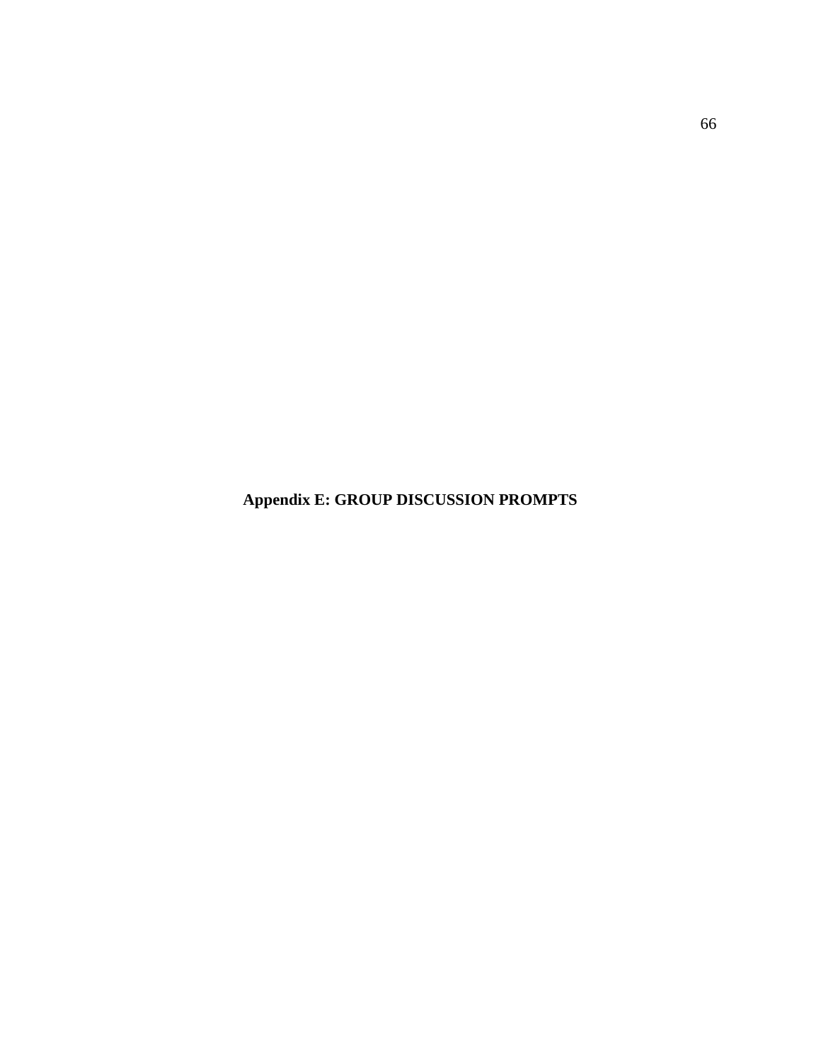# Appendix E: GROUP DISCUSSION PROMPTS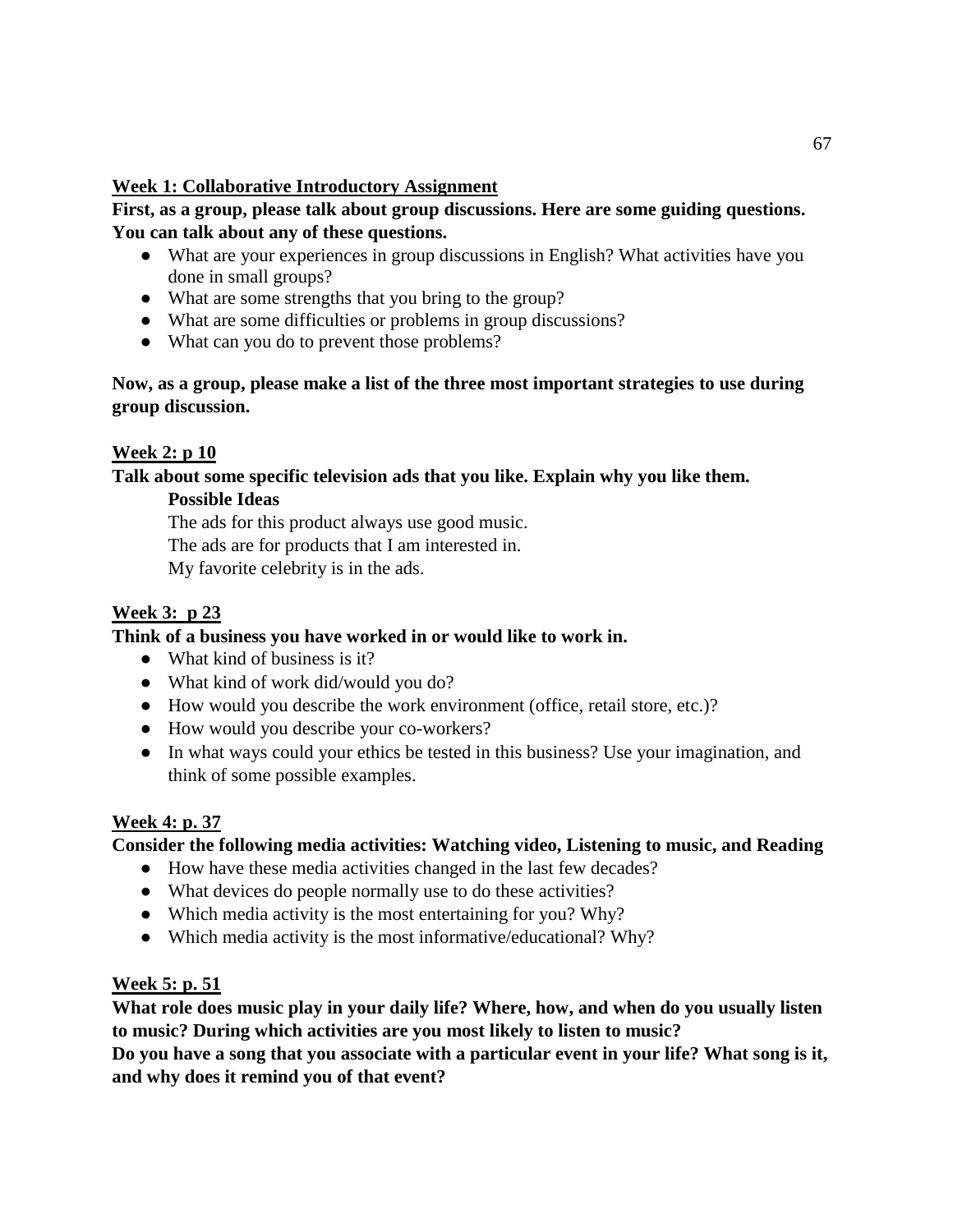**Week 1: Collaborative Introductory Assignment**

**First, as a group, please talk about group discussions. Here are some guiding questions. You can talk about any of these questions.**

- What are your experiences in group discussions in English? What activities have you done in small groups?
- What are some strengths that you bring to the group?
- What are some difficulties or problems in group discussions?
- What can you do to prevent those problems?

**Now, as a group, please make a list of the three most important strategies to use during group discussion.**

**Week 2: p 10**

**Talk about some specific television ads that you like. Explain why you like them.**

**Possible Ideas**

The ads for this product always use good music.
The ads are for products that I am interested in.
My favorite celebrity is in the ads.

**Week 3: p 23**

**Think of a business you have worked in or would like to work in.**

- What kind of business is it?
- What kind of work did/would you do?
- How would you describe the work environment (office, retail store, etc.)?
- How would you describe your co-workers?
- In what ways could your ethics be tested in this business? Use your imagination, and think of some possible examples.

**Week 4: p. 37**

**Consider the following media activities: Watching video, Listening to music, and Reading**

- How have these media activities changed in the last few decades?
- What devices do people normally use to do these activities?
- Which media activity is the most entertaining for you? Why?
- Which media activity is the most informative/educational? Why?

**Week 5: p. 51**

**What role does music play in your daily life? Where, how, and when do you usually listen to music? During which activities are you most likely to listen to music?**

**Do you have a song that you associate with a particular event in your life? What song is it, and why does it remind you of that event?**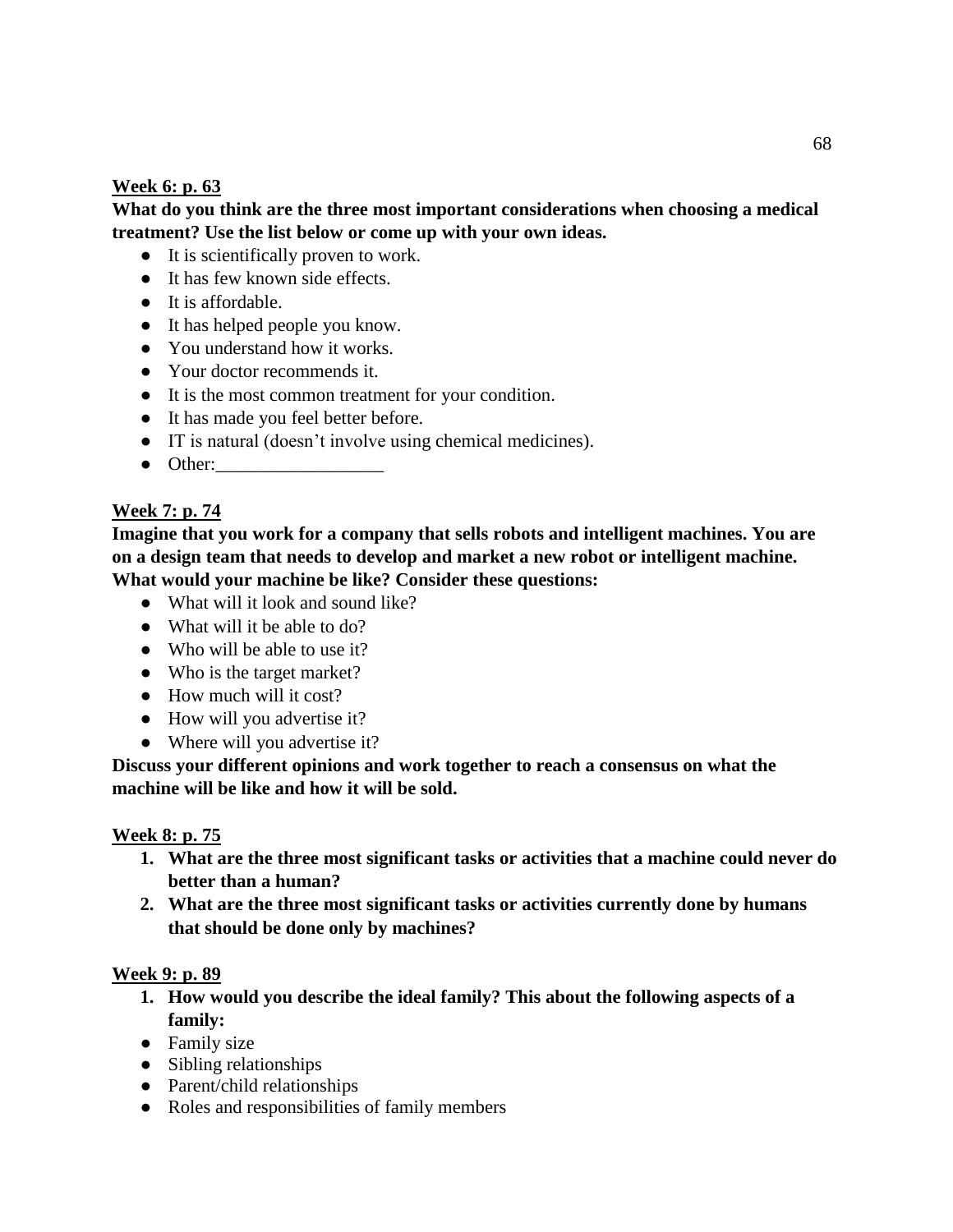**<u>Week 6: p. 63</u>**

**What do you think are the three most important considerations when choosing a medical treatment? Use the list below or come up with your own ideas.**

- It is scientifically proven to work.
- It has few known side effects.
- It is affordable.
- It has helped people you know.
- You understand how it works.
- Your doctor recommends it.
- It is the most common treatment for your condition.
- It has made you feel better before.
- IT is natural (doesn't involve using chemical medicines).
- Other:__________________

**<u>Week 7: p. 74</u>**

**Imagine that you work for a company that sells robots and intelligent machines. You are on a design team that needs to develop and market a new robot or intelligent machine. What would your machine be like? Consider these questions:**

- What will it look and sound like?
- What will it be able to do?
- Who will be able to use it?
- Who is the target market?
- How much will it cost?
- How will you advertise it?
- Where will you advertise it?

**Discuss your different opinions and work together to reach a consensus on what the machine will be like and how it will be sold.**

**<u>Week 8: p. 75</u>**

1. **What are the three most significant tasks or activities that a machine could never do better than a human?**
2. **What are the three most significant tasks or activities currently done by humans that should be done only by machines?**

**<u>Week 9: p. 89</u>**

1. **How would you describe the ideal family? This about the following aspects of a family:**

- Family size
- Sibling relationships
- Parent/child relationships
- Roles and responsibilities of family members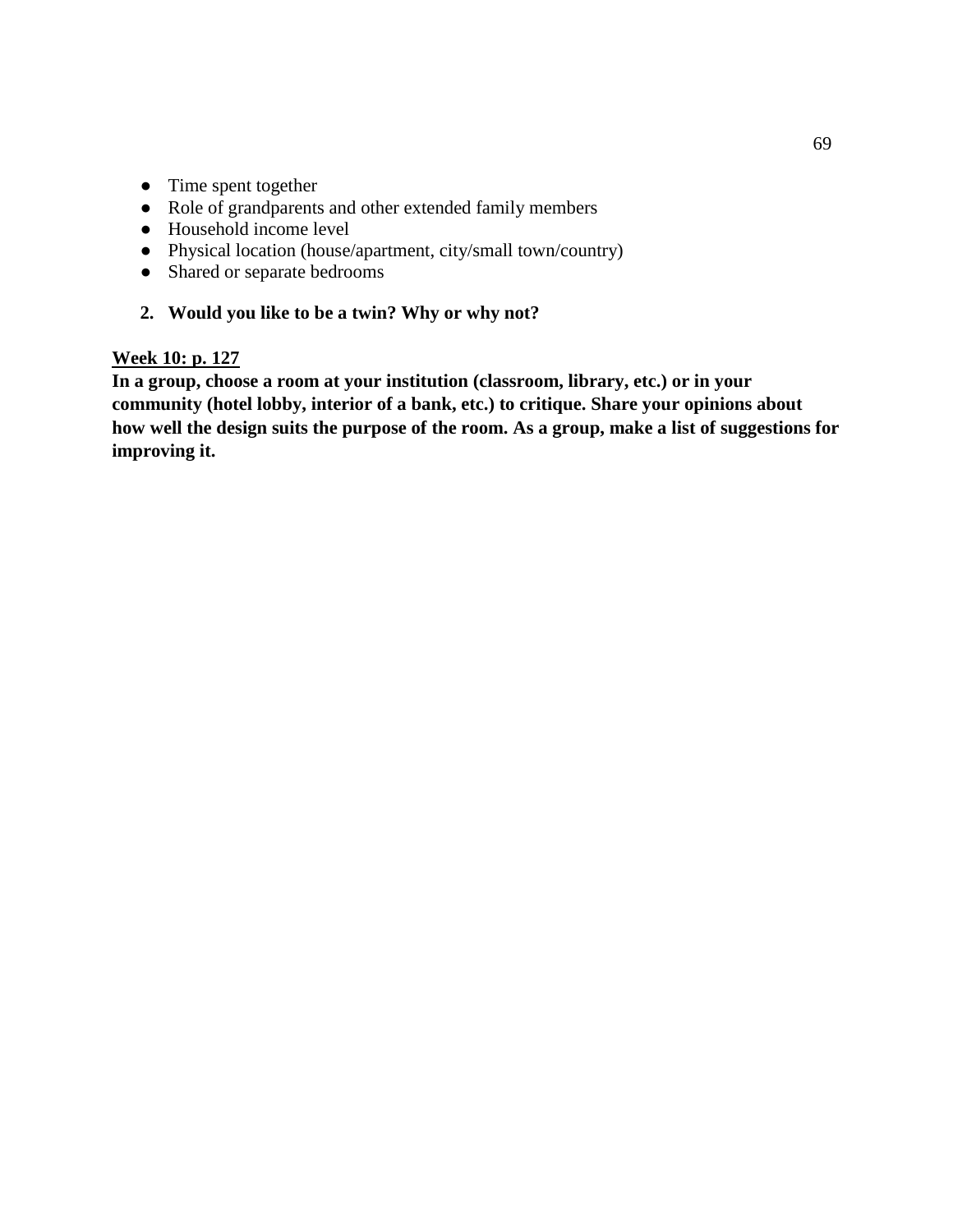- Time spent together
- Role of grandparents and other extended family members
- Household income level
- Physical location (house/apartment, city/small town/country)
- Shared or separate bedrooms

2. **Would you like to be a twin? Why or why not?**

**<u>Week 10: p. 127</u>**

**In a group, choose a room at your institution (classroom, library, etc.) or in your community (hotel lobby, interior of a bank, etc.) to critique. Share your opinions about how well the design suits the purpose of the room. As a group, make a list of suggestions for improving it.**